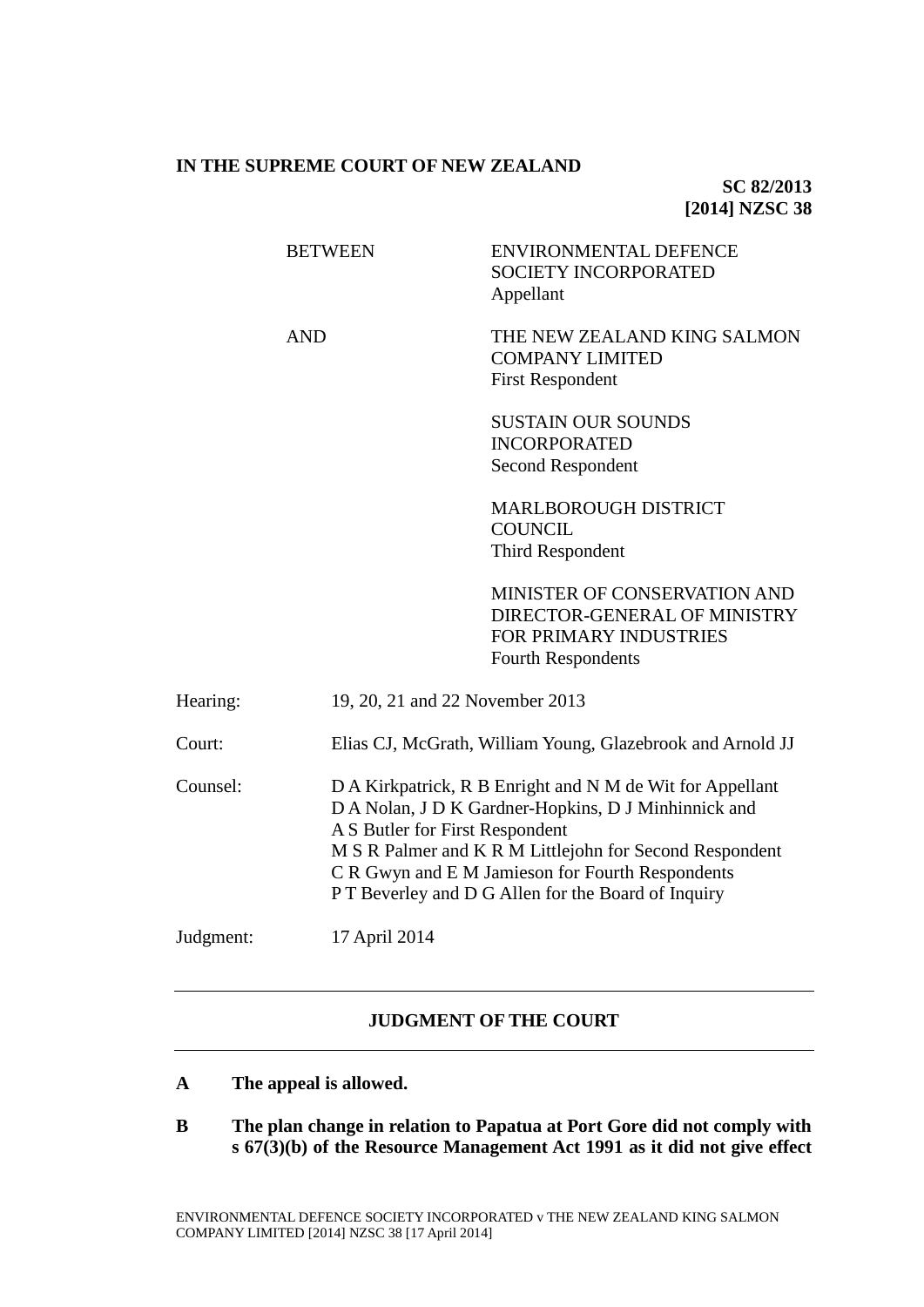**IN THE SUPREME COURT OF NEW ZEALAND**

**SC 82/2013**
**[2014] NZSC 38**

| | |
|---|---|
| BETWEEN | ENVIRONMENTAL DEFENCE SOCIETY INCORPORATED<br>Appellant |
| AND | THE NEW ZEALAND KING SALMON COMPANY LIMITED<br>First Respondent |
| | SUSTAIN OUR SOUNDS INCORPORATED<br>Second Respondent |
| | MARLBOROUGH DISTRICT COUNCIL<br>Third Respondent |
| | MINISTER OF CONSERVATION AND DIRECTOR-GENERAL OF MINISTRY FOR PRIMARY INDUSTRIES<br>Fourth Respondents |

| | |
|---|---|
| Hearing: | 19, 20, 21 and 22 November 2013 |
| Court: | Elias CJ, McGrath, William Young, Glazebrook and Arnold JJ |
| Counsel: | D A Kirkpatrick, R B Enright and N M de Wit for Appellant<br>D A Nolan, J D K Gardner-Hopkins, D J Minhinnick and A S Butler for First Respondent<br>M S R Palmer and K R M Littlejohn for Second Respondent<br>C R Gwyn and E M Jamieson for Fourth Respondents<br>P T Beverley and D G Allen for the Board of Inquiry |
| Judgment: | 17 April 2014 |

---

## JUDGMENT OF THE COURT

---

**A The appeal is allowed.**

**B The plan change in relation to Papatua at Port Gore did not comply with s 67(3)(b) of the Resource Management Act 1991 as it did not give effect**

ENVIRONMENTAL DEFENCE SOCIETY INCORPORATED v THE NEW ZEALAND KING SALMON COMPANY LIMITED [2014] NZSC 38 [17 April 2014]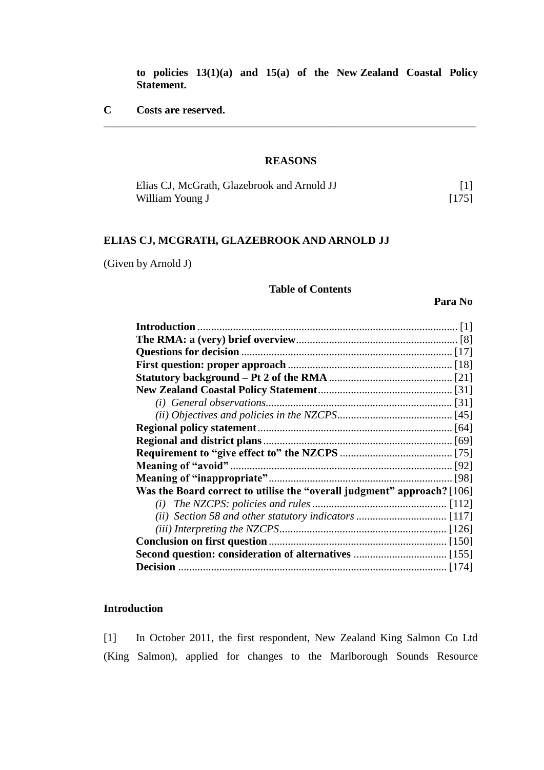**to policies 13(1)(a) and 15(a) of the New Zealand Coastal Policy Statement.**

**C Costs are reserved.**

---

## REASONS

| | |
|---|---|
| Elias CJ, McGrath, Glazebrook and Arnold JJ | [1] |
| William Young J | [175] |

## ELIAS CJ, MCGRATH, GLAZEBROOK AND ARNOLD JJ

(Given by Arnold J)

### Table of Contents

| | Para No |
|---|---|
| **Introduction** | [1] |
| **The RMA: a (very) brief overview** | [8] |
| **Questions for decision** | [17] |
| **First question: proper approach** | [18] |
| **Statutory background – Pt 2 of the RMA** | [21] |
| **New Zealand Coastal Policy Statement** | [31] |
| *(i) General observations* | [31] |
| *(ii) Objectives and policies in the NZCPS* | [45] |
| **Regional policy statement** | [64] |
| **Regional and district plans** | [69] |
| **Requirement to "give effect to" the NZCPS** | [75] |
| **Meaning of "avoid"** | [92] |
| **Meaning of "inappropriate"** | [98] |
| **Was the Board correct to utilise the "overall judgment" approach?** | [106] |
| *(i) The NZCPS: policies and rules* | [112] |
| *(ii) Section 58 and other statutory indicators* | [117] |
| *(iii) Interpreting the NZCPS* | [126] |
| **Conclusion on first question** | [150] |
| **Second question: consideration of alternatives** | [155] |
| **Decision** | [174] |

### Introduction

[1] In October 2011, the first respondent, New Zealand King Salmon Co Ltd (King Salmon), applied for changes to the Marlborough Sounds Resource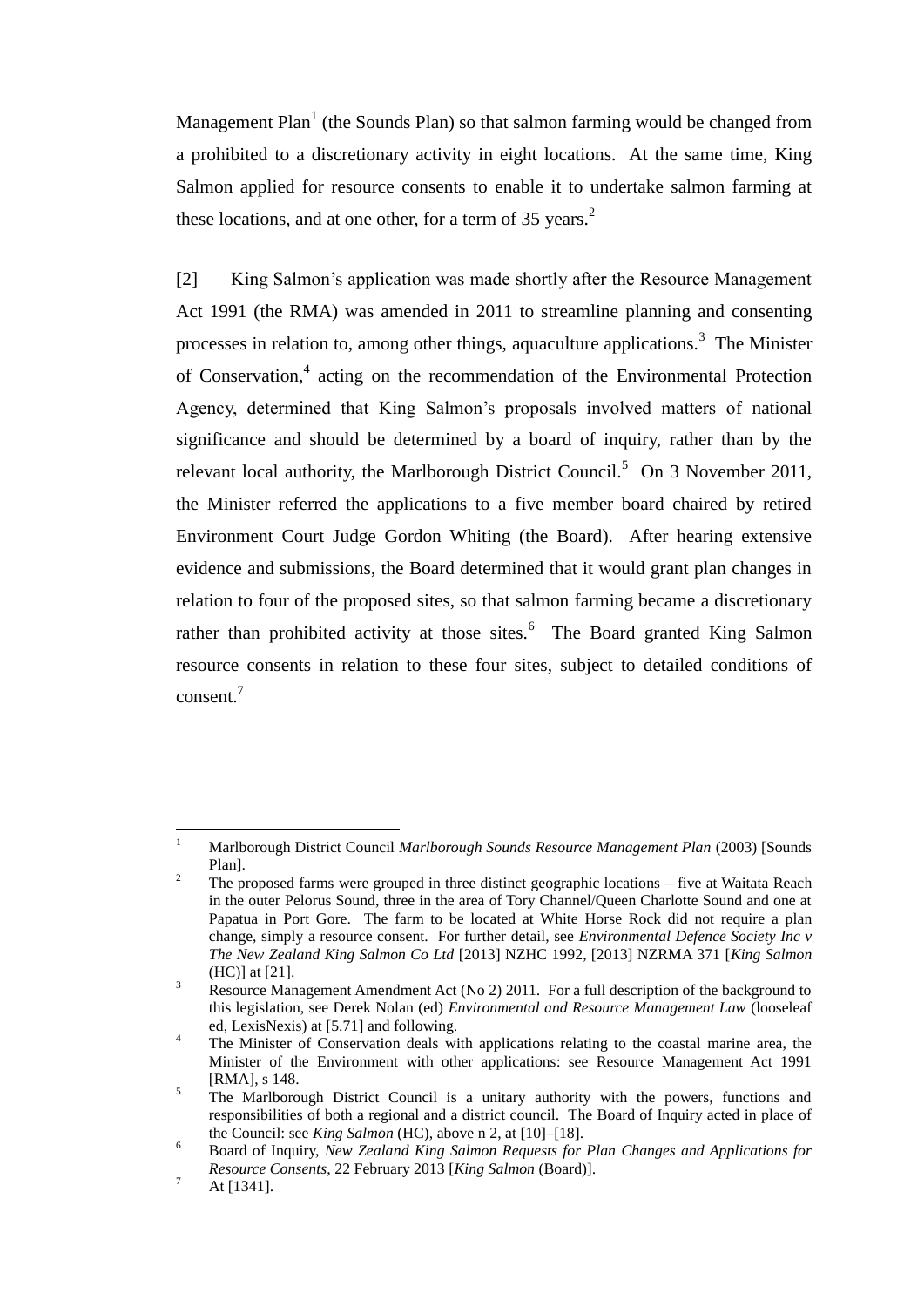Management Plan[1] (the Sounds Plan) so that salmon farming would be changed from a prohibited to a discretionary activity in eight locations. At the same time, King Salmon applied for resource consents to enable it to undertake salmon farming at these locations, and at one other, for a term of 35 years.[2]

[2] King Salmon's application was made shortly after the Resource Management Act 1991 (the RMA) was amended in 2011 to streamline planning and consenting processes in relation to, among other things, aquaculture applications.[3] The Minister of Conservation,[4] acting on the recommendation of the Environmental Protection Agency, determined that King Salmon's proposals involved matters of national significance and should be determined by a board of inquiry, rather than by the relevant local authority, the Marlborough District Council.[5] On 3 November 2011, the Minister referred the applications to a five member board chaired by retired Environment Court Judge Gordon Whiting (the Board). After hearing extensive evidence and submissions, the Board determined that it would grant plan changes in relation to four of the proposed sites, so that salmon farming became a discretionary rather than prohibited activity at those sites.[6] The Board granted King Salmon resource consents in relation to these four sites, subject to detailed conditions of consent.[7]

---

[1] Marlborough District Council *Marlborough Sounds Resource Management Plan* (2003) [Sounds Plan].

[2] The proposed farms were grouped in three distinct geographic locations – five at Waitata Reach in the outer Pelorus Sound, three in the area of Tory Channel/Queen Charlotte Sound and one at Papatua in Port Gore. The farm to be located at White Horse Rock did not require a plan change, simply a resource consent. For further detail, see *Environmental Defence Society Inc v The New Zealand King Salmon Co Ltd* [2013] NZHC 1992, [2013] NZRMA 371 [*King Salmon* (HC)] at [21].

[3] Resource Management Amendment Act (No 2) 2011. For a full description of the background to this legislation, see Derek Nolan (ed) *Environmental and Resource Management Law* (looseleaf ed, LexisNexis) at [5.71] and following.

[4] The Minister of Conservation deals with applications relating to the coastal marine area, the Minister of the Environment with other applications: see Resource Management Act 1991 [RMA], s 148.

[5] The Marlborough District Council is a unitary authority with the powers, functions and responsibilities of both a regional and a district council. The Board of Inquiry acted in place of the Council: see *King Salmon* (HC), above n 2, at [10]–[18].

[6] Board of Inquiry, *New Zealand King Salmon Requests for Plan Changes and Applications for Resource Consents*, 22 February 2013 [*King Salmon* (Board)].

[7] At [1341].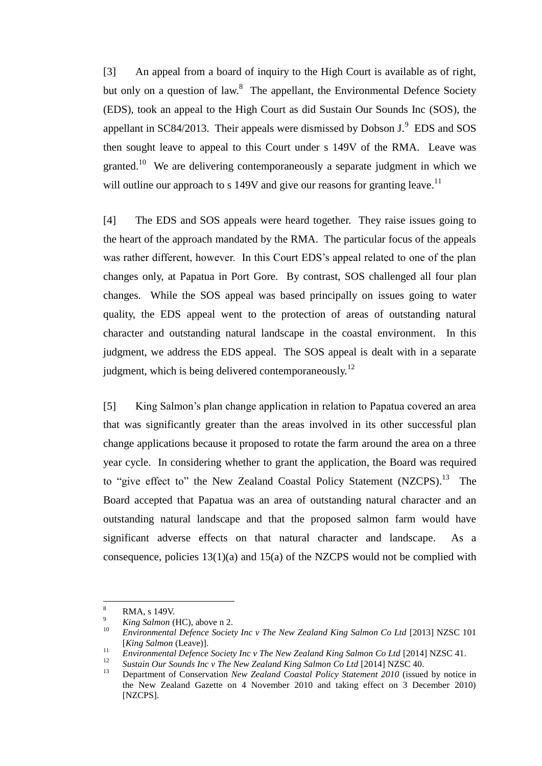[3] An appeal from a board of inquiry to the High Court is available as of right, but only on a question of law.[8] The appellant, the Environmental Defence Society (EDS), took an appeal to the High Court as did Sustain Our Sounds Inc (SOS), the appellant in SC84/2013. Their appeals were dismissed by Dobson J.[9] EDS and SOS then sought leave to appeal to this Court under s 149V of the RMA. Leave was granted.[10] We are delivering contemporaneously a separate judgment in which we will outline our approach to s 149V and give our reasons for granting leave.[11]

[4] The EDS and SOS appeals were heard together. They raise issues going to the heart of the approach mandated by the RMA. The particular focus of the appeals was rather different, however. In this Court EDS's appeal related to one of the plan changes only, at Papatua in Port Gore. By contrast, SOS challenged all four plan changes. While the SOS appeal was based principally on issues going to water quality, the EDS appeal went to the protection of areas of outstanding natural character and outstanding natural landscape in the coastal environment. In this judgment, we address the EDS appeal. The SOS appeal is dealt with in a separate judgment, which is being delivered contemporaneously.[12]

[5] King Salmon's plan change application in relation to Papatua covered an area that was significantly greater than the areas involved in its other successful plan change applications because it proposed to rotate the farm around the area on a three year cycle. In considering whether to grant the application, the Board was required to "give effect to" the New Zealand Coastal Policy Statement (NZCPS).[13] The Board accepted that Papatua was an area of outstanding natural character and an outstanding natural landscape and that the proposed salmon farm would have significant adverse effects on that natural character and landscape. As a consequence, policies 13(1)(a) and 15(a) of the NZCPS would not be complied with

---

[8] RMA, s 149V.

[9] *King Salmon* (HC), above n 2.

[10] *Environmental Defence Society Inc v The New Zealand King Salmon Co Ltd* [2013] NZSC 101 [*King Salmon* (Leave)].

[11] *Environmental Defence Society Inc v The New Zealand King Salmon Co Ltd* [2014] NZSC 41.

[12] *Sustain Our Sounds Inc v The New Zealand King Salmon Co Ltd* [2014] NZSC 40.

[13] Department of Conservation *New Zealand Coastal Policy Statement 2010* (issued by notice in the New Zealand Gazette on 4 November 2010 and taking effect on 3 December 2010) [NZCPS].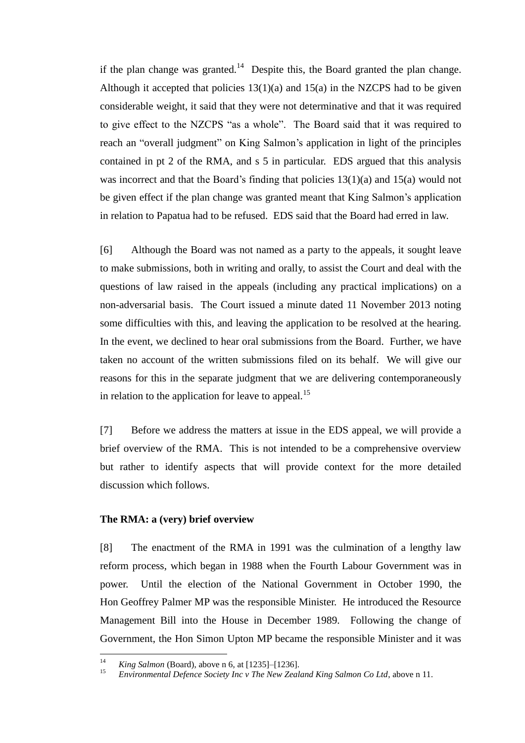if the plan change was granted.[14] Despite this, the Board granted the plan change. Although it accepted that policies 13(1)(a) and 15(a) in the NZCPS had to be given considerable weight, it said that they were not determinative and that it was required to give effect to the NZCPS "as a whole". The Board said that it was required to reach an "overall judgment" on King Salmon's application in light of the principles contained in pt 2 of the RMA, and s 5 in particular. EDS argued that this analysis was incorrect and that the Board's finding that policies 13(1)(a) and 15(a) would not be given effect if the plan change was granted meant that King Salmon's application in relation to Papatua had to be refused. EDS said that the Board had erred in law.

[6] Although the Board was not named as a party to the appeals, it sought leave to make submissions, both in writing and orally, to assist the Court and deal with the questions of law raised in the appeals (including any practical implications) on a non-adversarial basis. The Court issued a minute dated 11 November 2013 noting some difficulties with this, and leaving the application to be resolved at the hearing. In the event, we declined to hear oral submissions from the Board. Further, we have taken no account of the written submissions filed on its behalf. We will give our reasons for this in the separate judgment that we are delivering contemporaneously in relation to the application for leave to appeal.[15]

[7] Before we address the matters at issue in the EDS appeal, we will provide a brief overview of the RMA. This is not intended to be a comprehensive overview but rather to identify aspects that will provide context for the more detailed discussion which follows.

**The RMA: a (very) brief overview**

[8] The enactment of the RMA in 1991 was the culmination of a lengthy law reform process, which began in 1988 when the Fourth Labour Government was in power. Until the election of the National Government in October 1990, the Hon Geoffrey Palmer MP was the responsible Minister. He introduced the Resource Management Bill into the House in December 1989. Following the change of Government, the Hon Simon Upton MP became the responsible Minister and it was

---

[14] *King Salmon* (Board), above n 6, at [1235]–[1236].

[15] *Environmental Defence Society Inc v The New Zealand King Salmon Co Ltd*, above n 11.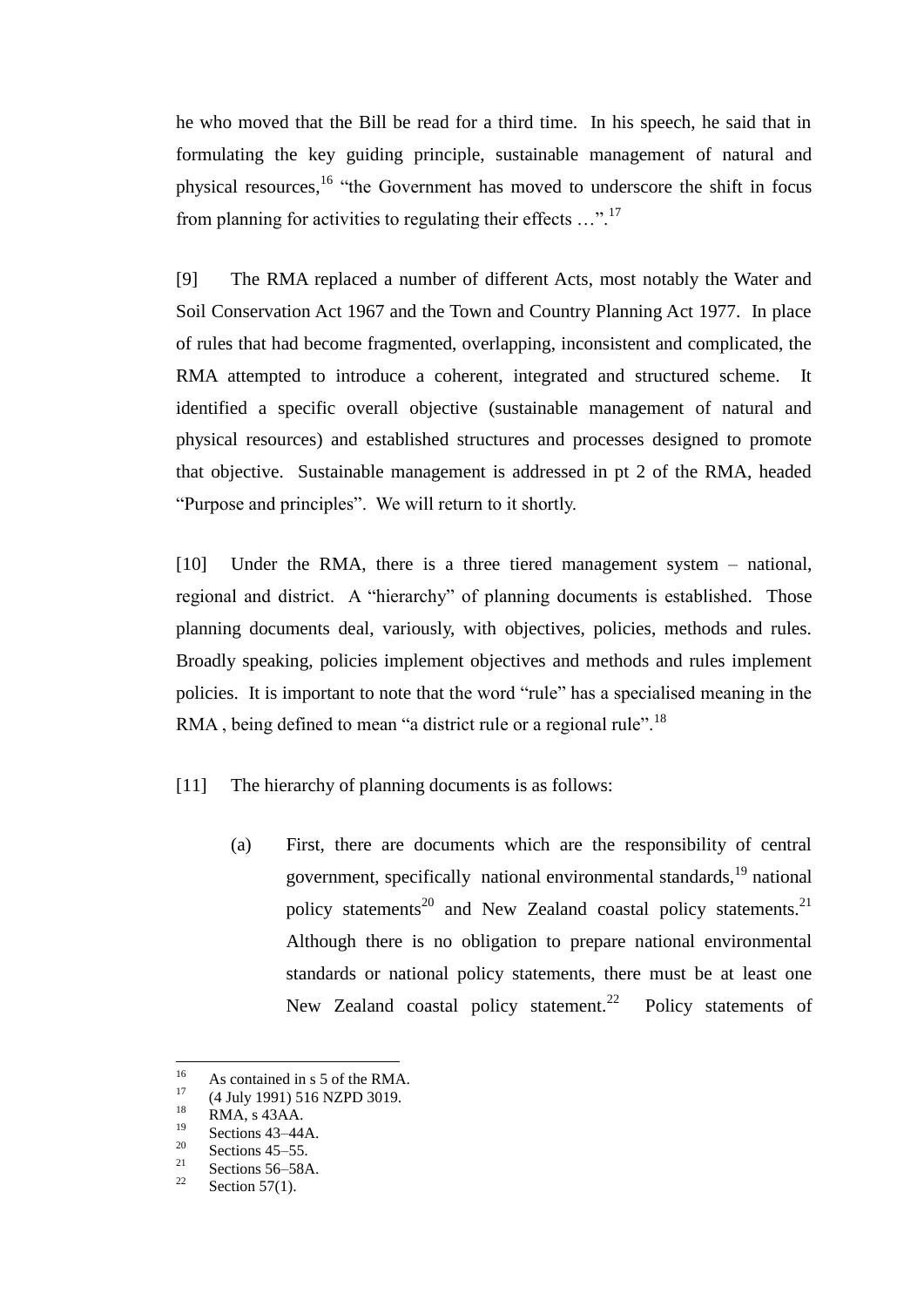he who moved that the Bill be read for a third time. In his speech, he said that in formulating the key guiding principle, sustainable management of natural and physical resources,[16] "the Government has moved to underscore the shift in focus from planning for activities to regulating their effects …".[17]

[9] The RMA replaced a number of different Acts, most notably the Water and Soil Conservation Act 1967 and the Town and Country Planning Act 1977. In place of rules that had become fragmented, overlapping, inconsistent and complicated, the RMA attempted to introduce a coherent, integrated and structured scheme. It identified a specific overall objective (sustainable management of natural and physical resources) and established structures and processes designed to promote that objective. Sustainable management is addressed in pt 2 of the RMA, headed "Purpose and principles". We will return to it shortly.

[10] Under the RMA, there is a three tiered management system – national, regional and district. A "hierarchy" of planning documents is established. Those planning documents deal, variously, with objectives, policies, methods and rules. Broadly speaking, policies implement objectives and methods and rules implement policies. It is important to note that the word "rule" has a specialised meaning in the RMA , being defined to mean "a district rule or a regional rule".[18]

[11] The hierarchy of planning documents is as follows:

(a) First, there are documents which are the responsibility of central government, specifically national environmental standards,[19] national policy statements[20] and New Zealand coastal policy statements.[21] Although there is no obligation to prepare national environmental standards or national policy statements, there must be at least one New Zealand coastal policy statement.[22] Policy statements of

---

[16] As contained in s 5 of the RMA.
[17] (4 July 1991) 516 NZPD 3019.
[18] RMA, s 43AA.
[19] Sections 43–44A.
[20] Sections 45–55.
[21] Sections 56–58A.
[22] Section 57(1).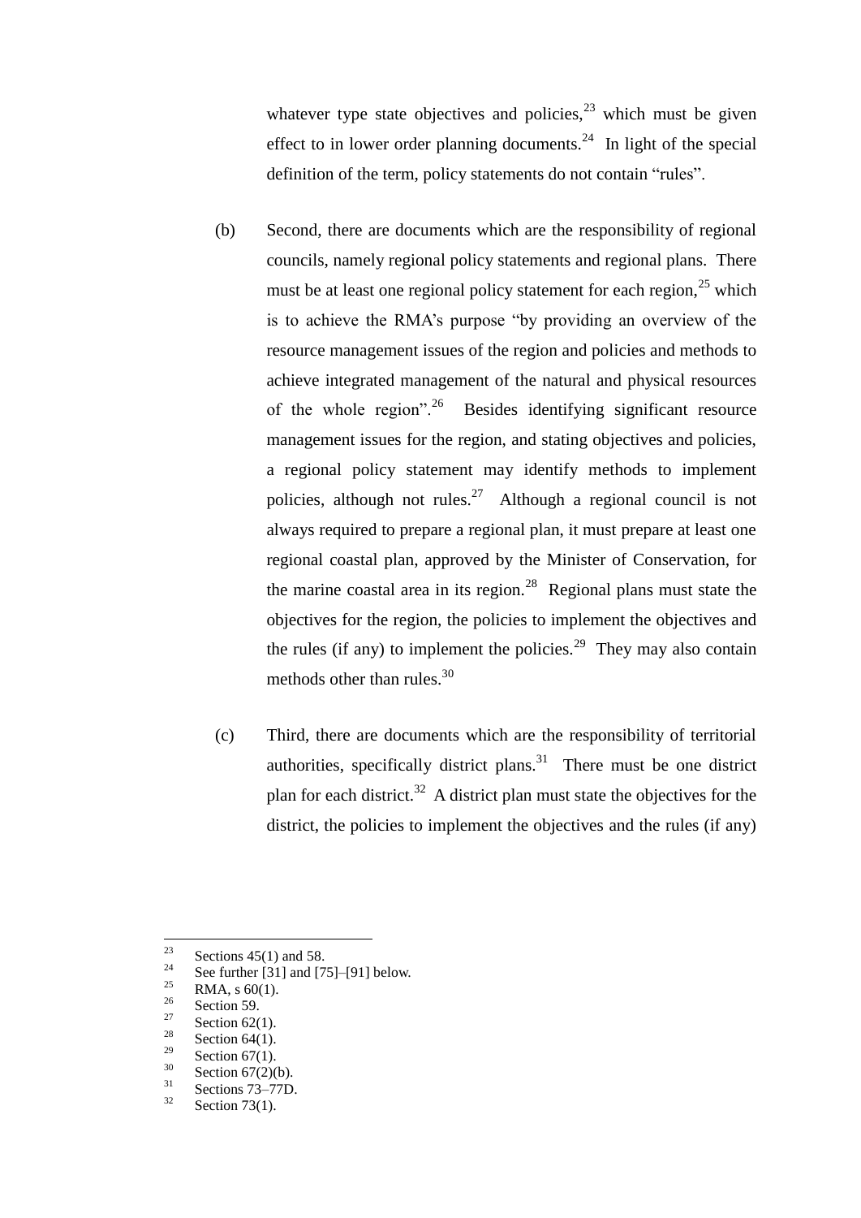whatever type state objectives and policies,[23] which must be given effect to in lower order planning documents.[24] In light of the special definition of the term, policy statements do not contain "rules".

(b) Second, there are documents which are the responsibility of regional councils, namely regional policy statements and regional plans. There must be at least one regional policy statement for each region,[25] which is to achieve the RMA's purpose "by providing an overview of the resource management issues of the region and policies and methods to achieve integrated management of the natural and physical resources of the whole region".[26] Besides identifying significant resource management issues for the region, and stating objectives and policies, a regional policy statement may identify methods to implement policies, although not rules.[27] Although a regional council is not always required to prepare a regional plan, it must prepare at least one regional coastal plan, approved by the Minister of Conservation, for the marine coastal area in its region.[28] Regional plans must state the objectives for the region, the policies to implement the objectives and the rules (if any) to implement the policies.[29] They may also contain methods other than rules.[30]

(c) Third, there are documents which are the responsibility of territorial authorities, specifically district plans.[31] There must be one district plan for each district.[32] A district plan must state the objectives for the district, the policies to implement the objectives and the rules (if any)

---

[23] Sections 45(1) and 58.
[24] See further [31] and [75]–[91] below.
[25] RMA, s 60(1).
[26] Section 59.
[27] Section 62(1).
[28] Section 64(1).
[29] Section 67(1).
[30] Section 67(2)(b).
[31] Sections 73–77D.
[32] Section 73(1).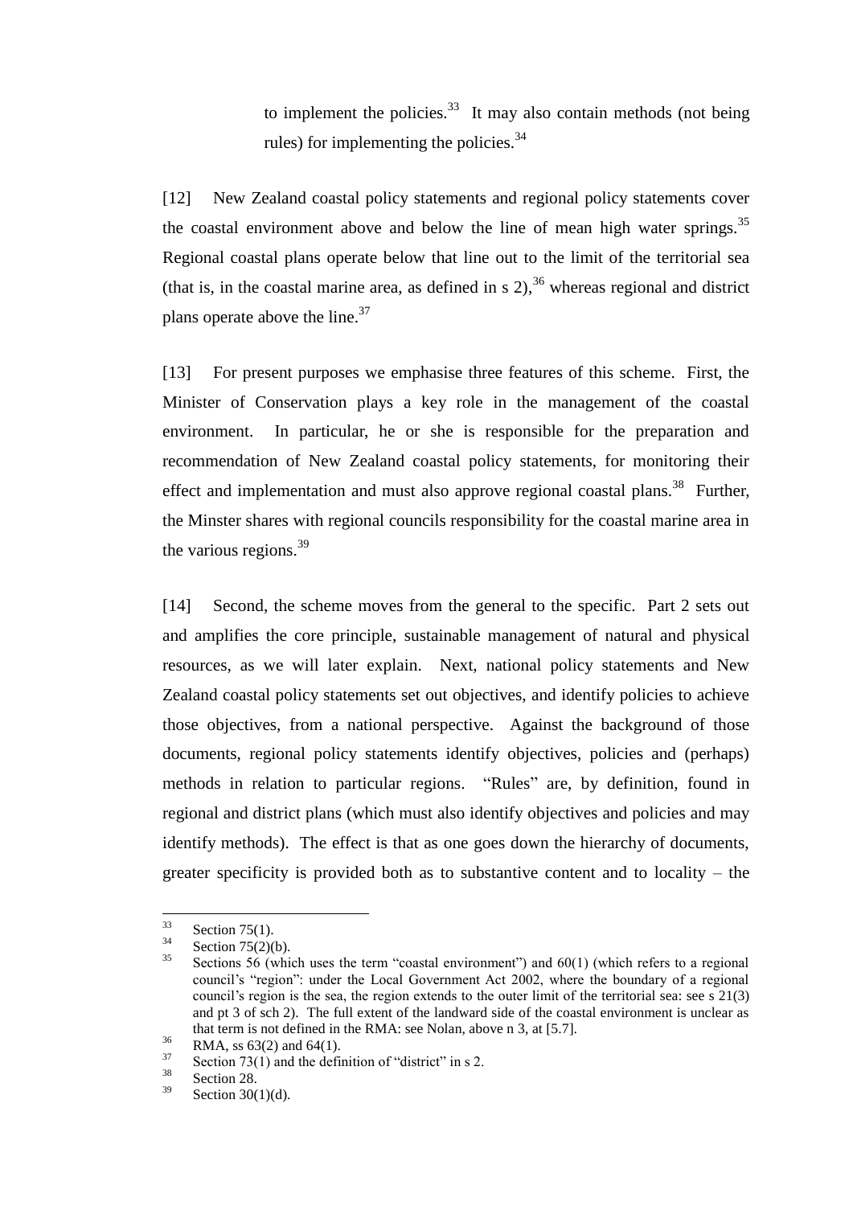to implement the policies.[33] It may also contain methods (not being rules) for implementing the policies.[34]

[12] New Zealand coastal policy statements and regional policy statements cover the coastal environment above and below the line of mean high water springs.[35] Regional coastal plans operate below that line out to the limit of the territorial sea (that is, in the coastal marine area, as defined in s 2),[36] whereas regional and district plans operate above the line.[37]

[13] For present purposes we emphasise three features of this scheme. First, the Minister of Conservation plays a key role in the management of the coastal environment. In particular, he or she is responsible for the preparation and recommendation of New Zealand coastal policy statements, for monitoring their effect and implementation and must also approve regional coastal plans.[38] Further, the Minster shares with regional councils responsibility for the coastal marine area in the various regions.[39]

[14] Second, the scheme moves from the general to the specific. Part 2 sets out and amplifies the core principle, sustainable management of natural and physical resources, as we will later explain. Next, national policy statements and New Zealand coastal policy statements set out objectives, and identify policies to achieve those objectives, from a national perspective. Against the background of those documents, regional policy statements identify objectives, policies and (perhaps) methods in relation to particular regions. "Rules" are, by definition, found in regional and district plans (which must also identify objectives and policies and may identify methods). The effect is that as one goes down the hierarchy of documents, greater specificity is provided both as to substantive content and to locality – the

---

[33] Section 75(1).

[34] Section 75(2)(b).

[35] Sections 56 (which uses the term "coastal environment") and 60(1) (which refers to a regional council's "region": under the Local Government Act 2002, where the boundary of a regional council's region is the sea, the region extends to the outer limit of the territorial sea: see s 21(3) and pt 3 of sch 2). The full extent of the landward side of the coastal environment is unclear as that term is not defined in the RMA: see Nolan, above n 3, at [5.7].

[36] RMA, ss 63(2) and 64(1).

[37] Section 73(1) and the definition of "district" in s 2.

[38] Section 28.

[39] Section 30(1)(d).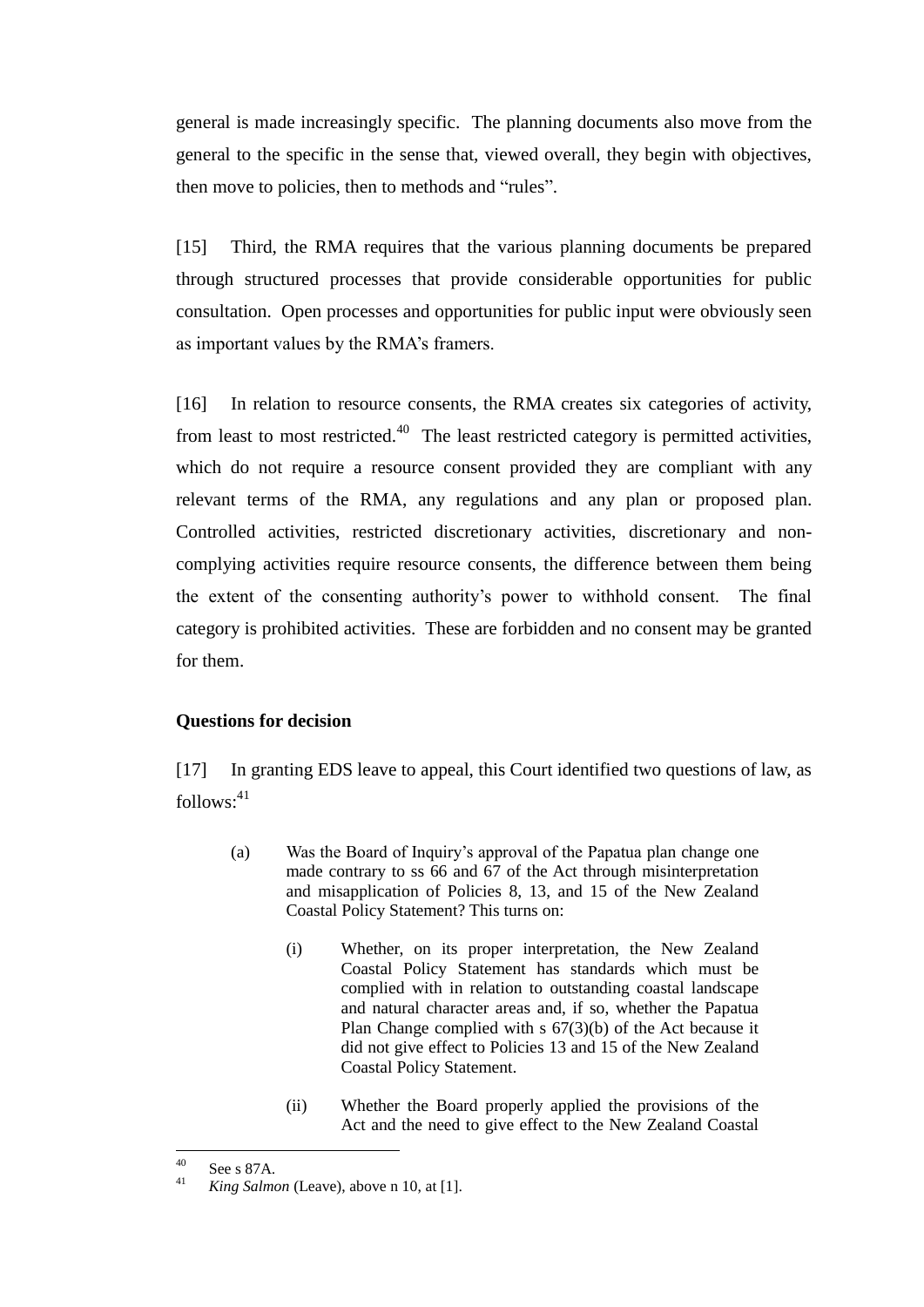general is made increasingly specific. The planning documents also move from the general to the specific in the sense that, viewed overall, they begin with objectives, then move to policies, then to methods and "rules".

[15] Third, the RMA requires that the various planning documents be prepared through structured processes that provide considerable opportunities for public consultation. Open processes and opportunities for public input were obviously seen as important values by the RMA's framers.

[16] In relation to resource consents, the RMA creates six categories of activity, from least to most restricted.[40] The least restricted category is permitted activities, which do not require a resource consent provided they are compliant with any relevant terms of the RMA, any regulations and any plan or proposed plan. Controlled activities, restricted discretionary activities, discretionary and non-complying activities require resource consents, the difference between them being the extent of the consenting authority's power to withhold consent. The final category is prohibited activities. These are forbidden and no consent may be granted for them.

**Questions for decision**

[17] In granting EDS leave to appeal, this Court identified two questions of law, as follows:[41]

> (a) Was the Board of Inquiry's approval of the Papatua plan change one made contrary to ss 66 and 67 of the Act through misinterpretation and misapplication of Policies 8, 13, and 15 of the New Zealand Coastal Policy Statement? This turns on:
>
> (i) Whether, on its proper interpretation, the New Zealand Coastal Policy Statement has standards which must be complied with in relation to outstanding coastal landscape and natural character areas and, if so, whether the Papatua Plan Change complied with s 67(3)(b) of the Act because it did not give effect to Policies 13 and 15 of the New Zealand Coastal Policy Statement.
>
> (ii) Whether the Board properly applied the provisions of the Act and the need to give effect to the New Zealand Coastal

---

[40] See s 87A.

[41] *King Salmon* (Leave), above n 10, at [1].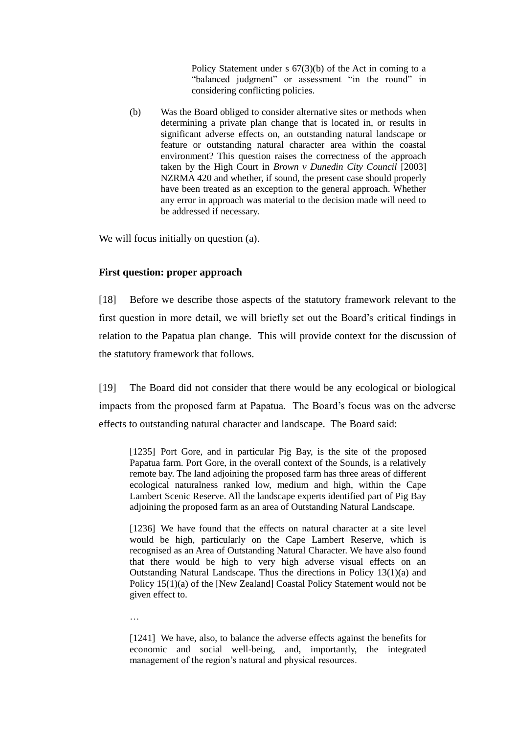> Policy Statement under s 67(3)(b) of the Act in coming to a "balanced judgment" or assessment "in the round" in considering conflicting policies.

> (b) Was the Board obliged to consider alternative sites or methods when determining a private plan change that is located in, or results in significant adverse effects on, an outstanding natural landscape or feature or outstanding natural character area within the coastal environment? This question raises the correctness of the approach taken by the High Court in *Brown v Dunedin City Council* [2003] NZRMA 420 and whether, if sound, the present case should properly have been treated as an exception to the general approach. Whether any error in approach was material to the decision made will need to be addressed if necessary.

We will focus initially on question (a).

**First question: proper approach**

[18] Before we describe those aspects of the statutory framework relevant to the first question in more detail, we will briefly set out the Board's critical findings in relation to the Papatua plan change. This will provide context for the discussion of the statutory framework that follows.

[19] The Board did not consider that there would be any ecological or biological impacts from the proposed farm at Papatua. The Board's focus was on the adverse effects to outstanding natural character and landscape. The Board said:

> [1235] Port Gore, and in particular Pig Bay, is the site of the proposed Papatua farm. Port Gore, in the overall context of the Sounds, is a relatively remote bay. The land adjoining the proposed farm has three areas of different ecological naturalness ranked low, medium and high, within the Cape Lambert Scenic Reserve. All the landscape experts identified part of Pig Bay adjoining the proposed farm as an area of Outstanding Natural Landscape.
>
> [1236] We have found that the effects on natural character at a site level would be high, particularly on the Cape Lambert Reserve, which is recognised as an Area of Outstanding Natural Character. We have also found that there would be high to very high adverse visual effects on an Outstanding Natural Landscape. Thus the directions in Policy 13(1)(a) and Policy 15(1)(a) of the [New Zealand] Coastal Policy Statement would not be given effect to.
>
> …
>
> [1241] We have, also, to balance the adverse effects against the benefits for economic and social well-being, and, importantly, the integrated management of the region's natural and physical resources.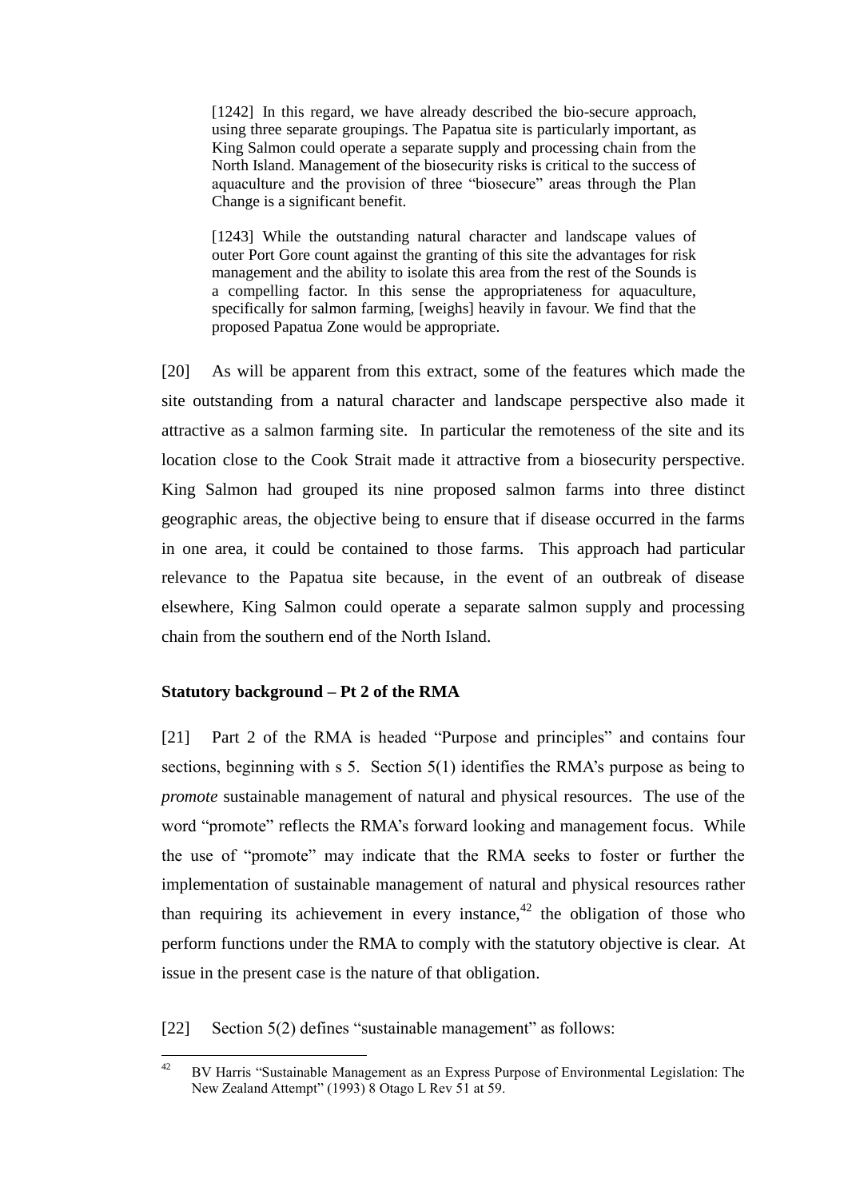> [1242] In this regard, we have already described the bio-secure approach, using three separate groupings. The Papatua site is particularly important, as King Salmon could operate a separate supply and processing chain from the North Island. Management of the biosecurity risks is critical to the success of aquaculture and the provision of three "biosecure" areas through the Plan Change is a significant benefit.
>
> [1243] While the outstanding natural character and landscape values of outer Port Gore count against the granting of this site the advantages for risk management and the ability to isolate this area from the rest of the Sounds is a compelling factor. In this sense the appropriateness for aquaculture, specifically for salmon farming, [weighs] heavily in favour. We find that the proposed Papatua Zone would be appropriate.

[20] As will be apparent from this extract, some of the features which made the site outstanding from a natural character and landscape perspective also made it attractive as a salmon farming site. In particular the remoteness of the site and its location close to the Cook Strait made it attractive from a biosecurity perspective. King Salmon had grouped its nine proposed salmon farms into three distinct geographic areas, the objective being to ensure that if disease occurred in the farms in one area, it could be contained to those farms. This approach had particular relevance to the Papatua site because, in the event of an outbreak of disease elsewhere, King Salmon could operate a separate salmon supply and processing chain from the southern end of the North Island.

**Statutory background – Pt 2 of the RMA**

[21] Part 2 of the RMA is headed "Purpose and principles" and contains four sections, beginning with s 5. Section 5(1) identifies the RMA's purpose as being to *promote* sustainable management of natural and physical resources. The use of the word "promote" reflects the RMA's forward looking and management focus. While the use of "promote" may indicate that the RMA seeks to foster or further the implementation of sustainable management of natural and physical resources rather than requiring its achievement in every instance,[42] the obligation of those who perform functions under the RMA to comply with the statutory objective is clear. At issue in the present case is the nature of that obligation.

[22] Section 5(2) defines "sustainable management" as follows:

[42] BV Harris "Sustainable Management as an Express Purpose of Environmental Legislation: The New Zealand Attempt" (1993) 8 Otago L Rev 51 at 59.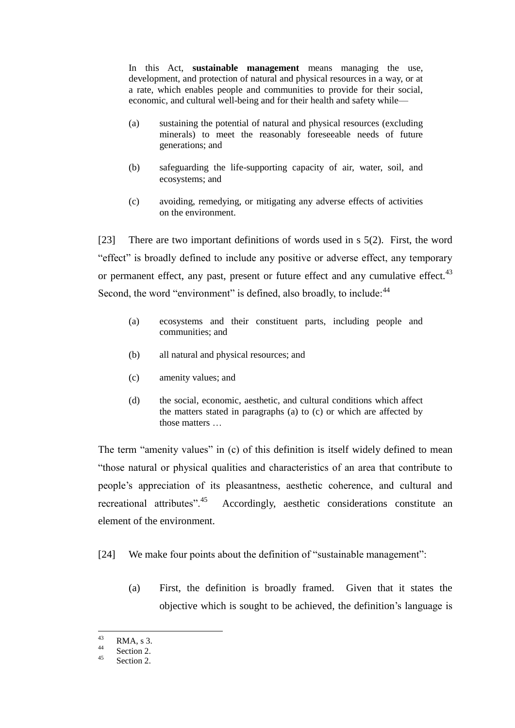> In this Act, **sustainable management** means managing the use, development, and protection of natural and physical resources in a way, or at a rate, which enables people and communities to provide for their social, economic, and cultural well-being and for their health and safety while—
>
> (a) sustaining the potential of natural and physical resources (excluding minerals) to meet the reasonably foreseeable needs of future generations; and
>
> (b) safeguarding the life-supporting capacity of air, water, soil, and ecosystems; and
>
> (c) avoiding, remedying, or mitigating any adverse effects of activities on the environment.

[23] There are two important definitions of words used in s 5(2). First, the word "effect" is broadly defined to include any positive or adverse effect, any temporary or permanent effect, any past, present or future effect and any cumulative effect.[43] Second, the word "environment" is defined, also broadly, to include:[44]

> (a) ecosystems and their constituent parts, including people and communities; and
>
> (b) all natural and physical resources; and
>
> (c) amenity values; and
>
> (d) the social, economic, aesthetic, and cultural conditions which affect the matters stated in paragraphs (a) to (c) or which are affected by those matters …

The term "amenity values" in (c) of this definition is itself widely defined to mean "those natural or physical qualities and characteristics of an area that contribute to people's appreciation of its pleasantness, aesthetic coherence, and cultural and recreational attributes".[45] Accordingly, aesthetic considerations constitute an element of the environment.

[24] We make four points about the definition of "sustainable management":

(a) First, the definition is broadly framed. Given that it states the objective which is sought to be achieved, the definition's language is

---

[43] RMA, s 3.

[44] Section 2.

[45] Section 2.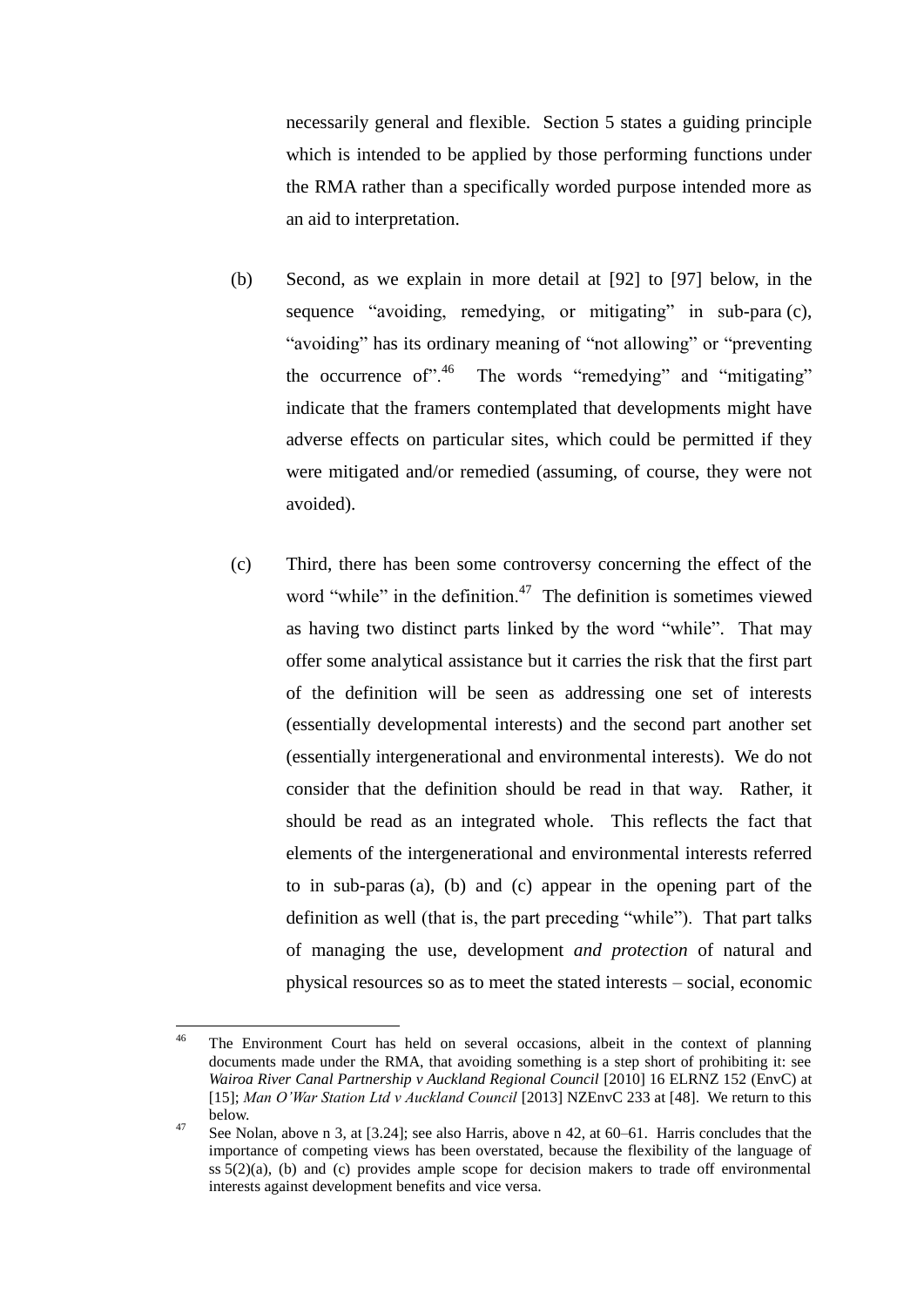necessarily general and flexible. Section 5 states a guiding principle which is intended to be applied by those performing functions under the RMA rather than a specifically worded purpose intended more as an aid to interpretation.

(b) Second, as we explain in more detail at [92] to [97] below, in the sequence "avoiding, remedying, or mitigating" in sub-para (c), "avoiding" has its ordinary meaning of "not allowing" or "preventing the occurrence of".[46] The words "remedying" and "mitigating" indicate that the framers contemplated that developments might have adverse effects on particular sites, which could be permitted if they were mitigated and/or remedied (assuming, of course, they were not avoided).

(c) Third, there has been some controversy concerning the effect of the word "while" in the definition.[47] The definition is sometimes viewed as having two distinct parts linked by the word "while". That may offer some analytical assistance but it carries the risk that the first part of the definition will be seen as addressing one set of interests (essentially developmental interests) and the second part another set (essentially intergenerational and environmental interests). We do not consider that the definition should be read in that way. Rather, it should be read as an integrated whole. This reflects the fact that elements of the intergenerational and environmental interests referred to in sub-paras (a), (b) and (c) appear in the opening part of the definition as well (that is, the part preceding "while"). That part talks of managing the use, development *and protection* of natural and physical resources so as to meet the stated interests – social, economic

---

[46] The Environment Court has held on several occasions, albeit in the context of planning documents made under the RMA, that avoiding something is a step short of prohibiting it: see *Wairoa River Canal Partnership v Auckland Regional Council* [2010] 16 ELRNZ 152 (EnvC) at [15]; *Man O'War Station Ltd v Auckland Council* [2013] NZEnvC 233 at [48]. We return to this below.

[47] See Nolan, above n 3, at [3.24]; see also Harris, above n 42, at 60–61. Harris concludes that the importance of competing views has been overstated, because the flexibility of the language of ss 5(2)(a), (b) and (c) provides ample scope for decision makers to trade off environmental interests against development benefits and vice versa.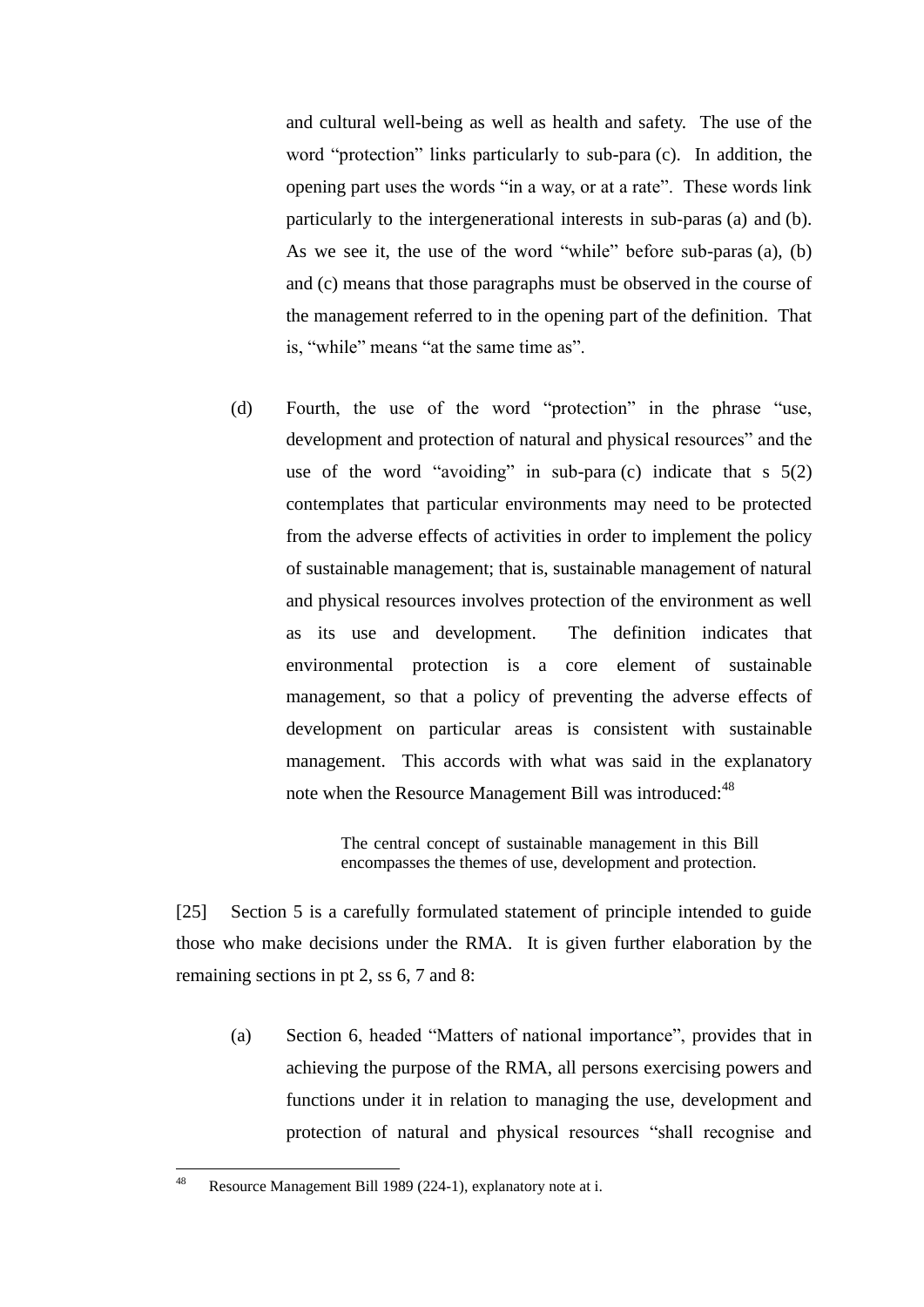and cultural well-being as well as health and safety. The use of the word "protection" links particularly to sub-para (c). In addition, the opening part uses the words "in a way, or at a rate". These words link particularly to the intergenerational interests in sub-paras (a) and (b). As we see it, the use of the word "while" before sub-paras (a), (b) and (c) means that those paragraphs must be observed in the course of the management referred to in the opening part of the definition. That is, "while" means "at the same time as".

(d) Fourth, the use of the word "protection" in the phrase "use, development and protection of natural and physical resources" and the use of the word "avoiding" in sub-para (c) indicate that s 5(2) contemplates that particular environments may need to be protected from the adverse effects of activities in order to implement the policy of sustainable management; that is, sustainable management of natural and physical resources involves protection of the environment as well as its use and development. The definition indicates that environmental protection is a core element of sustainable management, so that a policy of preventing the adverse effects of development on particular areas is consistent with sustainable management. This accords with what was said in the explanatory note when the Resource Management Bill was introduced:[48]

> The central concept of sustainable management in this Bill encompasses the themes of use, development and protection.

[25] Section 5 is a carefully formulated statement of principle intended to guide those who make decisions under the RMA. It is given further elaboration by the remaining sections in pt 2, ss 6, 7 and 8:

(a) Section 6, headed "Matters of national importance", provides that in achieving the purpose of the RMA, all persons exercising powers and functions under it in relation to managing the use, development and protection of natural and physical resources "shall recognise and

---

[48] Resource Management Bill 1989 (224-1), explanatory note at i.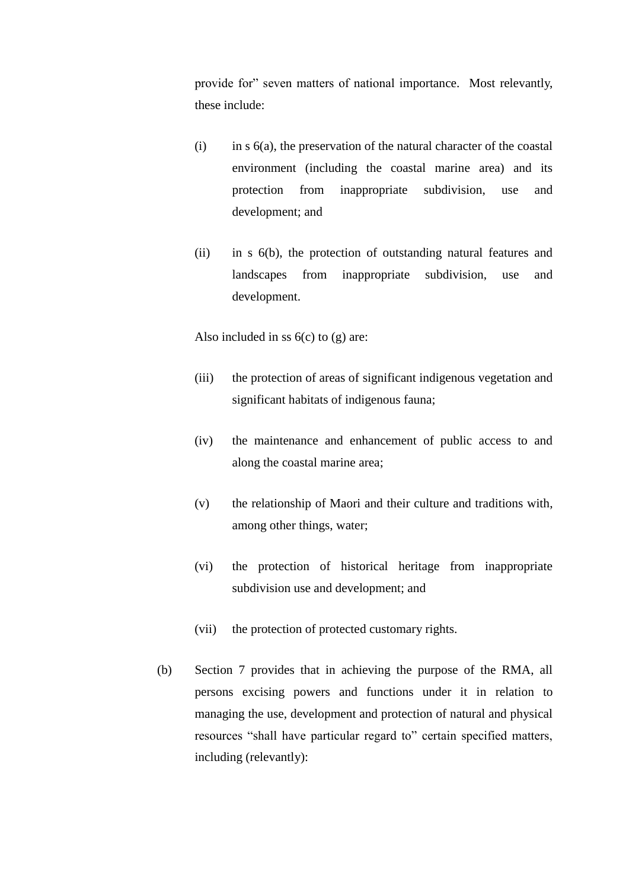provide for" seven matters of national importance. Most relevantly, these include:

(i) in s 6(a), the preservation of the natural character of the coastal environment (including the coastal marine area) and its protection from inappropriate subdivision, use and development; and

(ii) in s 6(b), the protection of outstanding natural features and landscapes from inappropriate subdivision, use and development.

Also included in ss 6(c) to (g) are:

(iii) the protection of areas of significant indigenous vegetation and significant habitats of indigenous fauna;

(iv) the maintenance and enhancement of public access to and along the coastal marine area;

(v) the relationship of Maori and their culture and traditions with, among other things, water;

(vi) the protection of historical heritage from inappropriate subdivision use and development; and

(vii) the protection of protected customary rights.

(b) Section 7 provides that in achieving the purpose of the RMA, all persons excising powers and functions under it in relation to managing the use, development and protection of natural and physical resources "shall have particular regard to" certain specified matters, including (relevantly):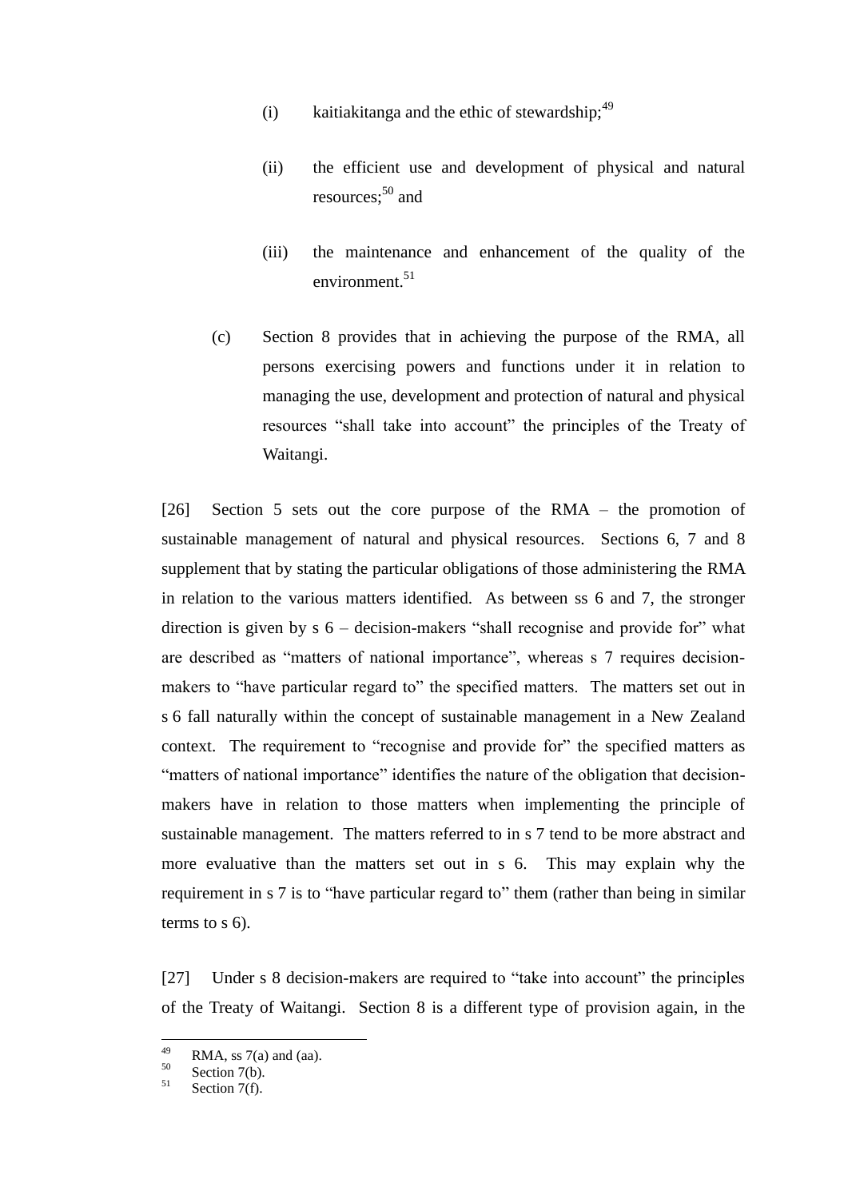(i) kaitiakitanga and the ethic of stewardship;[49]

(ii) the efficient use and development of physical and natural resources;[50] and

(iii) the maintenance and enhancement of the quality of the environment.[51]

(c) Section 8 provides that in achieving the purpose of the RMA, all persons exercising powers and functions under it in relation to managing the use, development and protection of natural and physical resources "shall take into account" the principles of the Treaty of Waitangi.

[26] Section 5 sets out the core purpose of the RMA – the promotion of sustainable management of natural and physical resources. Sections 6, 7 and 8 supplement that by stating the particular obligations of those administering the RMA in relation to the various matters identified. As between ss 6 and 7, the stronger direction is given by s 6 – decision-makers "shall recognise and provide for" what are described as "matters of national importance", whereas s 7 requires decision-makers to "have particular regard to" the specified matters. The matters set out in s 6 fall naturally within the concept of sustainable management in a New Zealand context. The requirement to "recognise and provide for" the specified matters as "matters of national importance" identifies the nature of the obligation that decision-makers have in relation to those matters when implementing the principle of sustainable management. The matters referred to in s 7 tend to be more abstract and more evaluative than the matters set out in s 6. This may explain why the requirement in s 7 is to "have particular regard to" them (rather than being in similar terms to s 6).

[27] Under s 8 decision-makers are required to "take into account" the principles of the Treaty of Waitangi. Section 8 is a different type of provision again, in the

---

[49] RMA, ss 7(a) and (aa).

[50] Section 7(b).

[51] Section 7(f).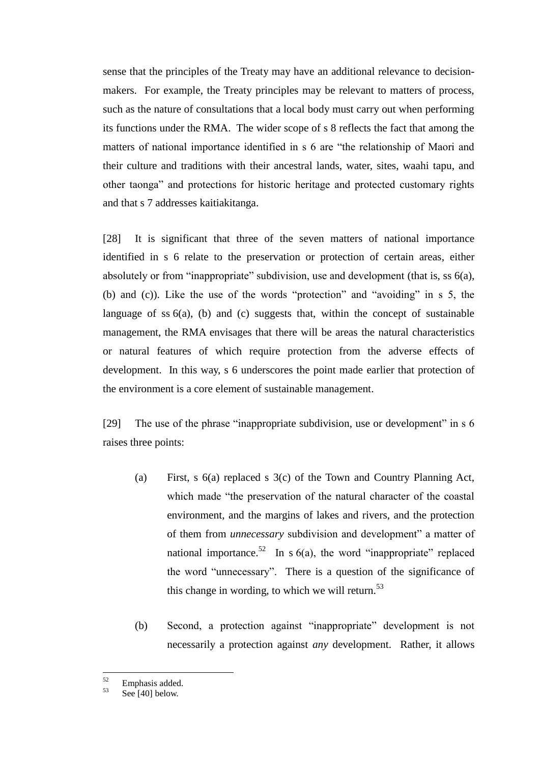sense that the principles of the Treaty may have an additional relevance to decision-makers. For example, the Treaty principles may be relevant to matters of process, such as the nature of consultations that a local body must carry out when performing its functions under the RMA. The wider scope of s 8 reflects the fact that among the matters of national importance identified in s 6 are "the relationship of Maori and their culture and traditions with their ancestral lands, water, sites, waahi tapu, and other taonga" and protections for historic heritage and protected customary rights and that s 7 addresses kaitiakitanga.

[28] It is significant that three of the seven matters of national importance identified in s 6 relate to the preservation or protection of certain areas, either absolutely or from "inappropriate" subdivision, use and development (that is, ss 6(a), (b) and (c)). Like the use of the words "protection" and "avoiding" in s 5, the language of ss 6(a), (b) and (c) suggests that, within the concept of sustainable management, the RMA envisages that there will be areas the natural characteristics or natural features of which require protection from the adverse effects of development. In this way, s 6 underscores the point made earlier that protection of the environment is a core element of sustainable management.

[29] The use of the phrase "inappropriate subdivision, use or development" in s 6 raises three points:

(a) First, s 6(a) replaced s 3(c) of the Town and Country Planning Act, which made "the preservation of the natural character of the coastal environment, and the margins of lakes and rivers, and the protection of them from *unnecessary* subdivision and development" a matter of national importance.[52] In s 6(a), the word "inappropriate" replaced the word "unnecessary". There is a question of the significance of this change in wording, to which we will return.[53]

(b) Second, a protection against "inappropriate" development is not necessarily a protection against *any* development. Rather, it allows

[52] Emphasis added.
[53] See [40] below.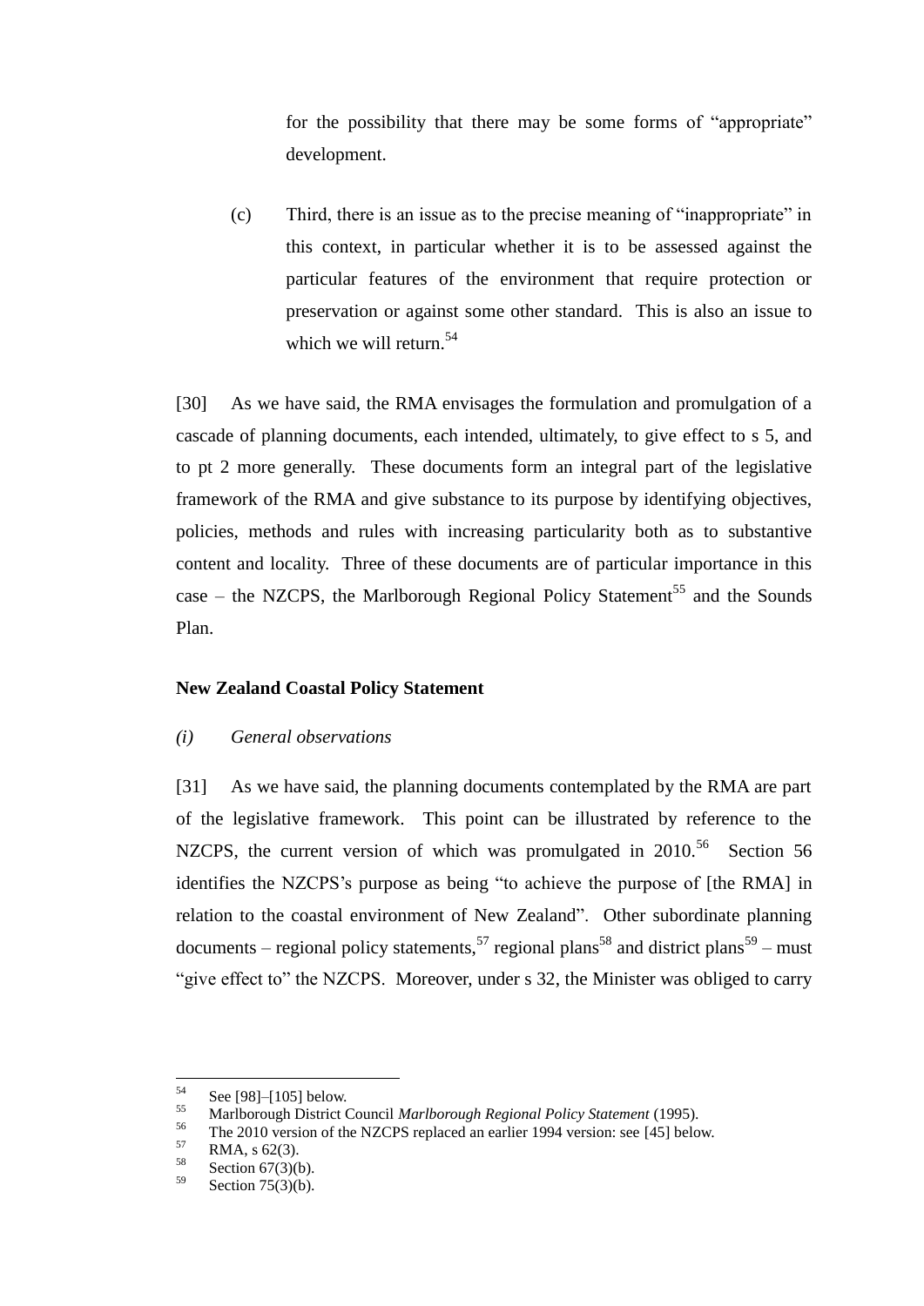for the possibility that there may be some forms of "appropriate" development.

(c) Third, there is an issue as to the precise meaning of "inappropriate" in this context, in particular whether it is to be assessed against the particular features of the environment that require protection or preservation or against some other standard. This is also an issue to which we will return.[54]

[30] As we have said, the RMA envisages the formulation and promulgation of a cascade of planning documents, each intended, ultimately, to give effect to s 5, and to pt 2 more generally. These documents form an integral part of the legislative framework of the RMA and give substance to its purpose by identifying objectives, policies, methods and rules with increasing particularity both as to substantive content and locality. Three of these documents are of particular importance in this case – the NZCPS, the Marlborough Regional Policy Statement[55] and the Sounds Plan.

### New Zealand Coastal Policy Statement

*(i) General observations*

[31] As we have said, the planning documents contemplated by the RMA are part of the legislative framework. This point can be illustrated by reference to the NZCPS, the current version of which was promulgated in 2010.[56] Section 56 identifies the NZCPS's purpose as being "to achieve the purpose of [the RMA] in relation to the coastal environment of New Zealand". Other subordinate planning documents – regional policy statements,[57] regional plans[58] and district plans[59] – must "give effect to" the NZCPS. Moreover, under s 32, the Minister was obliged to carry

---

[54] See [98]–[105] below.

[55] Marlborough District Council *Marlborough Regional Policy Statement* (1995).

[56] The 2010 version of the NZCPS replaced an earlier 1994 version: see [45] below.

[57] RMA, s 62(3).

[58] Section 67(3)(b).

[59] Section 75(3)(b).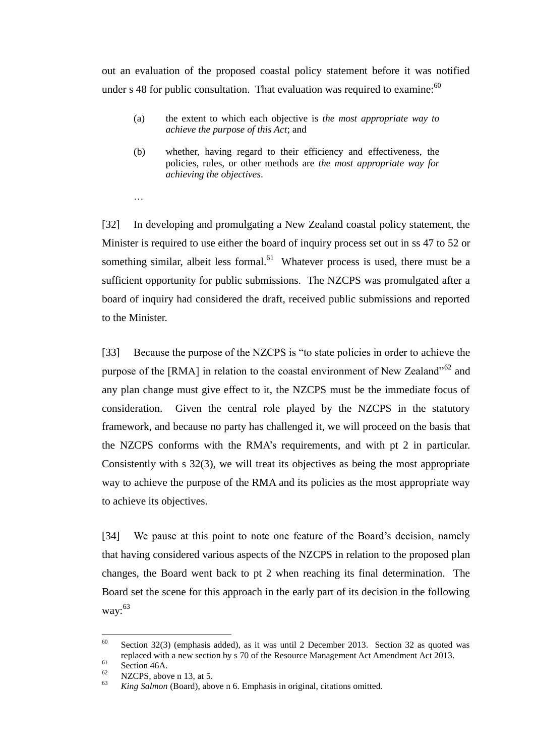out an evaluation of the proposed coastal policy statement before it was notified under s 48 for public consultation. That evaluation was required to examine:[60]

> (a) the extent to which each objective is *the most appropriate way to achieve the purpose of this Act*; and
>
> (b) whether, having regard to their efficiency and effectiveness, the policies, rules, or other methods are *the most appropriate way for achieving the objectives*.
>
> …

[32] In developing and promulgating a New Zealand coastal policy statement, the Minister is required to use either the board of inquiry process set out in ss 47 to 52 or something similar, albeit less formal.[61] Whatever process is used, there must be a sufficient opportunity for public submissions. The NZCPS was promulgated after a board of inquiry had considered the draft, received public submissions and reported to the Minister.

[33] Because the purpose of the NZCPS is "to state policies in order to achieve the purpose of the [RMA] in relation to the coastal environment of New Zealand"[62] and any plan change must give effect to it, the NZCPS must be the immediate focus of consideration. Given the central role played by the NZCPS in the statutory framework, and because no party has challenged it, we will proceed on the basis that the NZCPS conforms with the RMA's requirements, and with pt 2 in particular. Consistently with s 32(3), we will treat its objectives as being the most appropriate way to achieve the purpose of the RMA and its policies as the most appropriate way to achieve its objectives.

[34] We pause at this point to note one feature of the Board's decision, namely that having considered various aspects of the NZCPS in relation to the proposed plan changes, the Board went back to pt 2 when reaching its final determination. The Board set the scene for this approach in the early part of its decision in the following way:[63]

---

[60] Section 32(3) (emphasis added), as it was until 2 December 2013. Section 32 as quoted was replaced with a new section by s 70 of the Resource Management Act Amendment Act 2013.

[61] Section 46A.

[62] NZCPS, above n 13, at 5.

[63] *King Salmon* (Board), above n 6. Emphasis in original, citations omitted.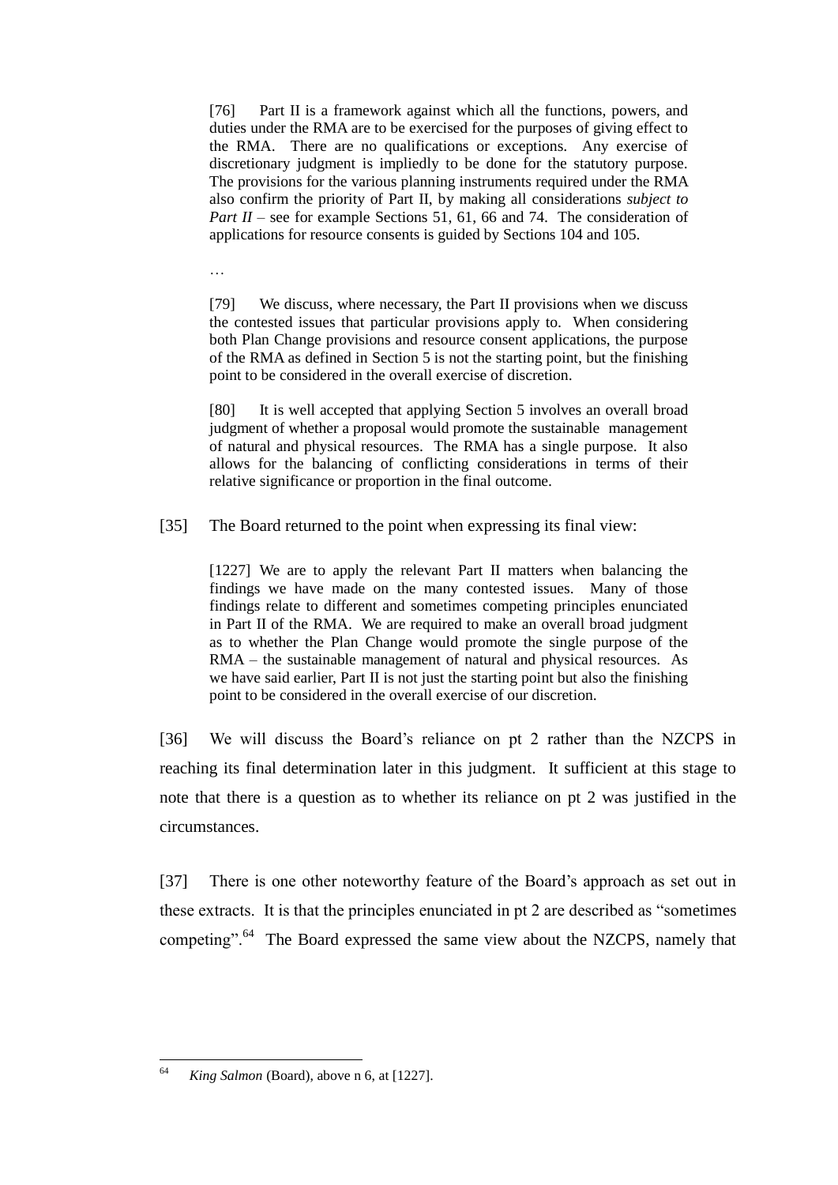> [76] Part II is a framework against which all the functions, powers, and duties under the RMA are to be exercised for the purposes of giving effect to the RMA. There are no qualifications or exceptions. Any exercise of discretionary judgment is impliedly to be done for the statutory purpose. The provisions for the various planning instruments required under the RMA also confirm the priority of Part II, by making all considerations *subject to Part II* – see for example Sections 51, 61, 66 and 74. The consideration of applications for resource consents is guided by Sections 104 and 105.
>
> …
>
> [79] We discuss, where necessary, the Part II provisions when we discuss the contested issues that particular provisions apply to. When considering both Plan Change provisions and resource consent applications, the purpose of the RMA as defined in Section 5 is not the starting point, but the finishing point to be considered in the overall exercise of discretion.
>
> [80] It is well accepted that applying Section 5 involves an overall broad judgment of whether a proposal would promote the sustainable management of natural and physical resources. The RMA has a single purpose. It also allows for the balancing of conflicting considerations in terms of their relative significance or proportion in the final outcome.

[35] The Board returned to the point when expressing its final view:

> [1227] We are to apply the relevant Part II matters when balancing the findings we have made on the many contested issues. Many of those findings relate to different and sometimes competing principles enunciated in Part II of the RMA. We are required to make an overall broad judgment as to whether the Plan Change would promote the single purpose of the RMA – the sustainable management of natural and physical resources. As we have said earlier, Part II is not just the starting point but also the finishing point to be considered in the overall exercise of our discretion.

[36] We will discuss the Board's reliance on pt 2 rather than the NZCPS in reaching its final determination later in this judgment. It sufficient at this stage to note that there is a question as to whether its reliance on pt 2 was justified in the circumstances.

[37] There is one other noteworthy feature of the Board's approach as set out in these extracts. It is that the principles enunciated in pt 2 are described as "sometimes competing".[64] The Board expressed the same view about the NZCPS, namely that

---

[64] *King Salmon* (Board), above n 6, at [1227].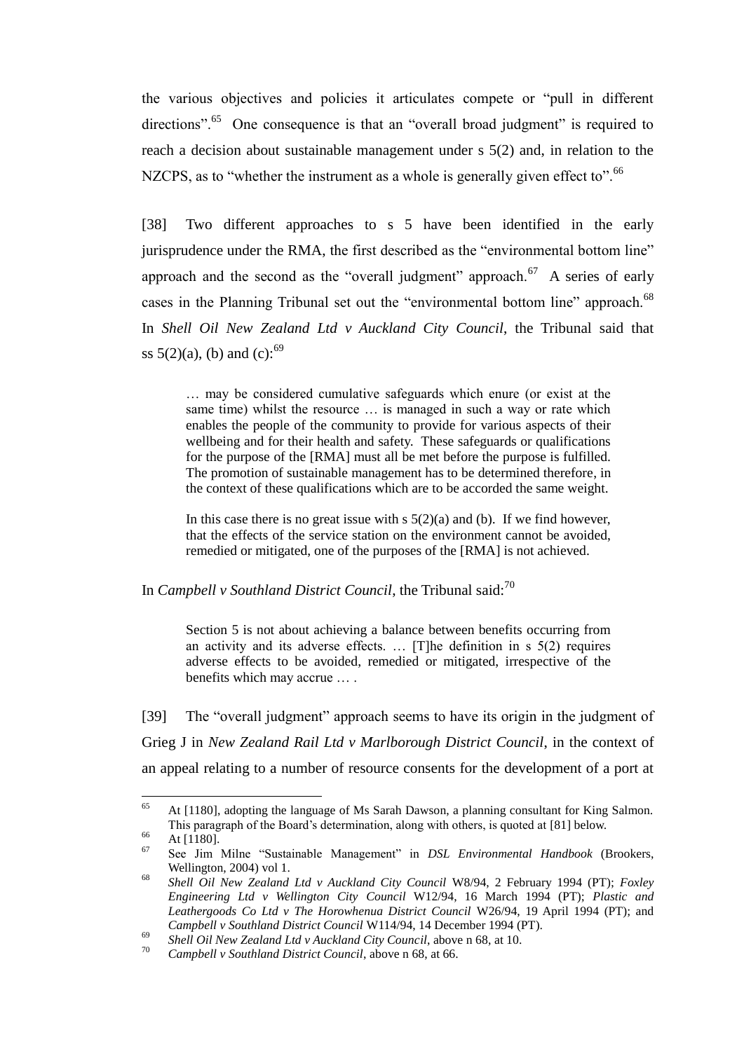the various objectives and policies it articulates compete or "pull in different directions".[65] One consequence is that an "overall broad judgment" is required to reach a decision about sustainable management under s 5(2) and, in relation to the NZCPS, as to "whether the instrument as a whole is generally given effect to".[66]

[38] Two different approaches to s 5 have been identified in the early jurisprudence under the RMA, the first described as the "environmental bottom line" approach and the second as the "overall judgment" approach.[67] A series of early cases in the Planning Tribunal set out the "environmental bottom line" approach.[68] In *Shell Oil New Zealand Ltd v Auckland City Council*, the Tribunal said that ss 5(2)(a), (b) and (c):[69]

> … may be considered cumulative safeguards which enure (or exist at the same time) whilst the resource … is managed in such a way or rate which enables the people of the community to provide for various aspects of their wellbeing and for their health and safety. These safeguards or qualifications for the purpose of the [RMA] must all be met before the purpose is fulfilled. The promotion of sustainable management has to be determined therefore, in the context of these qualifications which are to be accorded the same weight.
>
> In this case there is no great issue with s 5(2)(a) and (b). If we find however, that the effects of the service station on the environment cannot be avoided, remedied or mitigated, one of the purposes of the [RMA] is not achieved.

In *Campbell v Southland District Council*, the Tribunal said:[70]

> Section 5 is not about achieving a balance between benefits occurring from an activity and its adverse effects. … [T]he definition in s 5(2) requires adverse effects to be avoided, remedied or mitigated, irrespective of the benefits which may accrue … .

[39] The "overall judgment" approach seems to have its origin in the judgment of Grieg J in *New Zealand Rail Ltd v Marlborough District Council*, in the context of an appeal relating to a number of resource consents for the development of a port at

---

[65] At [1180], adopting the language of Ms Sarah Dawson, a planning consultant for King Salmon. This paragraph of the Board's determination, along with others, is quoted at [81] below.

[66] At [1180].

[67] See Jim Milne "Sustainable Management" in *DSL Environmental Handbook* (Brookers, Wellington, 2004) vol 1.

[68] *Shell Oil New Zealand Ltd v Auckland City Council* W8/94, 2 February 1994 (PT); *Foxley Engineering Ltd v Wellington City Council* W12/94, 16 March 1994 (PT); *Plastic and Leathergoods Co Ltd v The Horowhenua District Council* W26/94, 19 April 1994 (PT); and *Campbell v Southland District Council* W114/94, 14 December 1994 (PT).

[69] *Shell Oil New Zealand Ltd v Auckland City Council*, above n 68, at 10.

[70] *Campbell v Southland District Council*, above n 68, at 66.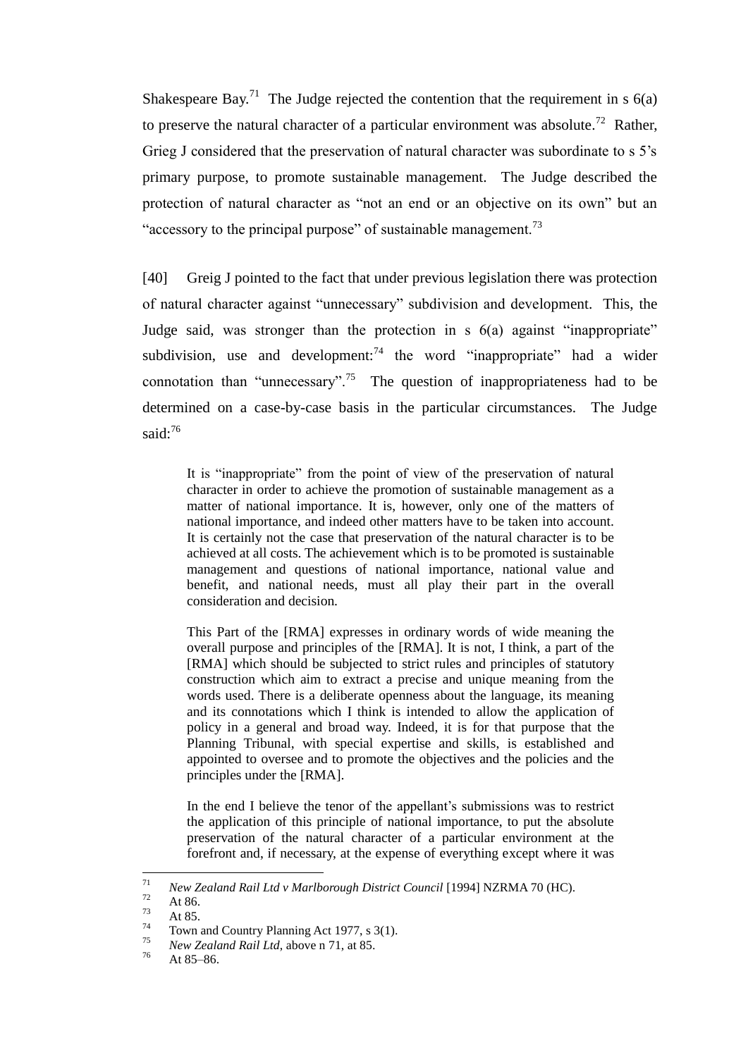Shakespeare Bay.[71] The Judge rejected the contention that the requirement in s 6(a) to preserve the natural character of a particular environment was absolute.[72] Rather, Grieg J considered that the preservation of natural character was subordinate to s 5's primary purpose, to promote sustainable management. The Judge described the protection of natural character as "not an end or an objective on its own" but an "accessory to the principal purpose" of sustainable management.[73]

[40] Greig J pointed to the fact that under previous legislation there was protection of natural character against "unnecessary" subdivision and development. This, the Judge said, was stronger than the protection in s 6(a) against "inappropriate" subdivision, use and development:[74] the word "inappropriate" had a wider connotation than "unnecessary".[75] The question of inappropriateness had to be determined on a case-by-case basis in the particular circumstances. The Judge said:[76]

> It is "inappropriate" from the point of view of the preservation of natural character in order to achieve the promotion of sustainable management as a matter of national importance. It is, however, only one of the matters of national importance, and indeed other matters have to be taken into account. It is certainly not the case that preservation of the natural character is to be achieved at all costs. The achievement which is to be promoted is sustainable management and questions of national importance, national value and benefit, and national needs, must all play their part in the overall consideration and decision.
>
> This Part of the [RMA] expresses in ordinary words of wide meaning the overall purpose and principles of the [RMA]. It is not, I think, a part of the [RMA] which should be subjected to strict rules and principles of statutory construction which aim to extract a precise and unique meaning from the words used. There is a deliberate openness about the language, its meaning and its connotations which I think is intended to allow the application of policy in a general and broad way. Indeed, it is for that purpose that the Planning Tribunal, with special expertise and skills, is established and appointed to oversee and to promote the objectives and the policies and the principles under the [RMA].
>
> In the end I believe the tenor of the appellant's submissions was to restrict the application of this principle of national importance, to put the absolute preservation of the natural character of a particular environment at the forefront and, if necessary, at the expense of everything except where it was

---

71 *New Zealand Rail Ltd v Marlborough District Council* [1994] NZRMA 70 (HC).

72 At 86.

73 At 85.

74 Town and Country Planning Act 1977, s 3(1).

75 *New Zealand Rail Ltd*, above n 71, at 85.

76 At 85–86.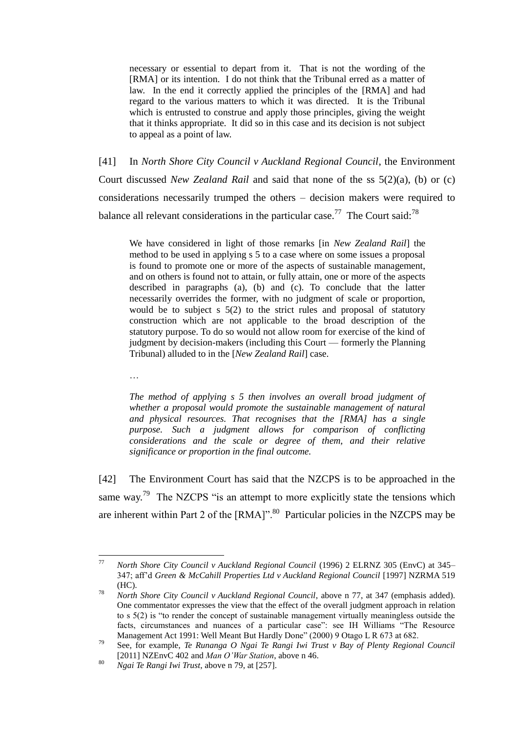> necessary or essential to depart from it. That is not the wording of the [RMA] or its intention. I do not think that the Tribunal erred as a matter of law. In the end it correctly applied the principles of the [RMA] and had regard to the various matters to which it was directed. It is the Tribunal which is entrusted to construe and apply those principles, giving the weight that it thinks appropriate. It did so in this case and its decision is not subject to appeal as a point of law.

[41] In *North Shore City Council v Auckland Regional Council*, the Environment Court discussed *New Zealand Rail* and said that none of the ss 5(2)(a), (b) or (c) considerations necessarily trumped the others – decision makers were required to balance all relevant considerations in the particular case.[77] The Court said:[78]

> We have considered in light of those remarks [in *New Zealand Rail*] the method to be used in applying s 5 to a case where on some issues a proposal is found to promote one or more of the aspects of sustainable management, and on others is found not to attain, or fully attain, one or more of the aspects described in paragraphs (a), (b) and (c). To conclude that the latter necessarily overrides the former, with no judgment of scale or proportion, would be to subject s 5(2) to the strict rules and proposal of statutory construction which are not applicable to the broad description of the statutory purpose. To do so would not allow room for exercise of the kind of judgment by decision-makers (including this Court — formerly the Planning Tribunal) alluded to in the [*New Zealand Rail*] case.
>
> …
>
> *The method of applying s 5 then involves an overall broad judgment of whether a proposal would promote the sustainable management of natural and physical resources. That recognises that the [RMA] has a single purpose. Such a judgment allows for comparison of conflicting considerations and the scale or degree of them, and their relative significance or proportion in the final outcome.*

[42] The Environment Court has said that the NZCPS is to be approached in the same way.[79] The NZCPS "is an attempt to more explicitly state the tensions which are inherent within Part 2 of the [RMA]".[80] Particular policies in the NZCPS may be

---

[77] *North Shore City Council v Auckland Regional Council* (1996) 2 ELRNZ 305 (EnvC) at 345–347; aff'd *Green & McCahill Properties Ltd v Auckland Regional Council* [1997] NZRMA 519 (HC).

[78] *North Shore City Council v Auckland Regional Council*, above n 77, at 347 (emphasis added). One commentator expresses the view that the effect of the overall judgment approach in relation to s 5(2) is "to render the concept of sustainable management virtually meaningless outside the facts, circumstances and nuances of a particular case": see IH Williams "The Resource Management Act 1991: Well Meant But Hardly Done" (2000) 9 Otago L R 673 at 682.

[79] See, for example, *Te Runanga O Ngai Te Rangi Iwi Trust v Bay of Plenty Regional Council* [2011] NZEnvC 402 and *Man O'War Station*, above n 46.

[80] *Ngai Te Rangi Iwi Trust*, above n 79, at [257].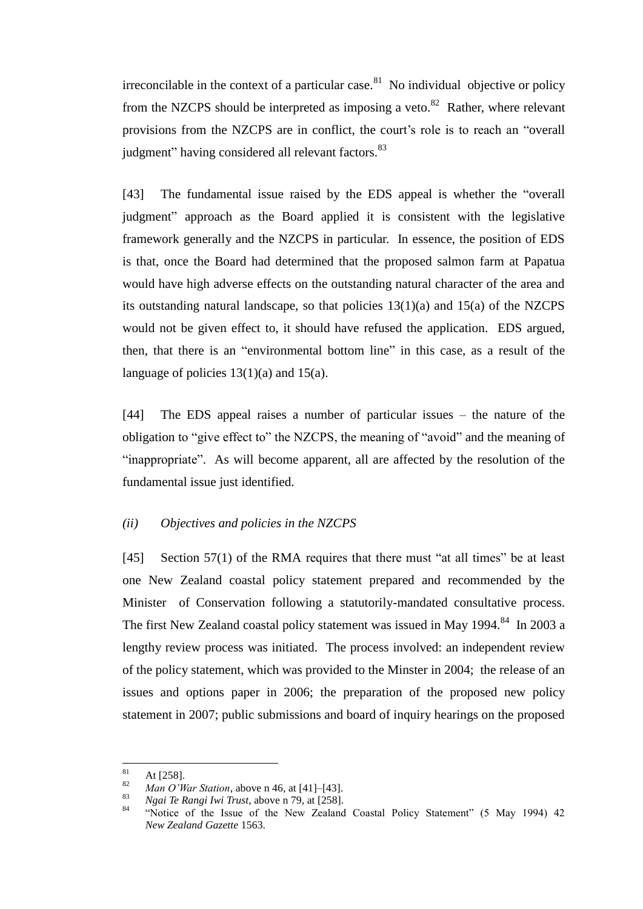irreconcilable in the context of a particular case.[81] No individual objective or policy from the NZCPS should be interpreted as imposing a veto.[82] Rather, where relevant provisions from the NZCPS are in conflict, the court's role is to reach an "overall judgment" having considered all relevant factors.[83]

[43] The fundamental issue raised by the EDS appeal is whether the "overall judgment" approach as the Board applied it is consistent with the legislative framework generally and the NZCPS in particular. In essence, the position of EDS is that, once the Board had determined that the proposed salmon farm at Papatua would have high adverse effects on the outstanding natural character of the area and its outstanding natural landscape, so that policies 13(1)(a) and 15(a) of the NZCPS would not be given effect to, it should have refused the application. EDS argued, then, that there is an "environmental bottom line" in this case, as a result of the language of policies 13(1)(a) and 15(a).

[44] The EDS appeal raises a number of particular issues – the nature of the obligation to "give effect to" the NZCPS, the meaning of "avoid" and the meaning of "inappropriate". As will become apparent, all are affected by the resolution of the fundamental issue just identified.

*(ii) Objectives and policies in the NZCPS*

[45] Section 57(1) of the RMA requires that there must "at all times" be at least one New Zealand coastal policy statement prepared and recommended by the Minister of Conservation following a statutorily-mandated consultative process. The first New Zealand coastal policy statement was issued in May 1994.[84] In 2003 a lengthy review process was initiated. The process involved: an independent review of the policy statement, which was provided to the Minster in 2004; the release of an issues and options paper in 2006; the preparation of the proposed new policy statement in 2007; public submissions and board of inquiry hearings on the proposed

---

[81] At [258].

[82] *Man O'War Station*, above n 46, at [41]–[43].

[83] *Ngai Te Rangi Iwi Trust*, above n 79, at [258].

[84] "Notice of the Issue of the New Zealand Coastal Policy Statement" (5 May 1994) 42 *New Zealand Gazette* 1563.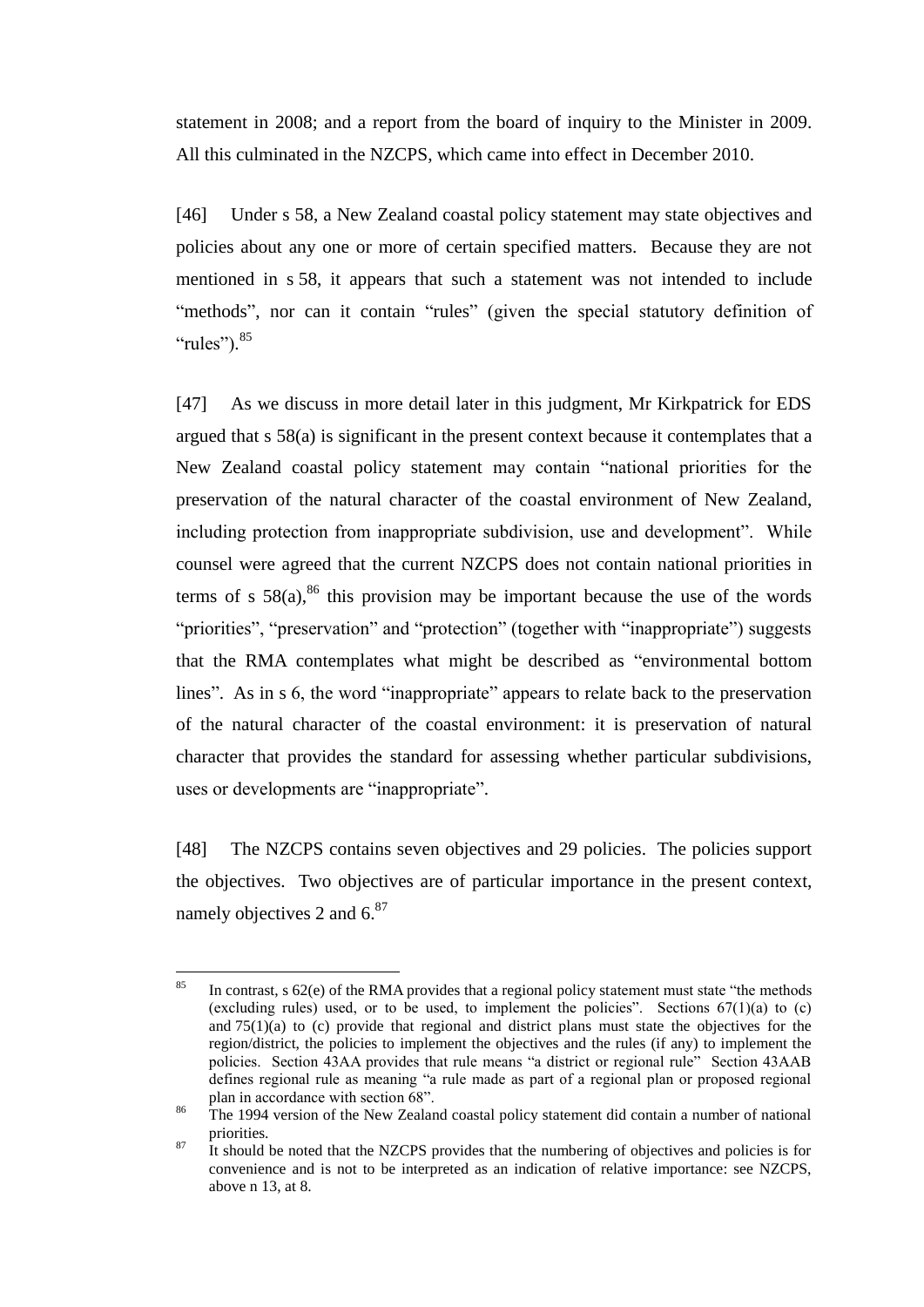statement in 2008; and a report from the board of inquiry to the Minister in 2009. All this culminated in the NZCPS, which came into effect in December 2010.

[46] Under s 58, a New Zealand coastal policy statement may state objectives and policies about any one or more of certain specified matters. Because they are not mentioned in s 58, it appears that such a statement was not intended to include "methods", nor can it contain "rules" (given the special statutory definition of "rules").[85]

[47] As we discuss in more detail later in this judgment, Mr Kirkpatrick for EDS argued that s 58(a) is significant in the present context because it contemplates that a New Zealand coastal policy statement may contain "national priorities for the preservation of the natural character of the coastal environment of New Zealand, including protection from inappropriate subdivision, use and development". While counsel were agreed that the current NZCPS does not contain national priorities in terms of s 58(a),[86] this provision may be important because the use of the words "priorities", "preservation" and "protection" (together with "inappropriate") suggests that the RMA contemplates what might be described as "environmental bottom lines". As in s 6, the word "inappropriate" appears to relate back to the preservation of the natural character of the coastal environment: it is preservation of natural character that provides the standard for assessing whether particular subdivisions, uses or developments are "inappropriate".

[48] The NZCPS contains seven objectives and 29 policies. The policies support the objectives. Two objectives are of particular importance in the present context, namely objectives 2 and 6.[87]

---

[85] In contrast, s 62(e) of the RMA provides that a regional policy statement must state "the methods (excluding rules) used, or to be used, to implement the policies". Sections 67(1)(a) to (c) and 75(1)(a) to (c) provide that regional and district plans must state the objectives for the region/district, the policies to implement the objectives and the rules (if any) to implement the policies. Section 43AA provides that rule means "a district or regional rule" Section 43AAB defines regional rule as meaning "a rule made as part of a regional plan or proposed regional plan in accordance with section 68".

[86] The 1994 version of the New Zealand coastal policy statement did contain a number of national priorities.

[87] It should be noted that the NZCPS provides that the numbering of objectives and policies is for convenience and is not to be interpreted as an indication of relative importance: see NZCPS, above n 13, at 8.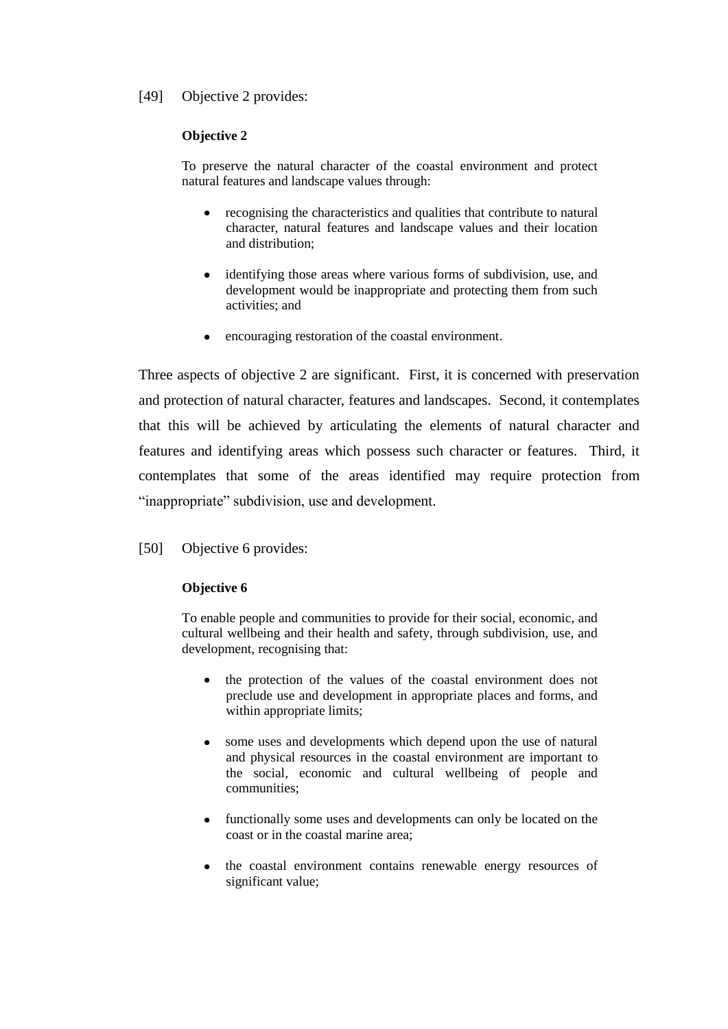[49] Objective 2 provides:

> **Objective 2**
>
> To preserve the natural character of the coastal environment and protect natural features and landscape values through:
>
> - recognising the characteristics and qualities that contribute to natural character, natural features and landscape values and their location and distribution;
>
> - identifying those areas where various forms of subdivision, use, and development would be inappropriate and protecting them from such activities; and
>
> - encouraging restoration of the coastal environment.

Three aspects of objective 2 are significant. First, it is concerned with preservation and protection of natural character, features and landscapes. Second, it contemplates that this will be achieved by articulating the elements of natural character and features and identifying areas which possess such character or features. Third, it contemplates that some of the areas identified may require protection from "inappropriate" subdivision, use and development.

[50] Objective 6 provides:

> **Objective 6**
>
> To enable people and communities to provide for their social, economic, and cultural wellbeing and their health and safety, through subdivision, use, and development, recognising that:
>
> - the protection of the values of the coastal environment does not preclude use and development in appropriate places and forms, and within appropriate limits;
>
> - some uses and developments which depend upon the use of natural and physical resources in the coastal environment are important to the social, economic and cultural wellbeing of people and communities;
>
> - functionally some uses and developments can only be located on the coast or in the coastal marine area;
>
> - the coastal environment contains renewable energy resources of significant value;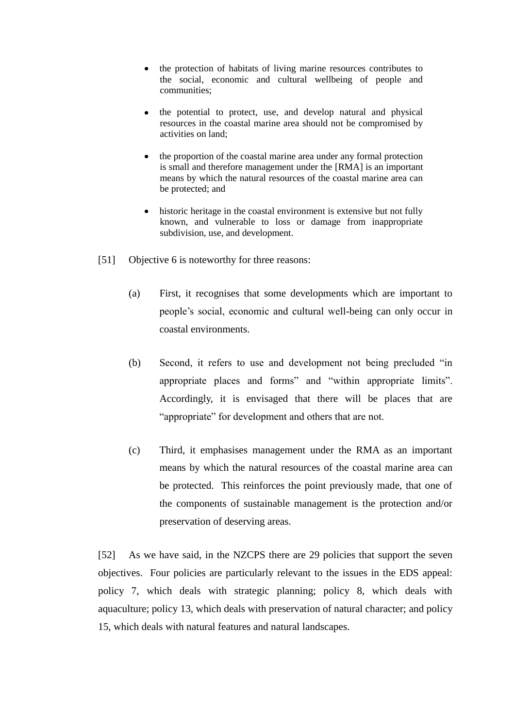- the protection of habitats of living marine resources contributes to the social, economic and cultural wellbeing of people and communities;
- the potential to protect, use, and develop natural and physical resources in the coastal marine area should not be compromised by activities on land;
- the proportion of the coastal marine area under any formal protection is small and therefore management under the [RMA] is an important means by which the natural resources of the coastal marine area can be protected; and
- historic heritage in the coastal environment is extensive but not fully known, and vulnerable to loss or damage from inappropriate subdivision, use, and development.

[51] Objective 6 is noteworthy for three reasons:

(a) First, it recognises that some developments which are important to people's social, economic and cultural well-being can only occur in coastal environments.

(b) Second, it refers to use and development not being precluded "in appropriate places and forms" and "within appropriate limits". Accordingly, it is envisaged that there will be places that are "appropriate" for development and others that are not.

(c) Third, it emphasises management under the RMA as an important means by which the natural resources of the coastal marine area can be protected. This reinforces the point previously made, that one of the components of sustainable management is the protection and/or preservation of deserving areas.

[52] As we have said, in the NZCPS there are 29 policies that support the seven objectives. Four policies are particularly relevant to the issues in the EDS appeal: policy 7, which deals with strategic planning; policy 8, which deals with aquaculture; policy 13, which deals with preservation of natural character; and policy 15, which deals with natural features and natural landscapes.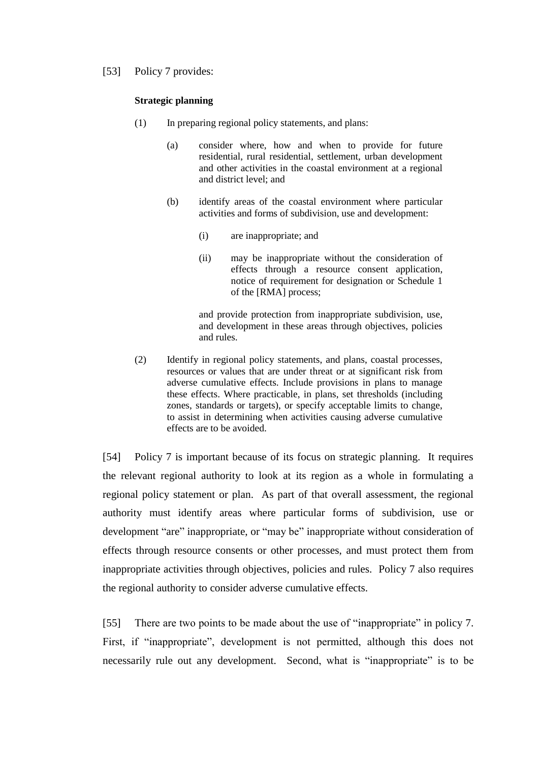[53] Policy 7 provides:

> **Strategic planning**
>
> (1) In preparing regional policy statements, and plans:
>
> > (a) consider where, how and when to provide for future residential, rural residential, settlement, urban development and other activities in the coastal environment at a regional and district level; and
> >
> > (b) identify areas of the coastal environment where particular activities and forms of subdivision, use and development:
> >
> > > (i) are inappropriate; and
> > >
> > > (ii) may be inappropriate without the consideration of effects through a resource consent application, notice of requirement for designation or Schedule 1 of the [RMA] process;
> >
> > and provide protection from inappropriate subdivision, use, and development in these areas through objectives, policies and rules.
>
> (2) Identify in regional policy statements, and plans, coastal processes, resources or values that are under threat or at significant risk from adverse cumulative effects. Include provisions in plans to manage these effects. Where practicable, in plans, set thresholds (including zones, standards or targets), or specify acceptable limits to change, to assist in determining when activities causing adverse cumulative effects are to be avoided.

[54] Policy 7 is important because of its focus on strategic planning. It requires the relevant regional authority to look at its region as a whole in formulating a regional policy statement or plan. As part of that overall assessment, the regional authority must identify areas where particular forms of subdivision, use or development "are" inappropriate, or "may be" inappropriate without consideration of effects through resource consents or other processes, and must protect them from inappropriate activities through objectives, policies and rules. Policy 7 also requires the regional authority to consider adverse cumulative effects.

[55] There are two points to be made about the use of "inappropriate" in policy 7. First, if "inappropriate", development is not permitted, although this does not necessarily rule out any development. Second, what is "inappropriate" is to be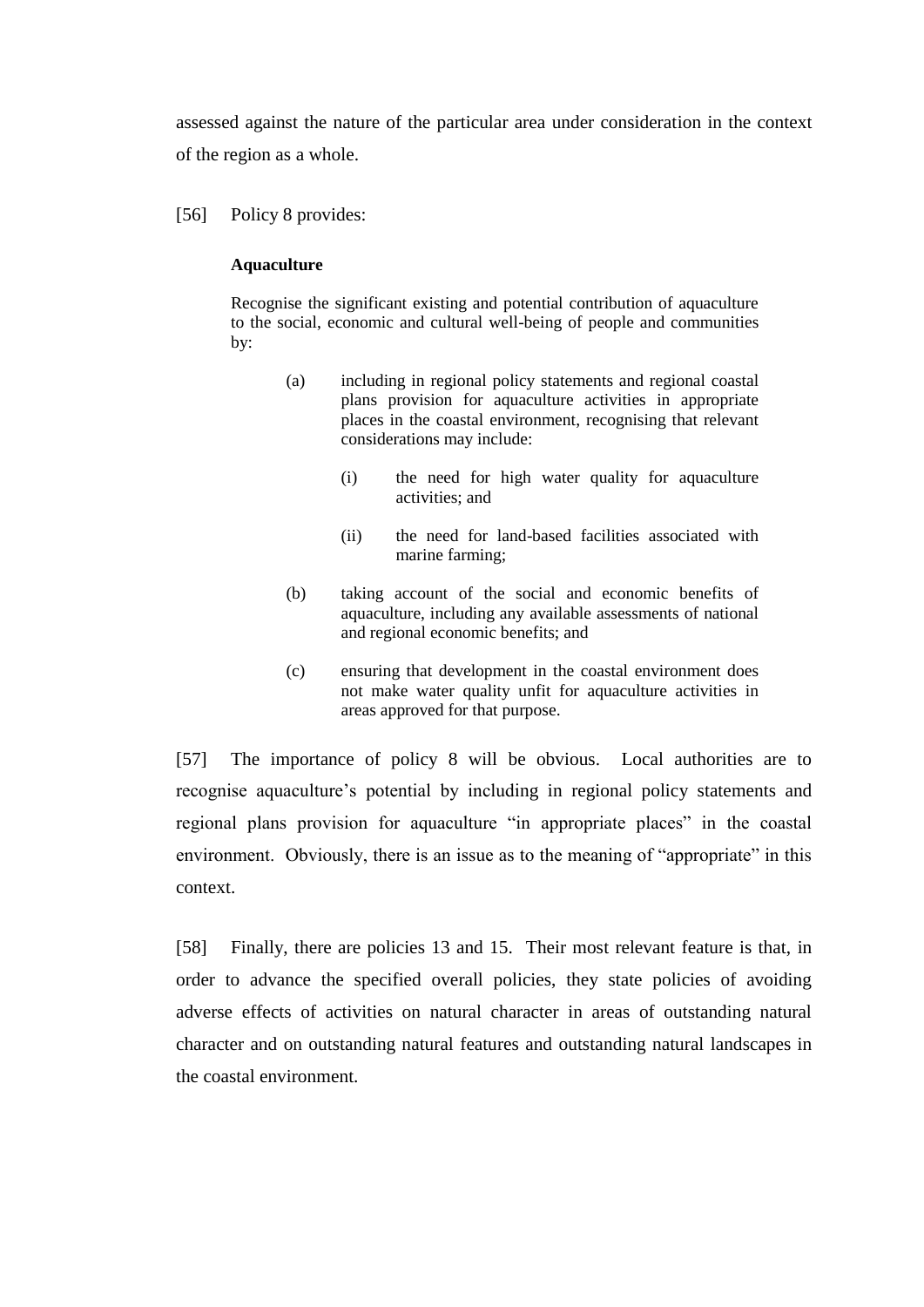assessed against the nature of the particular area under consideration in the context of the region as a whole.

[56] Policy 8 provides:

> **Aquaculture**
>
> Recognise the significant existing and potential contribution of aquaculture to the social, economic and cultural well-being of people and communities by:
>
> (a) including in regional policy statements and regional coastal plans provision for aquaculture activities in appropriate places in the coastal environment, recognising that relevant considerations may include:
>
> (i) the need for high water quality for aquaculture activities; and
>
> (ii) the need for land-based facilities associated with marine farming;
>
> (b) taking account of the social and economic benefits of aquaculture, including any available assessments of national and regional economic benefits; and
>
> (c) ensuring that development in the coastal environment does not make water quality unfit for aquaculture activities in areas approved for that purpose.

[57] The importance of policy 8 will be obvious. Local authorities are to recognise aquaculture's potential by including in regional policy statements and regional plans provision for aquaculture "in appropriate places" in the coastal environment. Obviously, there is an issue as to the meaning of "appropriate" in this context.

[58] Finally, there are policies 13 and 15. Their most relevant feature is that, in order to advance the specified overall policies, they state policies of avoiding adverse effects of activities on natural character in areas of outstanding natural character and on outstanding natural features and outstanding natural landscapes in the coastal environment.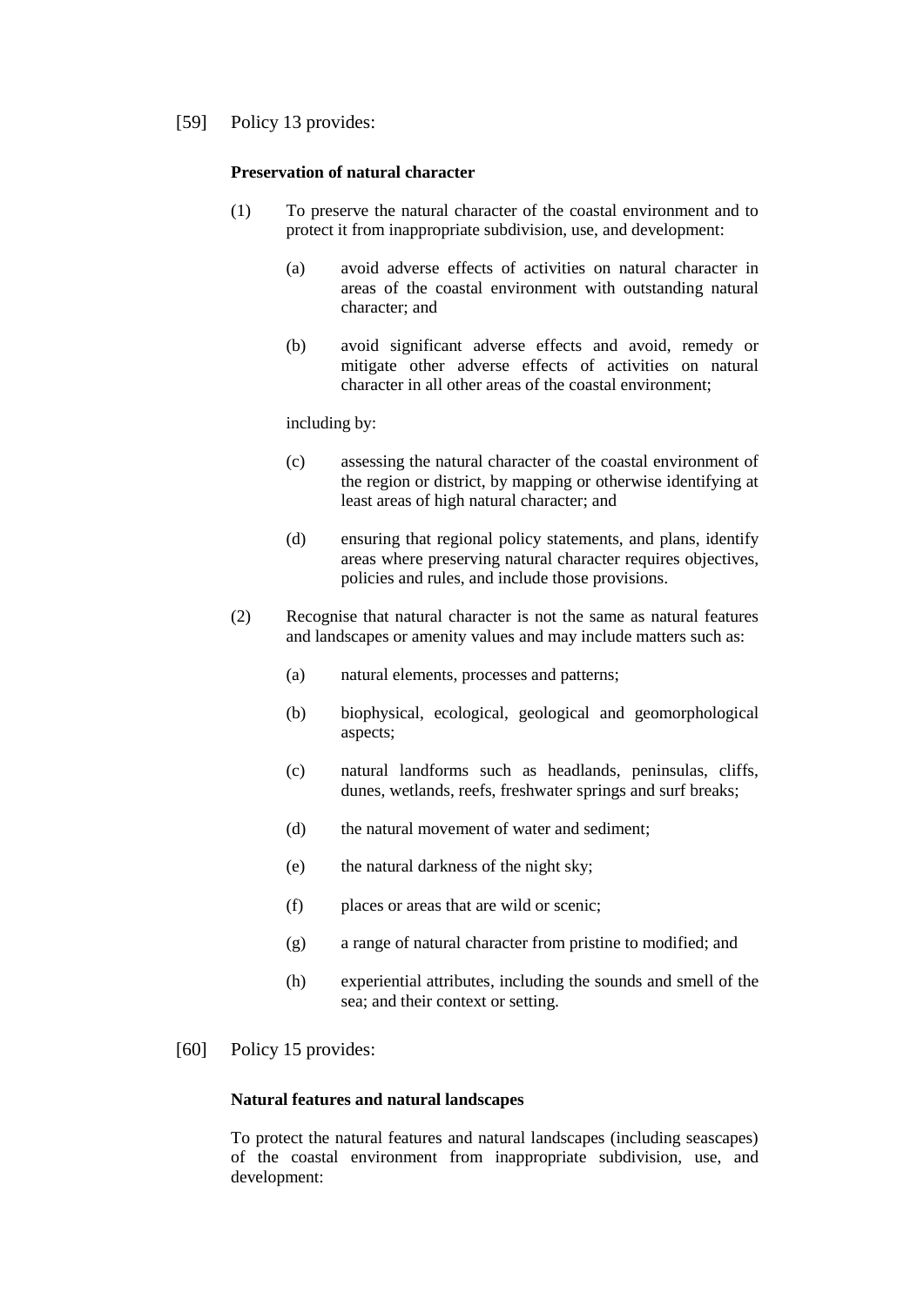[59] Policy 13 provides:

**Preservation of natural character**

(1) To preserve the natural character of the coastal environment and to protect it from inappropriate subdivision, use, and development:

(a) avoid adverse effects of activities on natural character in areas of the coastal environment with outstanding natural character; and

(b) avoid significant adverse effects and avoid, remedy or mitigate other adverse effects of activities on natural character in all other areas of the coastal environment;

including by:

(c) assessing the natural character of the coastal environment of the region or district, by mapping or otherwise identifying at least areas of high natural character; and

(d) ensuring that regional policy statements, and plans, identify areas where preserving natural character requires objectives, policies and rules, and include those provisions.

(2) Recognise that natural character is not the same as natural features and landscapes or amenity values and may include matters such as:

(a) natural elements, processes and patterns;

(b) biophysical, ecological, geological and geomorphological aspects;

(c) natural landforms such as headlands, peninsulas, cliffs, dunes, wetlands, reefs, freshwater springs and surf breaks;

(d) the natural movement of water and sediment;

(e) the natural darkness of the night sky;

(f) places or areas that are wild or scenic;

(g) a range of natural character from pristine to modified; and

(h) experiential attributes, including the sounds and smell of the sea; and their context or setting.

[60] Policy 15 provides:

**Natural features and natural landscapes**

To protect the natural features and natural landscapes (including seascapes) of the coastal environment from inappropriate subdivision, use, and development: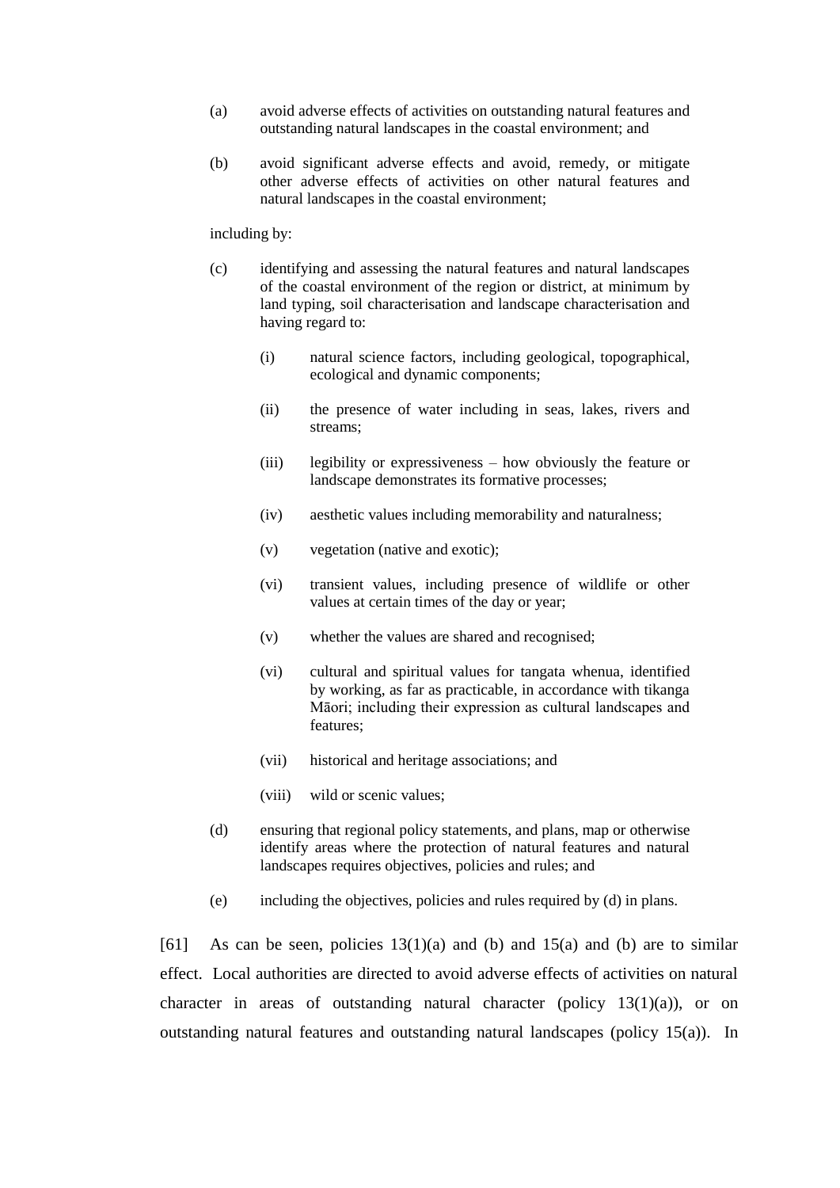(a) avoid adverse effects of activities on outstanding natural features and outstanding natural landscapes in the coastal environment; and

(b) avoid significant adverse effects and avoid, remedy, or mitigate other adverse effects of activities on other natural features and natural landscapes in the coastal environment;

including by:

(c) identifying and assessing the natural features and natural landscapes of the coastal environment of the region or district, at minimum by land typing, soil characterisation and landscape characterisation and having regard to:

   (i) natural science factors, including geological, topographical, ecological and dynamic components;

   (ii) the presence of water including in seas, lakes, rivers and streams;

   (iii) legibility or expressiveness – how obviously the feature or landscape demonstrates its formative processes;

   (iv) aesthetic values including memorability and naturalness;

   (v) vegetation (native and exotic);

   (vi) transient values, including presence of wildlife or other values at certain times of the day or year;

   (v) whether the values are shared and recognised;

   (vi) cultural and spiritual values for tangata whenua, identified by working, as far as practicable, in accordance with tikanga Māori; including their expression as cultural landscapes and features;

   (vii) historical and heritage associations; and

   (viii) wild or scenic values;

(d) ensuring that regional policy statements, and plans, map or otherwise identify areas where the protection of natural features and natural landscapes requires objectives, policies and rules; and

(e) including the objectives, policies and rules required by (d) in plans.

[61] As can be seen, policies 13(1)(a) and (b) and 15(a) and (b) are to similar effect. Local authorities are directed to avoid adverse effects of activities on natural character in areas of outstanding natural character (policy 13(1)(a)), or on outstanding natural features and outstanding natural landscapes (policy 15(a)). In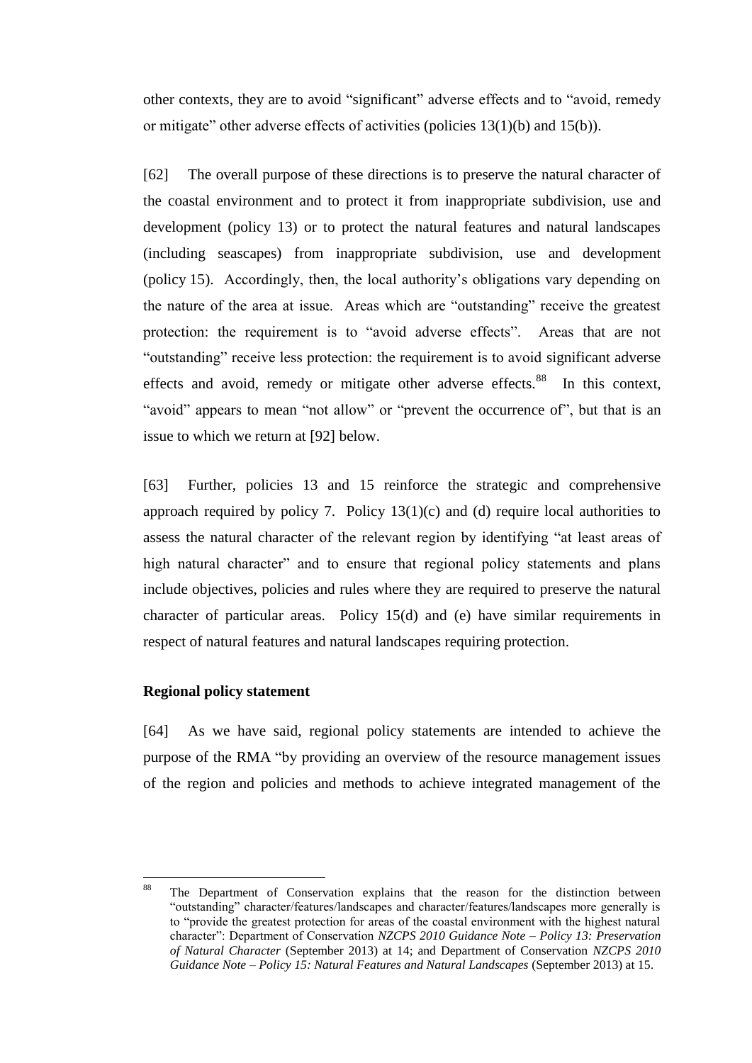other contexts, they are to avoid "significant" adverse effects and to "avoid, remedy or mitigate" other adverse effects of activities (policies 13(1)(b) and 15(b)).

[62] The overall purpose of these directions is to preserve the natural character of the coastal environment and to protect it from inappropriate subdivision, use and development (policy 13) or to protect the natural features and natural landscapes (including seascapes) from inappropriate subdivision, use and development (policy 15). Accordingly, then, the local authority's obligations vary depending on the nature of the area at issue. Areas which are "outstanding" receive the greatest protection: the requirement is to "avoid adverse effects". Areas that are not "outstanding" receive less protection: the requirement is to avoid significant adverse effects and avoid, remedy or mitigate other adverse effects.[88] In this context, "avoid" appears to mean "not allow" or "prevent the occurrence of", but that is an issue to which we return at [92] below.

[63] Further, policies 13 and 15 reinforce the strategic and comprehensive approach required by policy 7. Policy 13(1)(c) and (d) require local authorities to assess the natural character of the relevant region by identifying "at least areas of high natural character" and to ensure that regional policy statements and plans include objectives, policies and rules where they are required to preserve the natural character of particular areas. Policy 15(d) and (e) have similar requirements in respect of natural features and natural landscapes requiring protection.

**Regional policy statement**

[64] As we have said, regional policy statements are intended to achieve the purpose of the RMA "by providing an overview of the resource management issues of the region and policies and methods to achieve integrated management of the

---

[88] The Department of Conservation explains that the reason for the distinction between "outstanding" character/features/landscapes and character/features/landscapes more generally is to "provide the greatest protection for areas of the coastal environment with the highest natural character": Department of Conservation *NZCPS 2010 Guidance Note – Policy 13: Preservation of Natural Character* (September 2013) at 14; and Department of Conservation *NZCPS 2010 Guidance Note – Policy 15: Natural Features and Natural Landscapes* (September 2013) at 15.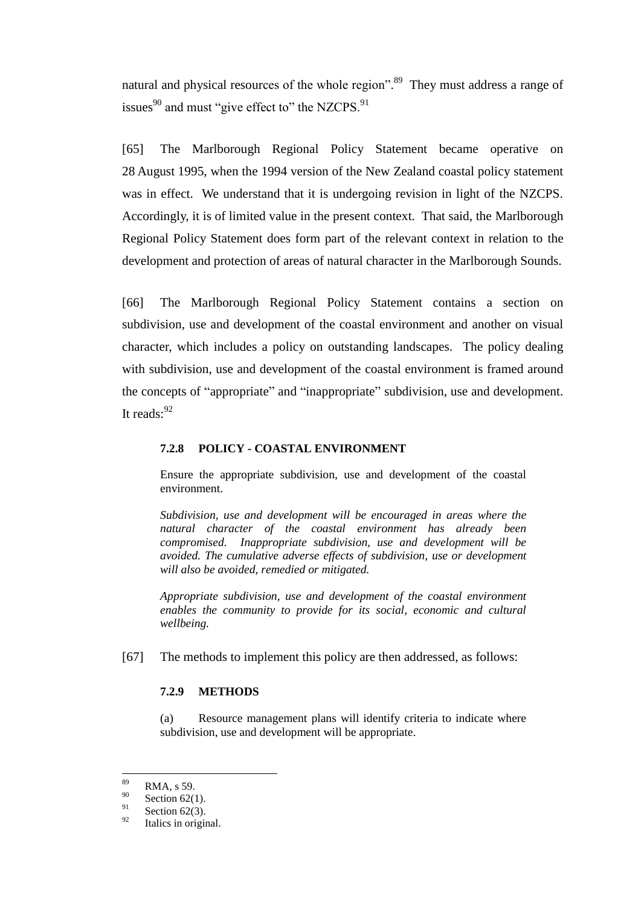natural and physical resources of the whole region".[89] They must address a range of issues[90] and must "give effect to" the NZCPS.[91]

[65] The Marlborough Regional Policy Statement became operative on 28 August 1995, when the 1994 version of the New Zealand coastal policy statement was in effect. We understand that it is undergoing revision in light of the NZCPS. Accordingly, it is of limited value in the present context. That said, the Marlborough Regional Policy Statement does form part of the relevant context in relation to the development and protection of areas of natural character in the Marlborough Sounds.

[66] The Marlborough Regional Policy Statement contains a section on subdivision, use and development of the coastal environment and another on visual character, which includes a policy on outstanding landscapes. The policy dealing with subdivision, use and development of the coastal environment is framed around the concepts of "appropriate" and "inappropriate" subdivision, use and development. It reads:[92]

> **7.2.8 POLICY - COASTAL ENVIRONMENT**
>
> Ensure the appropriate subdivision, use and development of the coastal environment.
>
> *Subdivision, use and development will be encouraged in areas where the natural character of the coastal environment has already been compromised. Inappropriate subdivision, use and development will be avoided. The cumulative adverse effects of subdivision, use or development will also be avoided, remedied or mitigated.*
>
> *Appropriate subdivision, use and development of the coastal environment enables the community to provide for its social, economic and cultural wellbeing.*

[67] The methods to implement this policy are then addressed, as follows:

> **7.2.9 METHODS**
>
> (a) Resource management plans will identify criteria to indicate where subdivision, use and development will be appropriate.

---

[89] RMA, s 59.

[90] Section 62(1).

[91] Section 62(3).

[92] Italics in original.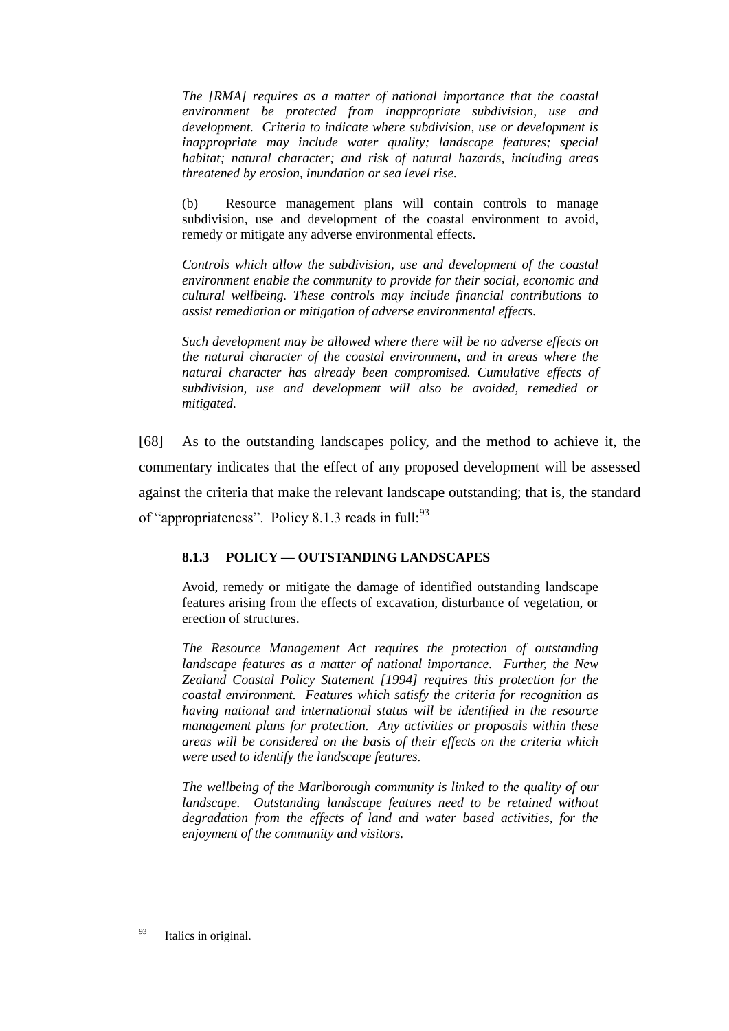*The [RMA] requires as a matter of national importance that the coastal environment be protected from inappropriate subdivision, use and development. Criteria to indicate where subdivision, use or development is inappropriate may include water quality; landscape features; special habitat; natural character; and risk of natural hazards, including areas threatened by erosion, inundation or sea level rise.*

(b) Resource management plans will contain controls to manage subdivision, use and development of the coastal environment to avoid, remedy or mitigate any adverse environmental effects.

*Controls which allow the subdivision, use and development of the coastal environment enable the community to provide for their social, economic and cultural wellbeing. These controls may include financial contributions to assist remediation or mitigation of adverse environmental effects.*

*Such development may be allowed where there will be no adverse effects on the natural character of the coastal environment, and in areas where the natural character has already been compromised. Cumulative effects of subdivision, use and development will also be avoided, remedied or mitigated.*

[68] As to the outstanding landscapes policy, and the method to achieve it, the commentary indicates that the effect of any proposed development will be assessed against the criteria that make the relevant landscape outstanding; that is, the standard of "appropriateness". Policy 8.1.3 reads in full:[93]

**8.1.3 POLICY — OUTSTANDING LANDSCAPES**

Avoid, remedy or mitigate the damage of identified outstanding landscape features arising from the effects of excavation, disturbance of vegetation, or erection of structures.

*The Resource Management Act requires the protection of outstanding landscape features as a matter of national importance. Further, the New Zealand Coastal Policy Statement [1994] requires this protection for the coastal environment. Features which satisfy the criteria for recognition as having national and international status will be identified in the resource management plans for protection. Any activities or proposals within these areas will be considered on the basis of their effects on the criteria which were used to identify the landscape features.*

*The wellbeing of the Marlborough community is linked to the quality of our landscape. Outstanding landscape features need to be retained without degradation from the effects of land and water based activities, for the enjoyment of the community and visitors.*

---

[93] Italics in original.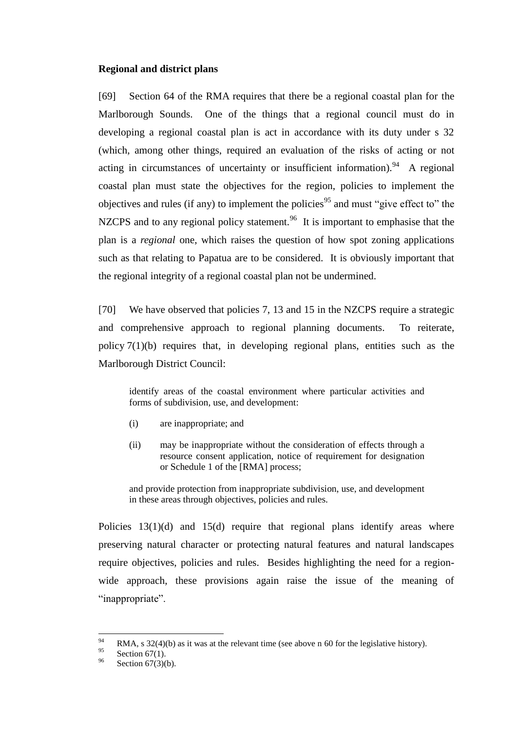**Regional and district plans**

[69] Section 64 of the RMA requires that there be a regional coastal plan for the Marlborough Sounds. One of the things that a regional council must do in developing a regional coastal plan is act in accordance with its duty under s 32 (which, among other things, required an evaluation of the risks of acting or not acting in circumstances of uncertainty or insufficient information).[94] A regional coastal plan must state the objectives for the region, policies to implement the objectives and rules (if any) to implement the policies[95] and must "give effect to" the NZCPS and to any regional policy statement.[96] It is important to emphasise that the plan is a *regional* one, which raises the question of how spot zoning applications such as that relating to Papatua are to be considered. It is obviously important that the regional integrity of a regional coastal plan not be undermined.

[70] We have observed that policies 7, 13 and 15 in the NZCPS require a strategic and comprehensive approach to regional planning documents. To reiterate, policy 7(1)(b) requires that, in developing regional plans, entities such as the Marlborough District Council:

> identify areas of the coastal environment where particular activities and forms of subdivision, use, and development:
>
> (i) are inappropriate; and
>
> (ii) may be inappropriate without the consideration of effects through a resource consent application, notice of requirement for designation or Schedule 1 of the [RMA] process;
>
> and provide protection from inappropriate subdivision, use, and development in these areas through objectives, policies and rules.

Policies 13(1)(d) and 15(d) require that regional plans identify areas where preserving natural character or protecting natural features and natural landscapes require objectives, policies and rules. Besides highlighting the need for a region-wide approach, these provisions again raise the issue of the meaning of "inappropriate".

---

[94] RMA, s 32(4)(b) as it was at the relevant time (see above n 60 for the legislative history).

[95] Section 67(1).

[96] Section 67(3)(b).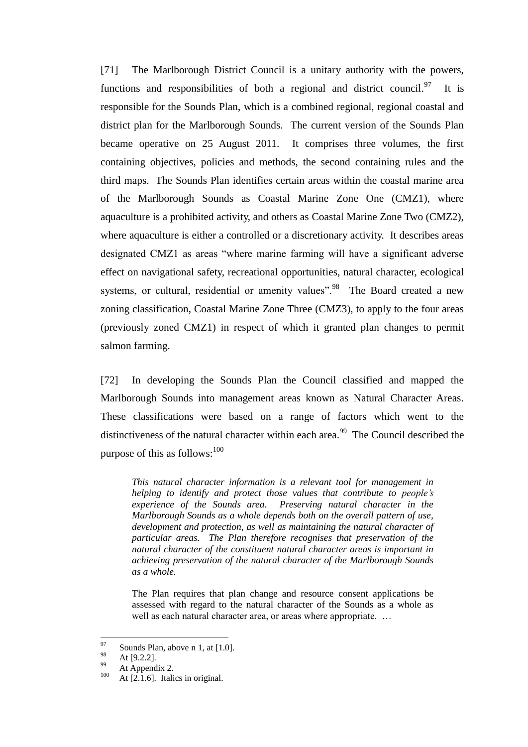[71] The Marlborough District Council is a unitary authority with the powers, functions and responsibilities of both a regional and district council.[97] It is responsible for the Sounds Plan, which is a combined regional, regional coastal and district plan for the Marlborough Sounds. The current version of the Sounds Plan became operative on 25 August 2011. It comprises three volumes, the first containing objectives, policies and methods, the second containing rules and the third maps. The Sounds Plan identifies certain areas within the coastal marine area of the Marlborough Sounds as Coastal Marine Zone One (CMZ1), where aquaculture is a prohibited activity, and others as Coastal Marine Zone Two (CMZ2), where aquaculture is either a controlled or a discretionary activity. It describes areas designated CMZ1 as areas "where marine farming will have a significant adverse effect on navigational safety, recreational opportunities, natural character, ecological systems, or cultural, residential or amenity values".[98] The Board created a new zoning classification, Coastal Marine Zone Three (CMZ3), to apply to the four areas (previously zoned CMZ1) in respect of which it granted plan changes to permit salmon farming.

[72] In developing the Sounds Plan the Council classified and mapped the Marlborough Sounds into management areas known as Natural Character Areas. These classifications were based on a range of factors which went to the distinctiveness of the natural character within each area.[99] The Council described the purpose of this as follows:[100]

> *This natural character information is a relevant tool for management in helping to identify and protect those values that contribute to people's experience of the Sounds area. Preserving natural character in the Marlborough Sounds as a whole depends both on the overall pattern of use, development and protection, as well as maintaining the natural character of particular areas. The Plan therefore recognises that preservation of the natural character of the constituent natural character areas is important in achieving preservation of the natural character of the Marlborough Sounds as a whole.*
>
> The Plan requires that plan change and resource consent applications be assessed with regard to the natural character of the Sounds as a whole as well as each natural character area, or areas where appropriate. …

---

[97] Sounds Plan, above n 1, at [1.0].

[98] At [9.2.2].

[99] At Appendix 2.

[100] At [2.1.6]. Italics in original.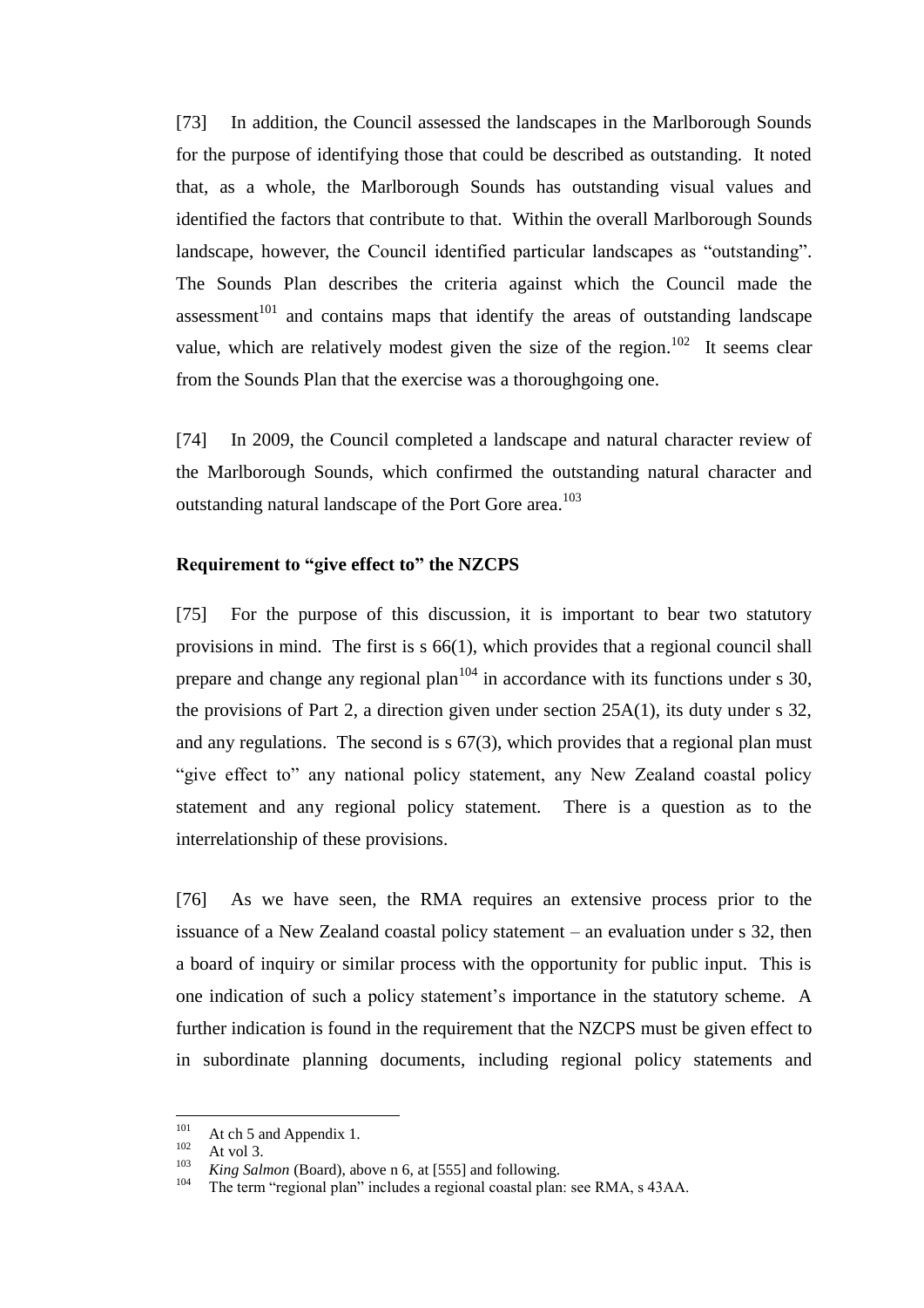[73] In addition, the Council assessed the landscapes in the Marlborough Sounds for the purpose of identifying those that could be described as outstanding. It noted that, as a whole, the Marlborough Sounds has outstanding visual values and identified the factors that contribute to that. Within the overall Marlborough Sounds landscape, however, the Council identified particular landscapes as "outstanding". The Sounds Plan describes the criteria against which the Council made the assessment[101] and contains maps that identify the areas of outstanding landscape value, which are relatively modest given the size of the region.[102] It seems clear from the Sounds Plan that the exercise was a thoroughgoing one.

[74] In 2009, the Council completed a landscape and natural character review of the Marlborough Sounds, which confirmed the outstanding natural character and outstanding natural landscape of the Port Gore area.[103]

**Requirement to "give effect to" the NZCPS**

[75] For the purpose of this discussion, it is important to bear two statutory provisions in mind. The first is s 66(1), which provides that a regional council shall prepare and change any regional plan[104] in accordance with its functions under s 30, the provisions of Part 2, a direction given under section 25A(1), its duty under s 32, and any regulations. The second is s 67(3), which provides that a regional plan must "give effect to" any national policy statement, any New Zealand coastal policy statement and any regional policy statement. There is a question as to the interrelationship of these provisions.

[76] As we have seen, the RMA requires an extensive process prior to the issuance of a New Zealand coastal policy statement – an evaluation under s 32, then a board of inquiry or similar process with the opportunity for public input. This is one indication of such a policy statement's importance in the statutory scheme. A further indication is found in the requirement that the NZCPS must be given effect to in subordinate planning documents, including regional policy statements and

---

[101] At ch 5 and Appendix 1.

[102] At vol 3.

[103] *King Salmon* (Board), above n 6, at [555] and following.

[104] The term "regional plan" includes a regional coastal plan: see RMA, s 43AA.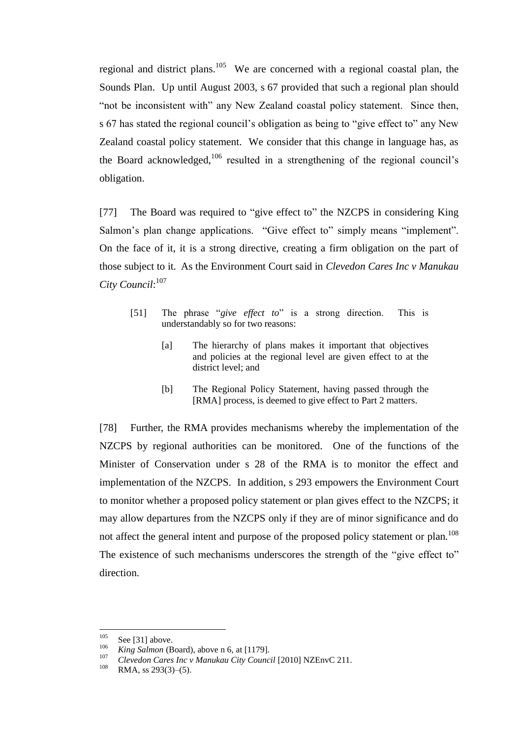regional and district plans.[105] We are concerned with a regional coastal plan, the Sounds Plan. Up until August 2003, s 67 provided that such a regional plan should "not be inconsistent with" any New Zealand coastal policy statement. Since then, s 67 has stated the regional council's obligation as being to "give effect to" any New Zealand coastal policy statement. We consider that this change in language has, as the Board acknowledged,[106] resulted in a strengthening of the regional council's obligation.

[77] The Board was required to "give effect to" the NZCPS in considering King Salmon's plan change applications. "Give effect to" simply means "implement". On the face of it, it is a strong directive, creating a firm obligation on the part of those subject to it. As the Environment Court said in *Clevedon Cares Inc v Manukau City Council*:[107]

> [51] The phrase "*give effect to*" is a strong direction. This is understandably so for two reasons:
>
> [a] The hierarchy of plans makes it important that objectives and policies at the regional level are given effect to at the district level; and
>
> [b] The Regional Policy Statement, having passed through the [RMA] process, is deemed to give effect to Part 2 matters.

[78] Further, the RMA provides mechanisms whereby the implementation of the NZCPS by regional authorities can be monitored. One of the functions of the Minister of Conservation under s 28 of the RMA is to monitor the effect and implementation of the NZCPS. In addition, s 293 empowers the Environment Court to monitor whether a proposed policy statement or plan gives effect to the NZCPS; it may allow departures from the NZCPS only if they are of minor significance and do not affect the general intent and purpose of the proposed policy statement or plan.[108] The existence of such mechanisms underscores the strength of the "give effect to" direction.

---

[105] See [31] above.

[106] *King Salmon* (Board), above n 6, at [1179].

[107] *Clevedon Cares Inc v Manukau City Council* [2010] NZEnvC 211.

[108] RMA, ss 293(3)–(5).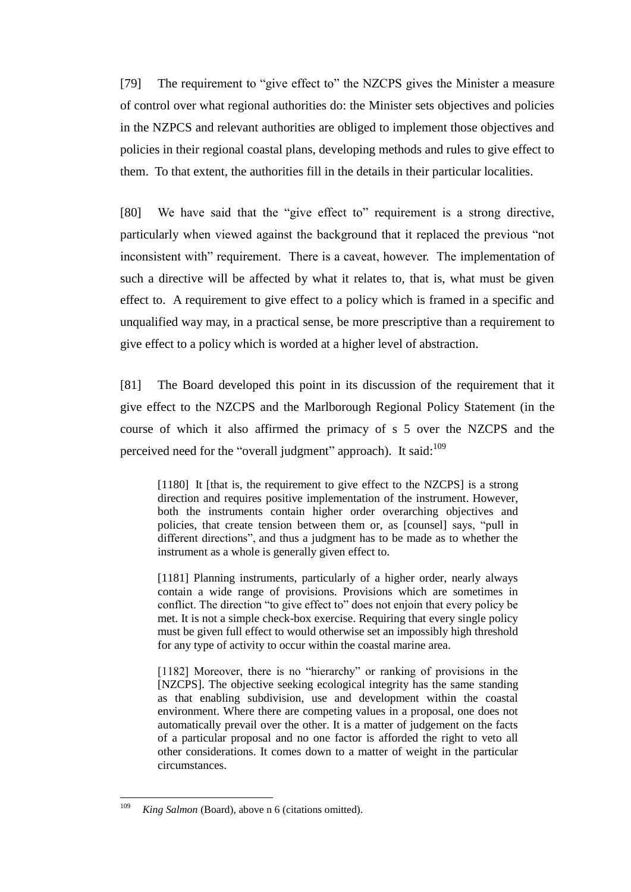[79] The requirement to "give effect to" the NZCPS gives the Minister a measure of control over what regional authorities do: the Minister sets objectives and policies in the NZPCS and relevant authorities are obliged to implement those objectives and policies in their regional coastal plans, developing methods and rules to give effect to them. To that extent, the authorities fill in the details in their particular localities.

[80] We have said that the "give effect to" requirement is a strong directive, particularly when viewed against the background that it replaced the previous "not inconsistent with" requirement. There is a caveat, however. The implementation of such a directive will be affected by what it relates to, that is, what must be given effect to. A requirement to give effect to a policy which is framed in a specific and unqualified way may, in a practical sense, be more prescriptive than a requirement to give effect to a policy which is worded at a higher level of abstraction.

[81] The Board developed this point in its discussion of the requirement that it give effect to the NZCPS and the Marlborough Regional Policy Statement (in the course of which it also affirmed the primacy of s 5 over the NZCPS and the perceived need for the "overall judgment" approach). It said:[109]

> [1180] It [that is, the requirement to give effect to the NZCPS] is a strong direction and requires positive implementation of the instrument. However, both the instruments contain higher order overarching objectives and policies, that create tension between them or, as [counsel] says, "pull in different directions", and thus a judgment has to be made as to whether the instrument as a whole is generally given effect to.
>
> [1181] Planning instruments, particularly of a higher order, nearly always contain a wide range of provisions. Provisions which are sometimes in conflict. The direction "to give effect to" does not enjoin that every policy be met. It is not a simple check-box exercise. Requiring that every single policy must be given full effect to would otherwise set an impossibly high threshold for any type of activity to occur within the coastal marine area.
>
> [1182] Moreover, there is no "hierarchy" or ranking of provisions in the [NZCPS]. The objective seeking ecological integrity has the same standing as that enabling subdivision, use and development within the coastal environment. Where there are competing values in a proposal, one does not automatically prevail over the other. It is a matter of judgement on the facts of a particular proposal and no one factor is afforded the right to veto all other considerations. It comes down to a matter of weight in the particular circumstances.

---

[109] *King Salmon* (Board), above n 6 (citations omitted).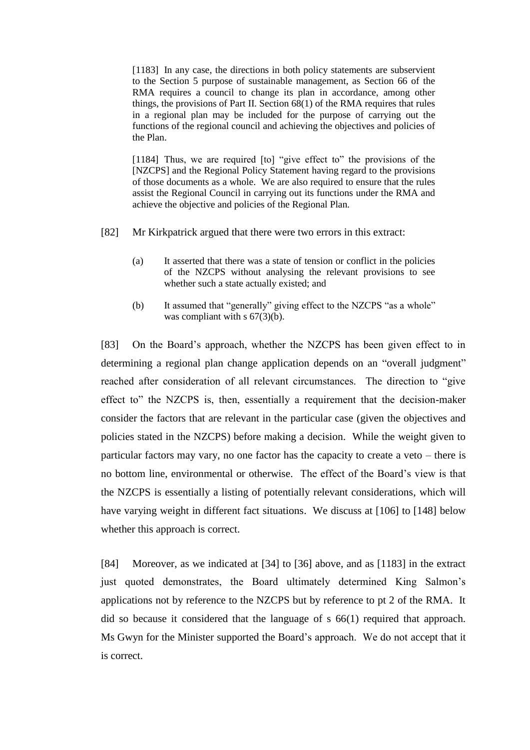> [1183] In any case, the directions in both policy statements are subservient to the Section 5 purpose of sustainable management, as Section 66 of the RMA requires a council to change its plan in accordance, among other things, the provisions of Part II. Section 68(1) of the RMA requires that rules in a regional plan may be included for the purpose of carrying out the functions of the regional council and achieving the objectives and policies of the Plan.
>
> [1184] Thus, we are required [to] "give effect to" the provisions of the [NZCPS] and the Regional Policy Statement having regard to the provisions of those documents as a whole. We are also required to ensure that the rules assist the Regional Council in carrying out its functions under the RMA and achieve the objective and policies of the Regional Plan.

[82] Mr Kirkpatrick argued that there were two errors in this extract:

> (a) It asserted that there was a state of tension or conflict in the policies of the NZCPS without analysing the relevant provisions to see whether such a state actually existed; and
>
> (b) It assumed that "generally" giving effect to the NZCPS "as a whole" was compliant with s 67(3)(b).

[83] On the Board's approach, whether the NZCPS has been given effect to in determining a regional plan change application depends on an "overall judgment" reached after consideration of all relevant circumstances. The direction to "give effect to" the NZCPS is, then, essentially a requirement that the decision-maker consider the factors that are relevant in the particular case (given the objectives and policies stated in the NZCPS) before making a decision. While the weight given to particular factors may vary, no one factor has the capacity to create a veto – there is no bottom line, environmental or otherwise. The effect of the Board's view is that the NZCPS is essentially a listing of potentially relevant considerations, which will have varying weight in different fact situations. We discuss at [106] to [148] below whether this approach is correct.

[84] Moreover, as we indicated at [34] to [36] above, and as [1183] in the extract just quoted demonstrates, the Board ultimately determined King Salmon's applications not by reference to the NZCPS but by reference to pt 2 of the RMA. It did so because it considered that the language of s 66(1) required that approach. Ms Gwyn for the Minister supported the Board's approach. We do not accept that it is correct.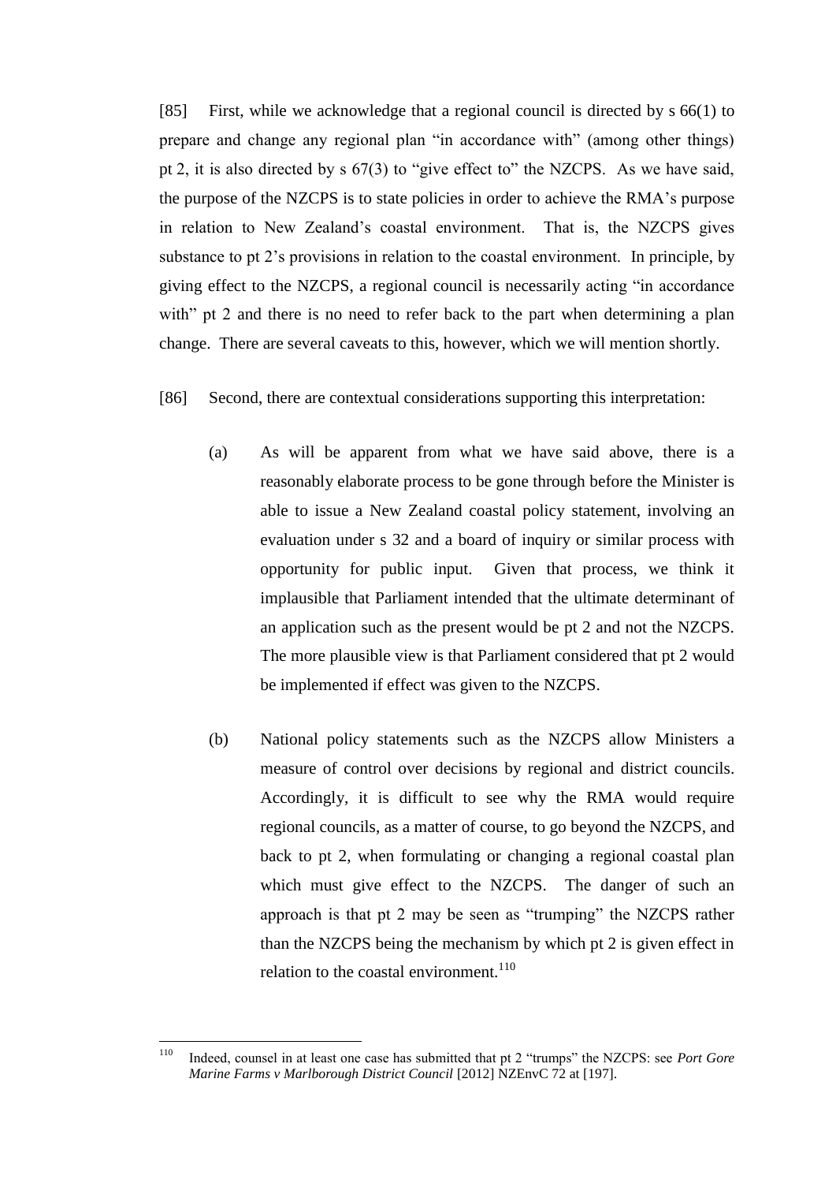[85] First, while we acknowledge that a regional council is directed by s 66(1) to prepare and change any regional plan "in accordance with" (among other things) pt 2, it is also directed by s 67(3) to "give effect to" the NZCPS. As we have said, the purpose of the NZCPS is to state policies in order to achieve the RMA's purpose in relation to New Zealand's coastal environment. That is, the NZCPS gives substance to pt 2's provisions in relation to the coastal environment. In principle, by giving effect to the NZCPS, a regional council is necessarily acting "in accordance with" pt 2 and there is no need to refer back to the part when determining a plan change. There are several caveats to this, however, which we will mention shortly.

[86] Second, there are contextual considerations supporting this interpretation:

(a) As will be apparent from what we have said above, there is a reasonably elaborate process to be gone through before the Minister is able to issue a New Zealand coastal policy statement, involving an evaluation under s 32 and a board of inquiry or similar process with opportunity for public input. Given that process, we think it implausible that Parliament intended that the ultimate determinant of an application such as the present would be pt 2 and not the NZCPS. The more plausible view is that Parliament considered that pt 2 would be implemented if effect was given to the NZCPS.

(b) National policy statements such as the NZCPS allow Ministers a measure of control over decisions by regional and district councils. Accordingly, it is difficult to see why the RMA would require regional councils, as a matter of course, to go beyond the NZCPS, and back to pt 2, when formulating or changing a regional coastal plan which must give effect to the NZCPS. The danger of such an approach is that pt 2 may be seen as "trumping" the NZCPS rather than the NZCPS being the mechanism by which pt 2 is given effect in relation to the coastal environment.[110]

---

[110] Indeed, counsel in at least one case has submitted that pt 2 "trumps" the NZCPS: see *Port Gore Marine Farms v Marlborough District Council* [2012] NZEnvC 72 at [197].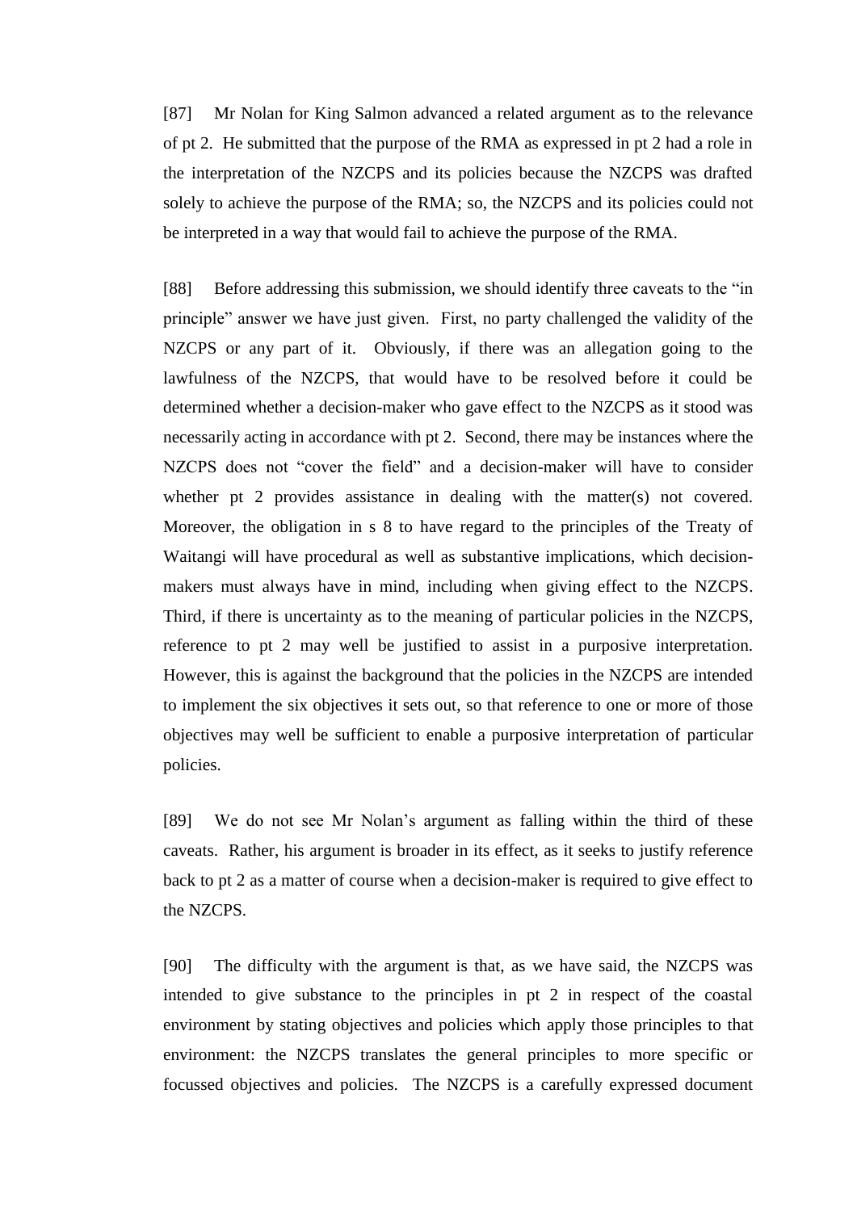[87] Mr Nolan for King Salmon advanced a related argument as to the relevance of pt 2. He submitted that the purpose of the RMA as expressed in pt 2 had a role in the interpretation of the NZCPS and its policies because the NZCPS was drafted solely to achieve the purpose of the RMA; so, the NZCPS and its policies could not be interpreted in a way that would fail to achieve the purpose of the RMA.

[88] Before addressing this submission, we should identify three caveats to the "in principle" answer we have just given. First, no party challenged the validity of the NZCPS or any part of it. Obviously, if there was an allegation going to the lawfulness of the NZCPS, that would have to be resolved before it could be determined whether a decision-maker who gave effect to the NZCPS as it stood was necessarily acting in accordance with pt 2. Second, there may be instances where the NZCPS does not "cover the field" and a decision-maker will have to consider whether pt 2 provides assistance in dealing with the matter(s) not covered. Moreover, the obligation in s 8 to have regard to the principles of the Treaty of Waitangi will have procedural as well as substantive implications, which decision-makers must always have in mind, including when giving effect to the NZCPS. Third, if there is uncertainty as to the meaning of particular policies in the NZCPS, reference to pt 2 may well be justified to assist in a purposive interpretation. However, this is against the background that the policies in the NZCPS are intended to implement the six objectives it sets out, so that reference to one or more of those objectives may well be sufficient to enable a purposive interpretation of particular policies.

[89] We do not see Mr Nolan's argument as falling within the third of these caveats. Rather, his argument is broader in its effect, as it seeks to justify reference back to pt 2 as a matter of course when a decision-maker is required to give effect to the NZCPS.

[90] The difficulty with the argument is that, as we have said, the NZCPS was intended to give substance to the principles in pt 2 in respect of the coastal environment by stating objectives and policies which apply those principles to that environment: the NZCPS translates the general principles to more specific or focussed objectives and policies. The NZCPS is a carefully expressed document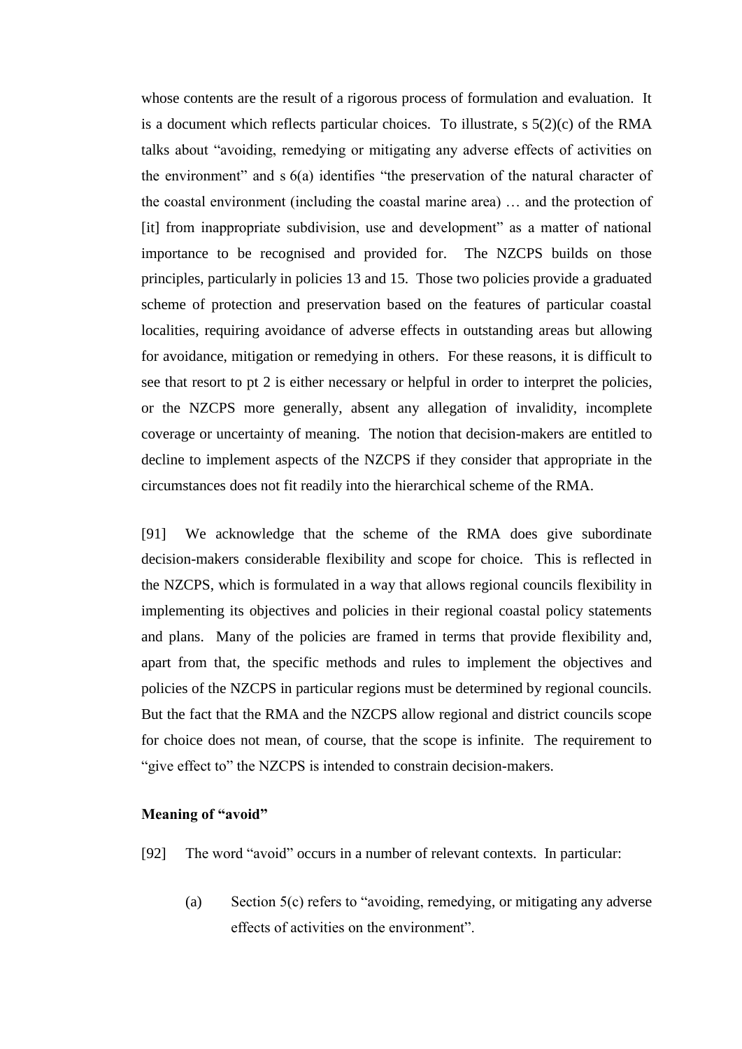whose contents are the result of a rigorous process of formulation and evaluation. It is a document which reflects particular choices. To illustrate, s 5(2)(c) of the RMA talks about "avoiding, remedying or mitigating any adverse effects of activities on the environment" and s 6(a) identifies "the preservation of the natural character of the coastal environment (including the coastal marine area) … and the protection of [it] from inappropriate subdivision, use and development" as a matter of national importance to be recognised and provided for. The NZCPS builds on those principles, particularly in policies 13 and 15. Those two policies provide a graduated scheme of protection and preservation based on the features of particular coastal localities, requiring avoidance of adverse effects in outstanding areas but allowing for avoidance, mitigation or remedying in others. For these reasons, it is difficult to see that resort to pt 2 is either necessary or helpful in order to interpret the policies, or the NZCPS more generally, absent any allegation of invalidity, incomplete coverage or uncertainty of meaning. The notion that decision-makers are entitled to decline to implement aspects of the NZCPS if they consider that appropriate in the circumstances does not fit readily into the hierarchical scheme of the RMA.

[91] We acknowledge that the scheme of the RMA does give subordinate decision-makers considerable flexibility and scope for choice. This is reflected in the NZCPS, which is formulated in a way that allows regional councils flexibility in implementing its objectives and policies in their regional coastal policy statements and plans. Many of the policies are framed in terms that provide flexibility and, apart from that, the specific methods and rules to implement the objectives and policies of the NZCPS in particular regions must be determined by regional councils. But the fact that the RMA and the NZCPS allow regional and district councils scope for choice does not mean, of course, that the scope is infinite. The requirement to "give effect to" the NZCPS is intended to constrain decision-makers.

**Meaning of "avoid"**

[92] The word "avoid" occurs in a number of relevant contexts. In particular:

(a) Section 5(c) refers to "avoiding, remedying, or mitigating any adverse effects of activities on the environment".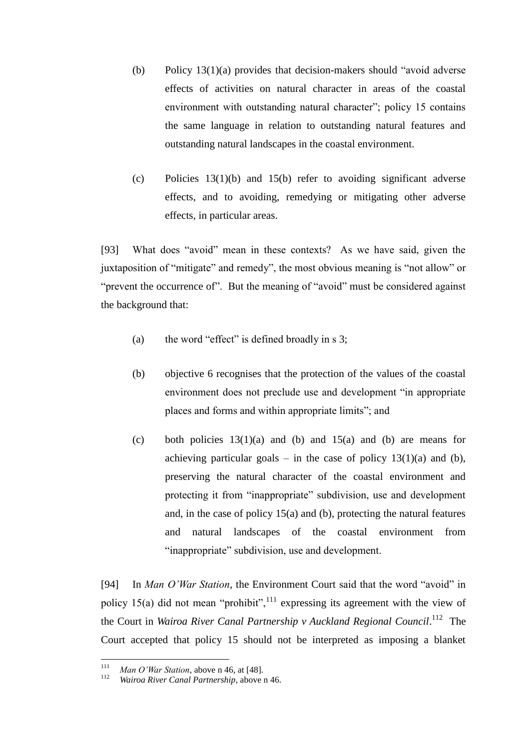(b) Policy 13(1)(a) provides that decision-makers should "avoid adverse effects of activities on natural character in areas of the coastal environment with outstanding natural character"; policy 15 contains the same language in relation to outstanding natural features and outstanding natural landscapes in the coastal environment.

(c) Policies 13(1)(b) and 15(b) refer to avoiding significant adverse effects, and to avoiding, remedying or mitigating other adverse effects, in particular areas.

[93] What does "avoid" mean in these contexts? As we have said, given the juxtaposition of "mitigate" and remedy", the most obvious meaning is "not allow" or "prevent the occurrence of". But the meaning of "avoid" must be considered against the background that:

(a) the word "effect" is defined broadly in s 3;

(b) objective 6 recognises that the protection of the values of the coastal environment does not preclude use and development "in appropriate places and forms and within appropriate limits"; and

(c) both policies 13(1)(a) and (b) and 15(a) and (b) are means for achieving particular goals – in the case of policy 13(1)(a) and (b), preserving the natural character of the coastal environment and protecting it from "inappropriate" subdivision, use and development and, in the case of policy 15(a) and (b), protecting the natural features and natural landscapes of the coastal environment from "inappropriate" subdivision, use and development.

[94] In *Man O'War Station*, the Environment Court said that the word "avoid" in policy 15(a) did not mean "prohibit",[111] expressing its agreement with the view of the Court in *Wairoa River Canal Partnership v Auckland Regional Council*.[112] The Court accepted that policy 15 should not be interpreted as imposing a blanket

---

[111] *Man O'War Station*, above n 46, at [48].

[112] *Wairoa River Canal Partnership*, above n 46.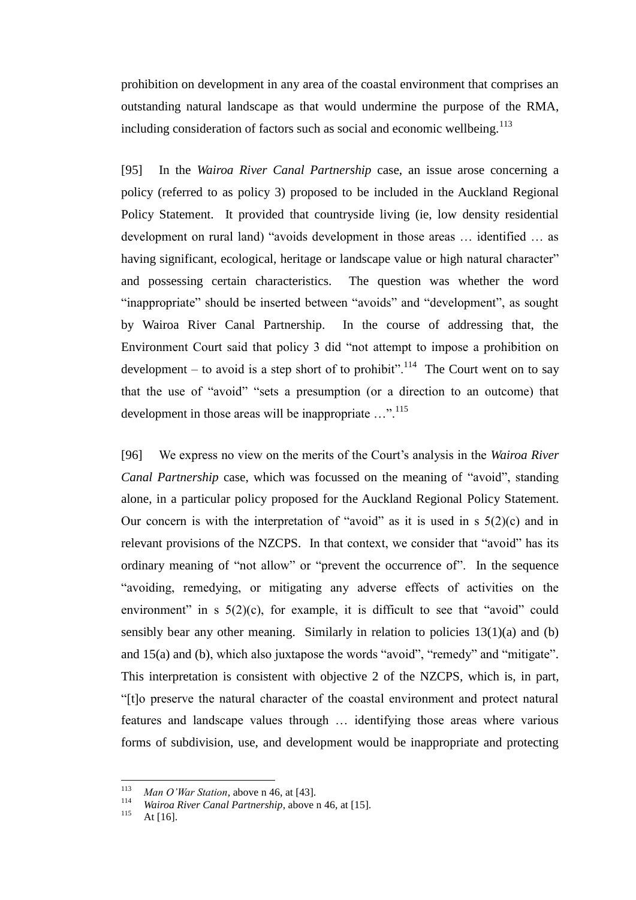prohibition on development in any area of the coastal environment that comprises an outstanding natural landscape as that would undermine the purpose of the RMA, including consideration of factors such as social and economic wellbeing.[113]

[95] In the *Wairoa River Canal Partnership* case, an issue arose concerning a policy (referred to as policy 3) proposed to be included in the Auckland Regional Policy Statement. It provided that countryside living (ie, low density residential development on rural land) "avoids development in those areas … identified … as having significant, ecological, heritage or landscape value or high natural character" and possessing certain characteristics. The question was whether the word "inappropriate" should be inserted between "avoids" and "development", as sought by Wairoa River Canal Partnership. In the course of addressing that, the Environment Court said that policy 3 did "not attempt to impose a prohibition on development – to avoid is a step short of to prohibit".[114] The Court went on to say that the use of "avoid" "sets a presumption (or a direction to an outcome) that development in those areas will be inappropriate …".[115]

[96] We express no view on the merits of the Court's analysis in the *Wairoa River Canal Partnership* case, which was focussed on the meaning of "avoid", standing alone, in a particular policy proposed for the Auckland Regional Policy Statement. Our concern is with the interpretation of "avoid" as it is used in s 5(2)(c) and in relevant provisions of the NZCPS. In that context, we consider that "avoid" has its ordinary meaning of "not allow" or "prevent the occurrence of". In the sequence "avoiding, remedying, or mitigating any adverse effects of activities on the environment" in s 5(2)(c), for example, it is difficult to see that "avoid" could sensibly bear any other meaning. Similarly in relation to policies 13(1)(a) and (b) and 15(a) and (b), which also juxtapose the words "avoid", "remedy" and "mitigate". This interpretation is consistent with objective 2 of the NZCPS, which is, in part, "[t]o preserve the natural character of the coastal environment and protect natural features and landscape values through … identifying those areas where various forms of subdivision, use, and development would be inappropriate and protecting

---

[113] *Man O'War Station*, above n 46, at [43].

[114] *Wairoa River Canal Partnership*, above n 46, at [15].

[115] At [16].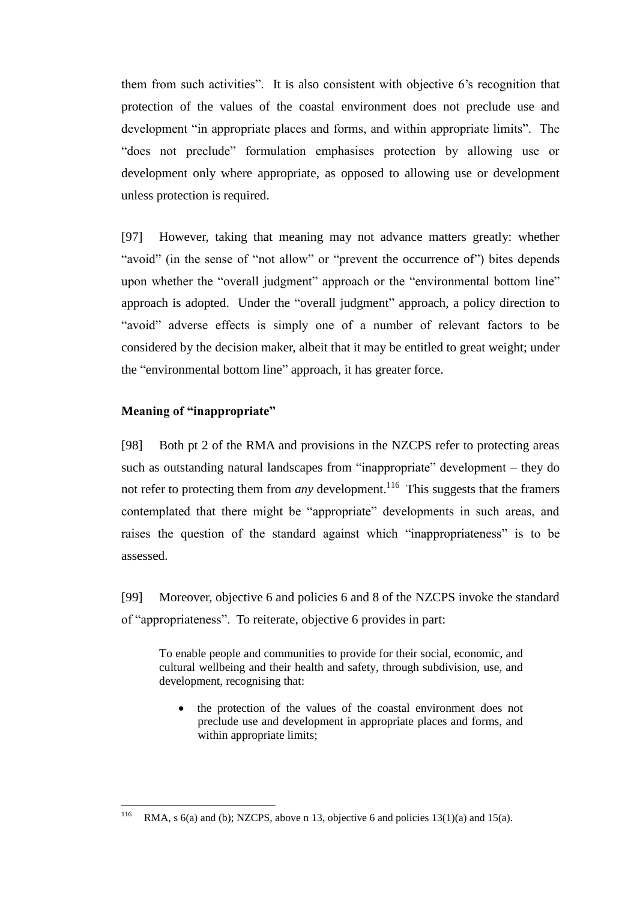them from such activities". It is also consistent with objective 6's recognition that protection of the values of the coastal environment does not preclude use and development "in appropriate places and forms, and within appropriate limits". The "does not preclude" formulation emphasises protection by allowing use or development only where appropriate, as opposed to allowing use or development unless protection is required.

[97] However, taking that meaning may not advance matters greatly: whether "avoid" (in the sense of "not allow" or "prevent the occurrence of") bites depends upon whether the "overall judgment" approach or the "environmental bottom line" approach is adopted. Under the "overall judgment" approach, a policy direction to "avoid" adverse effects is simply one of a number of relevant factors to be considered by the decision maker, albeit that it may be entitled to great weight; under the "environmental bottom line" approach, it has greater force.

### Meaning of "inappropriate"

[98] Both pt 2 of the RMA and provisions in the NZCPS refer to protecting areas such as outstanding natural landscapes from "inappropriate" development – they do not refer to protecting them from *any* development.[116] This suggests that the framers contemplated that there might be "appropriate" developments in such areas, and raises the question of the standard against which "inappropriateness" is to be assessed.

[99] Moreover, objective 6 and policies 6 and 8 of the NZCPS invoke the standard of "appropriateness". To reiterate, objective 6 provides in part:

> To enable people and communities to provide for their social, economic, and cultural wellbeing and their health and safety, through subdivision, use, and development, recognising that:
>
> - the protection of the values of the coastal environment does not preclude use and development in appropriate places and forms, and within appropriate limits;

---

[116] RMA, s 6(a) and (b); NZCPS, above n 13, objective 6 and policies 13(1)(a) and 15(a).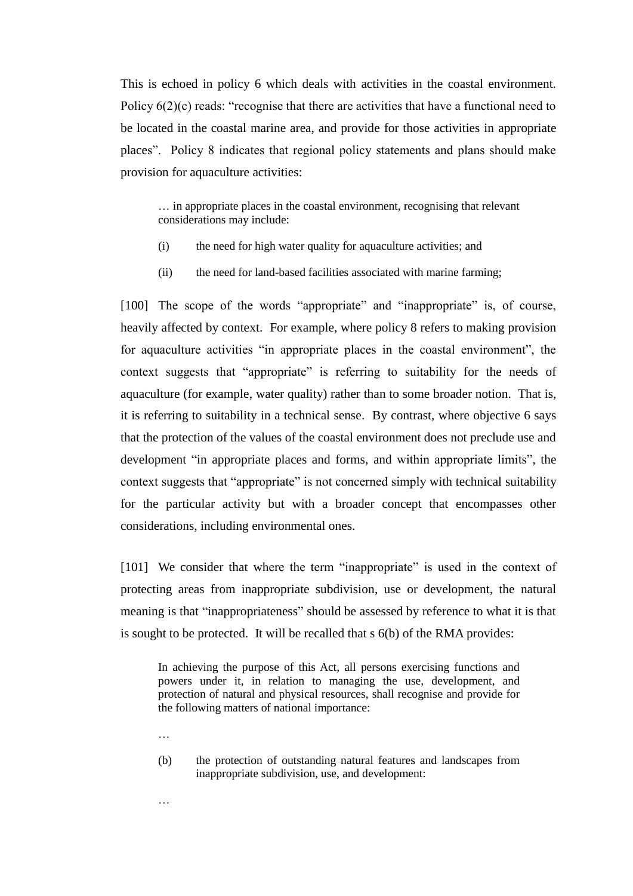This is echoed in policy 6 which deals with activities in the coastal environment. Policy 6(2)(c) reads: "recognise that there are activities that have a functional need to be located in the coastal marine area, and provide for those activities in appropriate places". Policy 8 indicates that regional policy statements and plans should make provision for aquaculture activities:

> … in appropriate places in the coastal environment, recognising that relevant considerations may include:
>
> (i) the need for high water quality for aquaculture activities; and
>
> (ii) the need for land-based facilities associated with marine farming;

[100] The scope of the words "appropriate" and "inappropriate" is, of course, heavily affected by context. For example, where policy 8 refers to making provision for aquaculture activities "in appropriate places in the coastal environment", the context suggests that "appropriate" is referring to suitability for the needs of aquaculture (for example, water quality) rather than to some broader notion. That is, it is referring to suitability in a technical sense. By contrast, where objective 6 says that the protection of the values of the coastal environment does not preclude use and development "in appropriate places and forms, and within appropriate limits", the context suggests that "appropriate" is not concerned simply with technical suitability for the particular activity but with a broader concept that encompasses other considerations, including environmental ones.

[101] We consider that where the term "inappropriate" is used in the context of protecting areas from inappropriate subdivision, use or development, the natural meaning is that "inappropriateness" should be assessed by reference to what it is that is sought to be protected. It will be recalled that s 6(b) of the RMA provides:

> In achieving the purpose of this Act, all persons exercising functions and powers under it, in relation to managing the use, development, and protection of natural and physical resources, shall recognise and provide for the following matters of national importance:
>
> …
>
> (b) the protection of outstanding natural features and landscapes from inappropriate subdivision, use, and development:
>
> …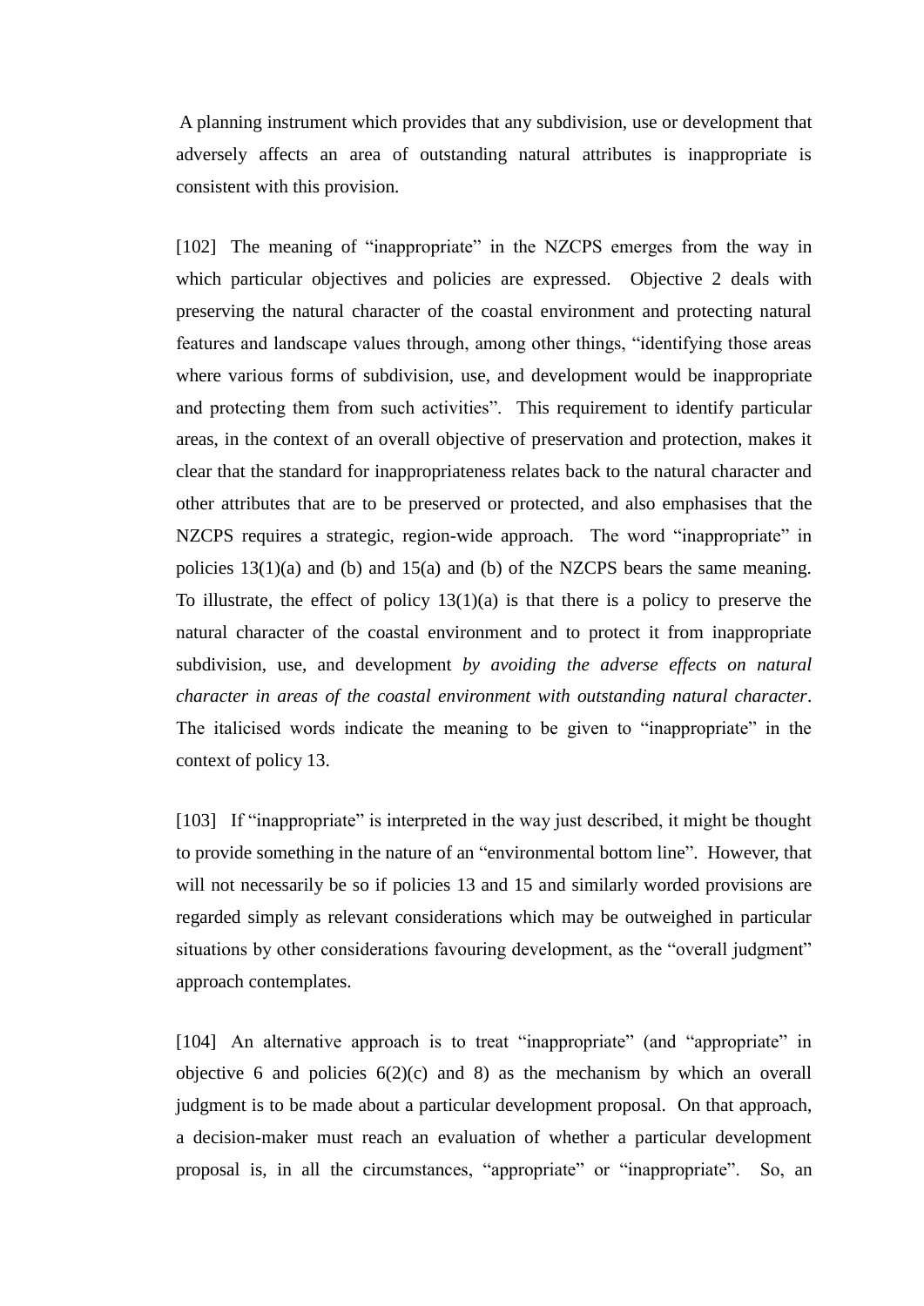A planning instrument which provides that any subdivision, use or development that adversely affects an area of outstanding natural attributes is inappropriate is consistent with this provision.

[102] The meaning of "inappropriate" in the NZCPS emerges from the way in which particular objectives and policies are expressed. Objective 2 deals with preserving the natural character of the coastal environment and protecting natural features and landscape values through, among other things, "identifying those areas where various forms of subdivision, use, and development would be inappropriate and protecting them from such activities". This requirement to identify particular areas, in the context of an overall objective of preservation and protection, makes it clear that the standard for inappropriateness relates back to the natural character and other attributes that are to be preserved or protected, and also emphasises that the NZCPS requires a strategic, region-wide approach. The word "inappropriate" in policies 13(1)(a) and (b) and 15(a) and (b) of the NZCPS bears the same meaning. To illustrate, the effect of policy 13(1)(a) is that there is a policy to preserve the natural character of the coastal environment and to protect it from inappropriate subdivision, use, and development *by avoiding the adverse effects on natural character in areas of the coastal environment with outstanding natural character*. The italicised words indicate the meaning to be given to "inappropriate" in the context of policy 13.

[103] If "inappropriate" is interpreted in the way just described, it might be thought to provide something in the nature of an "environmental bottom line". However, that will not necessarily be so if policies 13 and 15 and similarly worded provisions are regarded simply as relevant considerations which may be outweighed in particular situations by other considerations favouring development, as the "overall judgment" approach contemplates.

[104] An alternative approach is to treat "inappropriate" (and "appropriate" in objective 6 and policies 6(2)(c) and 8) as the mechanism by which an overall judgment is to be made about a particular development proposal. On that approach, a decision-maker must reach an evaluation of whether a particular development proposal is, in all the circumstances, "appropriate" or "inappropriate". So, an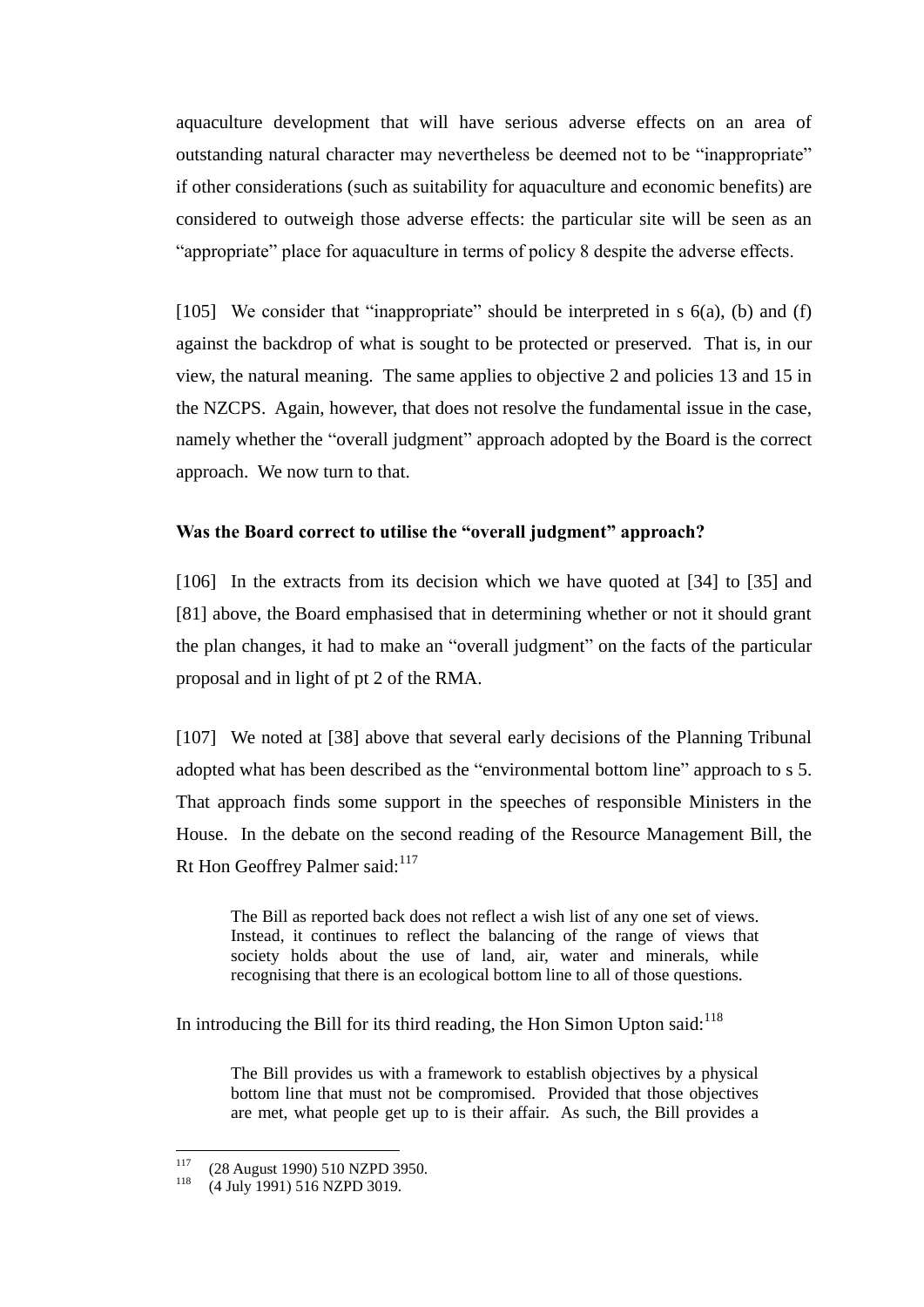aquaculture development that will have serious adverse effects on an area of outstanding natural character may nevertheless be deemed not to be "inappropriate" if other considerations (such as suitability for aquaculture and economic benefits) are considered to outweigh those adverse effects: the particular site will be seen as an "appropriate" place for aquaculture in terms of policy 8 despite the adverse effects.

[105] We consider that "inappropriate" should be interpreted in s 6(a), (b) and (f) against the backdrop of what is sought to be protected or preserved. That is, in our view, the natural meaning. The same applies to objective 2 and policies 13 and 15 in the NZCPS. Again, however, that does not resolve the fundamental issue in the case, namely whether the "overall judgment" approach adopted by the Board is the correct approach. We now turn to that.

**Was the Board correct to utilise the "overall judgment" approach?**

[106] In the extracts from its decision which we have quoted at [34] to [35] and [81] above, the Board emphasised that in determining whether or not it should grant the plan changes, it had to make an "overall judgment" on the facts of the particular proposal and in light of pt 2 of the RMA.

[107] We noted at [38] above that several early decisions of the Planning Tribunal adopted what has been described as the "environmental bottom line" approach to s 5. That approach finds some support in the speeches of responsible Ministers in the House. In the debate on the second reading of the Resource Management Bill, the Rt Hon Geoffrey Palmer said:[117]

> The Bill as reported back does not reflect a wish list of any one set of views. Instead, it continues to reflect the balancing of the range of views that society holds about the use of land, air, water and minerals, while recognising that there is an ecological bottom line to all of those questions.

In introducing the Bill for its third reading, the Hon Simon Upton said:[118]

> The Bill provides us with a framework to establish objectives by a physical bottom line that must not be compromised. Provided that those objectives are met, what people get up to is their affair. As such, the Bill provides a

---

[117] (28 August 1990) 510 NZPD 3950.

[118] (4 July 1991) 516 NZPD 3019.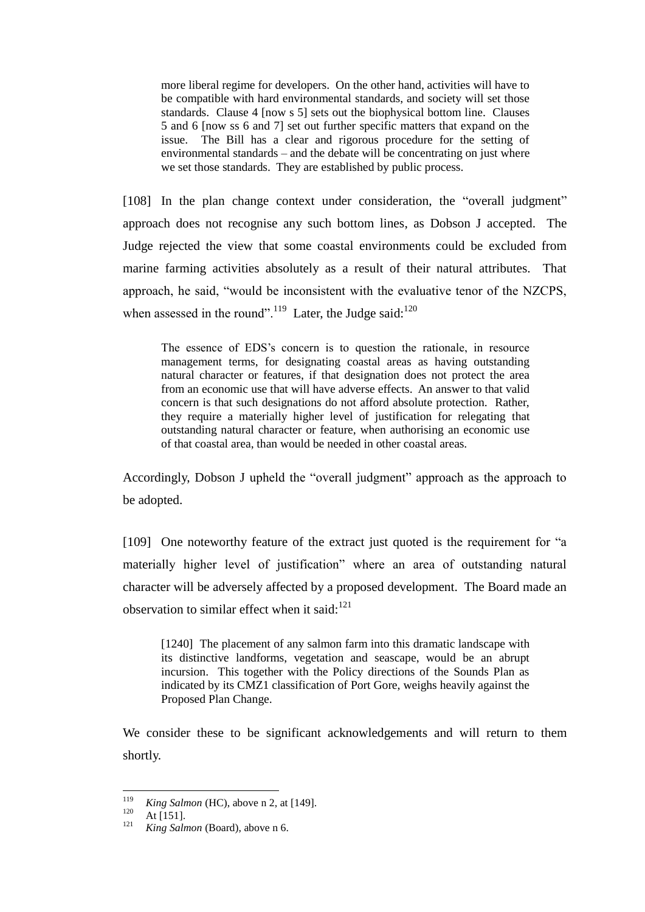> more liberal regime for developers. On the other hand, activities will have to be compatible with hard environmental standards, and society will set those standards. Clause 4 [now s 5] sets out the biophysical bottom line. Clauses 5 and 6 [now ss 6 and 7] set out further specific matters that expand on the issue. The Bill has a clear and rigorous procedure for the setting of environmental standards – and the debate will be concentrating on just where we set those standards. They are established by public process.

[108] In the plan change context under consideration, the "overall judgment" approach does not recognise any such bottom lines, as Dobson J accepted. The Judge rejected the view that some coastal environments could be excluded from marine farming activities absolutely as a result of their natural attributes. That approach, he said, "would be inconsistent with the evaluative tenor of the NZCPS, when assessed in the round".[119] Later, the Judge said:[120]

> The essence of EDS's concern is to question the rationale, in resource management terms, for designating coastal areas as having outstanding natural character or features, if that designation does not protect the area from an economic use that will have adverse effects. An answer to that valid concern is that such designations do not afford absolute protection. Rather, they require a materially higher level of justification for relegating that outstanding natural character or feature, when authorising an economic use of that coastal area, than would be needed in other coastal areas.

Accordingly, Dobson J upheld the "overall judgment" approach as the approach to be adopted.

[109] One noteworthy feature of the extract just quoted is the requirement for "a materially higher level of justification" where an area of outstanding natural character will be adversely affected by a proposed development. The Board made an observation to similar effect when it said:[121]

> [1240] The placement of any salmon farm into this dramatic landscape with its distinctive landforms, vegetation and seascape, would be an abrupt incursion. This together with the Policy directions of the Sounds Plan as indicated by its CMZ1 classification of Port Gore, weighs heavily against the Proposed Plan Change.

We consider these to be significant acknowledgements and will return to them shortly.

---

[119] *King Salmon* (HC), above n 2, at [149].

[120] At [151].

[121] *King Salmon* (Board), above n 6.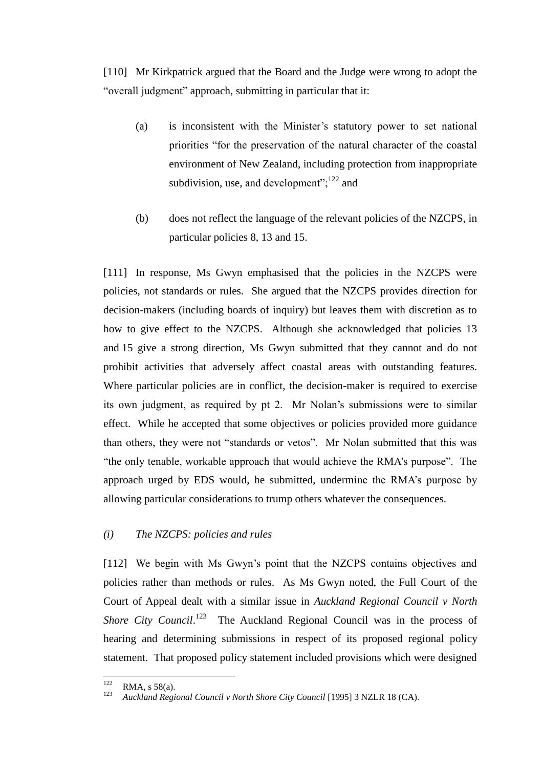[110] Mr Kirkpatrick argued that the Board and the Judge were wrong to adopt the "overall judgment" approach, submitting in particular that it:

(a) is inconsistent with the Minister's statutory power to set national priorities "for the preservation of the natural character of the coastal environment of New Zealand, including protection from inappropriate subdivision, use, and development";[122] and

(b) does not reflect the language of the relevant policies of the NZCPS, in particular policies 8, 13 and 15.

[111] In response, Ms Gwyn emphasised that the policies in the NZCPS were policies, not standards or rules. She argued that the NZCPS provides direction for decision-makers (including boards of inquiry) but leaves them with discretion as to how to give effect to the NZCPS. Although she acknowledged that policies 13 and 15 give a strong direction, Ms Gwyn submitted that they cannot and do not prohibit activities that adversely affect coastal areas with outstanding features. Where particular policies are in conflict, the decision-maker is required to exercise its own judgment, as required by pt 2. Mr Nolan's submissions were to similar effect. While he accepted that some objectives or policies provided more guidance than others, they were not "standards or vetos". Mr Nolan submitted that this was "the only tenable, workable approach that would achieve the RMA's purpose". The approach urged by EDS would, he submitted, undermine the RMA's purpose by allowing particular considerations to trump others whatever the consequences.

*(i) The NZCPS: policies and rules*

[112] We begin with Ms Gwyn's point that the NZCPS contains objectives and policies rather than methods or rules. As Ms Gwyn noted, the Full Court of the Court of Appeal dealt with a similar issue in *Auckland Regional Council v North Shore City Council*.[123] The Auckland Regional Council was in the process of hearing and determining submissions in respect of its proposed regional policy statement. That proposed policy statement included provisions which were designed

---

[122] RMA, s 58(a).

[123] *Auckland Regional Council v North Shore City Council* [1995] 3 NZLR 18 (CA).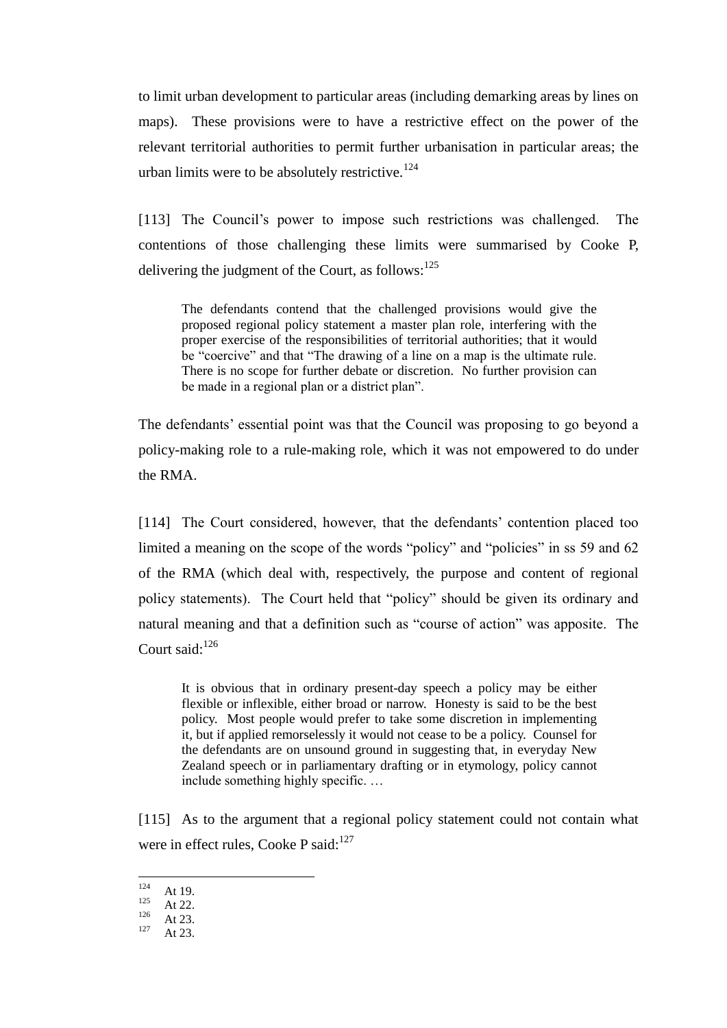to limit urban development to particular areas (including demarking areas by lines on maps). These provisions were to have a restrictive effect on the power of the relevant territorial authorities to permit further urbanisation in particular areas; the urban limits were to be absolutely restrictive.[124]

[113] The Council's power to impose such restrictions was challenged. The contentions of those challenging these limits were summarised by Cooke P, delivering the judgment of the Court, as follows:[125]

> The defendants contend that the challenged provisions would give the proposed regional policy statement a master plan role, interfering with the proper exercise of the responsibilities of territorial authorities; that it would be "coercive" and that "The drawing of a line on a map is the ultimate rule. There is no scope for further debate or discretion. No further provision can be made in a regional plan or a district plan".

The defendants' essential point was that the Council was proposing to go beyond a policy-making role to a rule-making role, which it was not empowered to do under the RMA.

[114] The Court considered, however, that the defendants' contention placed too limited a meaning on the scope of the words "policy" and "policies" in ss 59 and 62 of the RMA (which deal with, respectively, the purpose and content of regional policy statements). The Court held that "policy" should be given its ordinary and natural meaning and that a definition such as "course of action" was apposite. The Court said:[126]

> It is obvious that in ordinary present-day speech a policy may be either flexible or inflexible, either broad or narrow. Honesty is said to be the best policy. Most people would prefer to take some discretion in implementing it, but if applied remorselessly it would not cease to be a policy. Counsel for the defendants are on unsound ground in suggesting that, in everyday New Zealand speech or in parliamentary drafting or in etymology, policy cannot include something highly specific. …

[115] As to the argument that a regional policy statement could not contain what were in effect rules, Cooke P said:[127]

---

[124] At 19.
[125] At 22.
[126] At 23.
[127] At 23.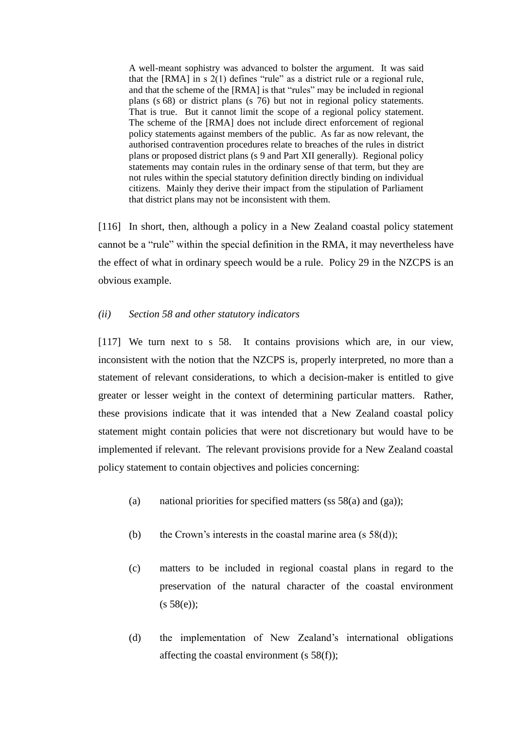> A well-meant sophistry was advanced to bolster the argument. It was said that the [RMA] in s 2(1) defines "rule" as a district rule or a regional rule, and that the scheme of the [RMA] is that "rules" may be included in regional plans (s 68) or district plans (s 76) but not in regional policy statements. That is true. But it cannot limit the scope of a regional policy statement. The scheme of the [RMA] does not include direct enforcement of regional policy statements against members of the public. As far as now relevant, the authorised contravention procedures relate to breaches of the rules in district plans or proposed district plans (s 9 and Part XII generally). Regional policy statements may contain rules in the ordinary sense of that term, but they are not rules within the special statutory definition directly binding on individual citizens. Mainly they derive their impact from the stipulation of Parliament that district plans may not be inconsistent with them.

[116] In short, then, although a policy in a New Zealand coastal policy statement cannot be a "rule" within the special definition in the RMA, it may nevertheless have the effect of what in ordinary speech would be a rule. Policy 29 in the NZCPS is an obvious example.

*(ii) Section 58 and other statutory indicators*

[117] We turn next to s 58. It contains provisions which are, in our view, inconsistent with the notion that the NZCPS is, properly interpreted, no more than a statement of relevant considerations, to which a decision-maker is entitled to give greater or lesser weight in the context of determining particular matters. Rather, these provisions indicate that it was intended that a New Zealand coastal policy statement might contain policies that were not discretionary but would have to be implemented if relevant. The relevant provisions provide for a New Zealand coastal policy statement to contain objectives and policies concerning:

(a) national priorities for specified matters (ss 58(a) and (ga));

(b) the Crown's interests in the coastal marine area (s 58(d));

(c) matters to be included in regional coastal plans in regard to the preservation of the natural character of the coastal environment (s 58(e));

(d) the implementation of New Zealand's international obligations affecting the coastal environment (s 58(f));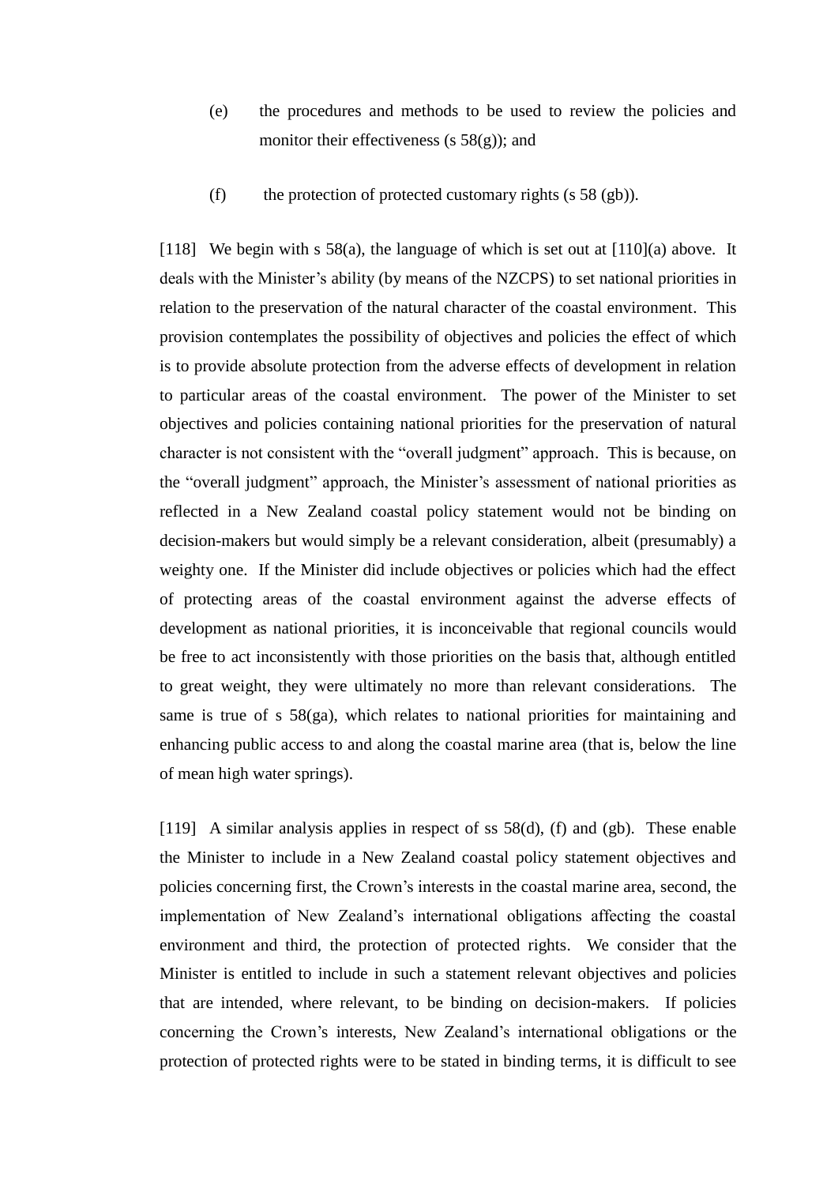(e) the procedures and methods to be used to review the policies and monitor their effectiveness (s 58(g)); and

(f) the protection of protected customary rights (s 58 (gb)).

[118] We begin with s 58(a), the language of which is set out at [110](a) above. It deals with the Minister's ability (by means of the NZCPS) to set national priorities in relation to the preservation of the natural character of the coastal environment. This provision contemplates the possibility of objectives and policies the effect of which is to provide absolute protection from the adverse effects of development in relation to particular areas of the coastal environment. The power of the Minister to set objectives and policies containing national priorities for the preservation of natural character is not consistent with the "overall judgment" approach. This is because, on the "overall judgment" approach, the Minister's assessment of national priorities as reflected in a New Zealand coastal policy statement would not be binding on decision-makers but would simply be a relevant consideration, albeit (presumably) a weighty one. If the Minister did include objectives or policies which had the effect of protecting areas of the coastal environment against the adverse effects of development as national priorities, it is inconceivable that regional councils would be free to act inconsistently with those priorities on the basis that, although entitled to great weight, they were ultimately no more than relevant considerations. The same is true of s 58(ga), which relates to national priorities for maintaining and enhancing public access to and along the coastal marine area (that is, below the line of mean high water springs).

[119] A similar analysis applies in respect of ss 58(d), (f) and (gb). These enable the Minister to include in a New Zealand coastal policy statement objectives and policies concerning first, the Crown's interests in the coastal marine area, second, the implementation of New Zealand's international obligations affecting the coastal environment and third, the protection of protected rights. We consider that the Minister is entitled to include in such a statement relevant objectives and policies that are intended, where relevant, to be binding on decision-makers. If policies concerning the Crown's interests, New Zealand's international obligations or the protection of protected rights were to be stated in binding terms, it is difficult to see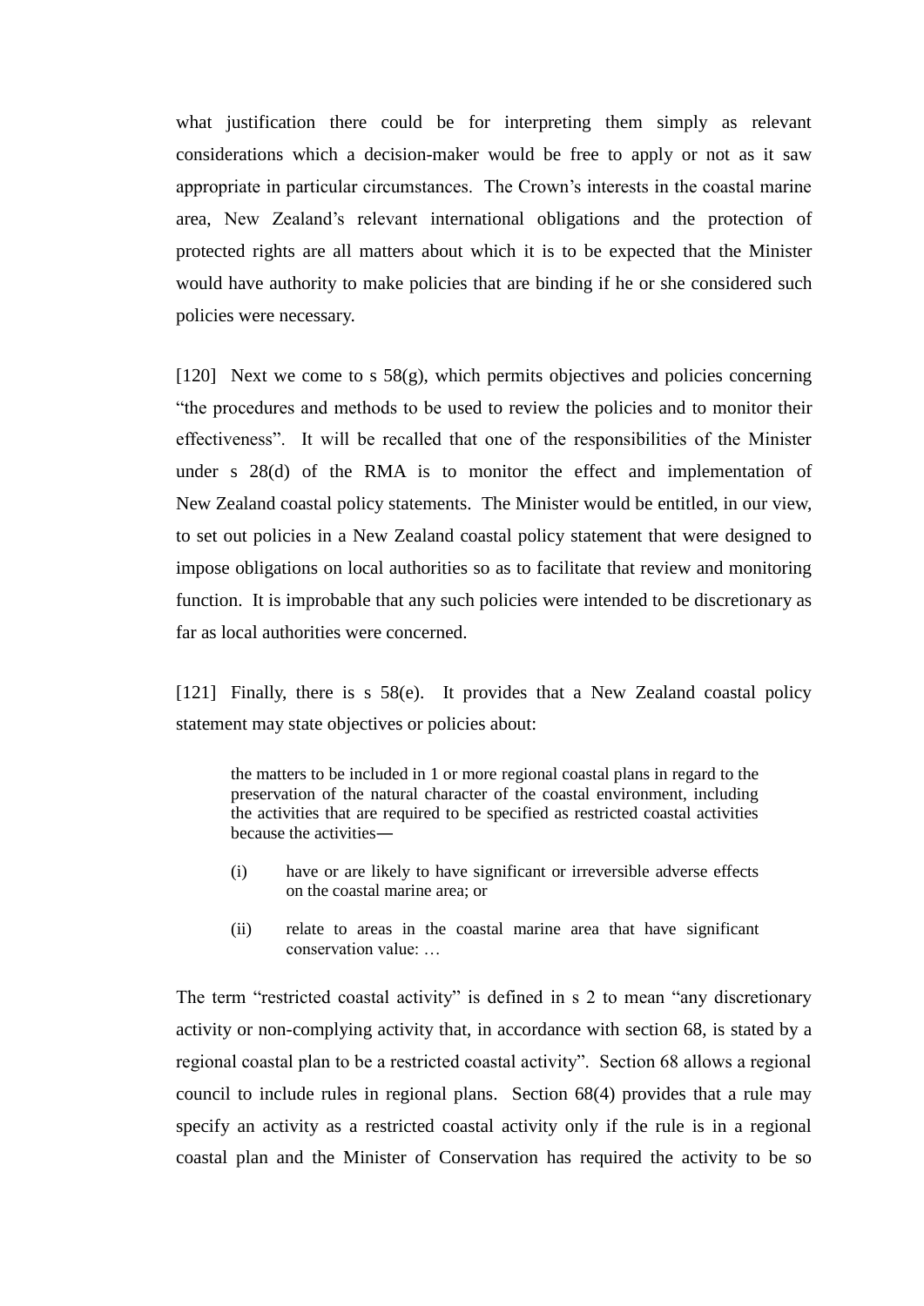what justification there could be for interpreting them simply as relevant considerations which a decision-maker would be free to apply or not as it saw appropriate in particular circumstances. The Crown's interests in the coastal marine area, New Zealand's relevant international obligations and the protection of protected rights are all matters about which it is to be expected that the Minister would have authority to make policies that are binding if he or she considered such policies were necessary.

[120] Next we come to s 58(g), which permits objectives and policies concerning "the procedures and methods to be used to review the policies and to monitor their effectiveness". It will be recalled that one of the responsibilities of the Minister under s 28(d) of the RMA is to monitor the effect and implementation of New Zealand coastal policy statements. The Minister would be entitled, in our view, to set out policies in a New Zealand coastal policy statement that were designed to impose obligations on local authorities so as to facilitate that review and monitoring function. It is improbable that any such policies were intended to be discretionary as far as local authorities were concerned.

[121] Finally, there is s 58(e). It provides that a New Zealand coastal policy statement may state objectives or policies about:

> the matters to be included in 1 or more regional coastal plans in regard to the preservation of the natural character of the coastal environment, including the activities that are required to be specified as restricted coastal activities because the activities—
>
> (i) have or are likely to have significant or irreversible adverse effects on the coastal marine area; or
>
> (ii) relate to areas in the coastal marine area that have significant conservation value: …

The term "restricted coastal activity" is defined in s 2 to mean "any discretionary activity or non-complying activity that, in accordance with section 68, is stated by a regional coastal plan to be a restricted coastal activity". Section 68 allows a regional council to include rules in regional plans. Section 68(4) provides that a rule may specify an activity as a restricted coastal activity only if the rule is in a regional coastal plan and the Minister of Conservation has required the activity to be so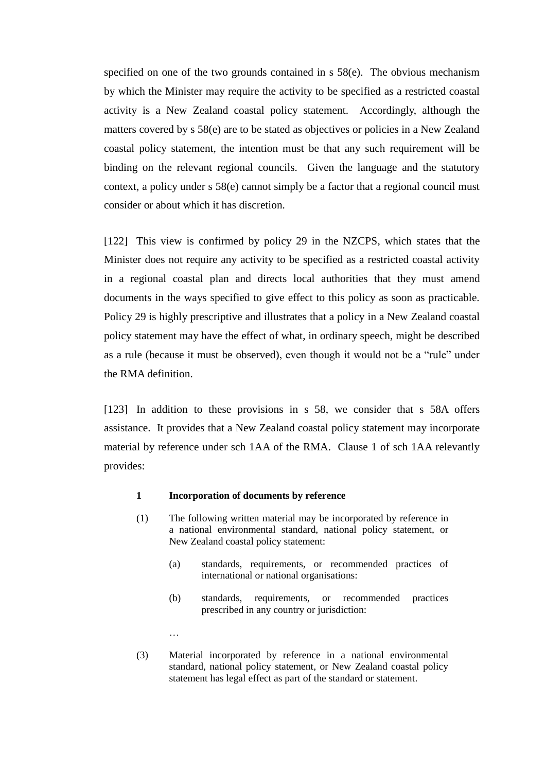specified on one of the two grounds contained in s 58(e). The obvious mechanism by which the Minister may require the activity to be specified as a restricted coastal activity is a New Zealand coastal policy statement. Accordingly, although the matters covered by s 58(e) are to be stated as objectives or policies in a New Zealand coastal policy statement, the intention must be that any such requirement will be binding on the relevant regional councils. Given the language and the statutory context, a policy under s 58(e) cannot simply be a factor that a regional council must consider or about which it has discretion.

[122] This view is confirmed by policy 29 in the NZCPS, which states that the Minister does not require any activity to be specified as a restricted coastal activity in a regional coastal plan and directs local authorities that they must amend documents in the ways specified to give effect to this policy as soon as practicable. Policy 29 is highly prescriptive and illustrates that a policy in a New Zealand coastal policy statement may have the effect of what, in ordinary speech, might be described as a rule (because it must be observed), even though it would not be a "rule" under the RMA definition.

[123] In addition to these provisions in s 58, we consider that s 58A offers assistance. It provides that a New Zealand coastal policy statement may incorporate material by reference under sch 1AA of the RMA. Clause 1 of sch 1AA relevantly provides:

> **1 Incorporation of documents by reference**
>
> (1) The following written material may be incorporated by reference in a national environmental standard, national policy statement, or New Zealand coastal policy statement:
>
> (a) standards, requirements, or recommended practices of international or national organisations:
>
> (b) standards, requirements, or recommended practices prescribed in any country or jurisdiction:
>
> …
>
> (3) Material incorporated by reference in a national environmental standard, national policy statement, or New Zealand coastal policy statement has legal effect as part of the standard or statement.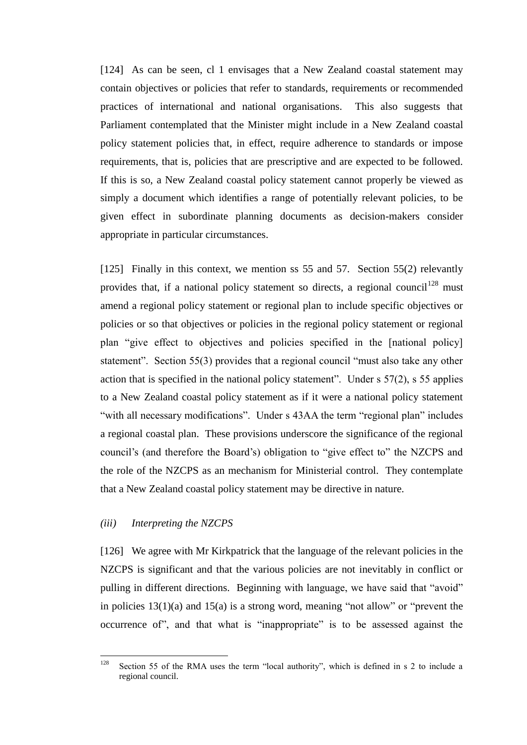[124] As can be seen, cl 1 envisages that a New Zealand coastal statement may contain objectives or policies that refer to standards, requirements or recommended practices of international and national organisations. This also suggests that Parliament contemplated that the Minister might include in a New Zealand coastal policy statement policies that, in effect, require adherence to standards or impose requirements, that is, policies that are prescriptive and are expected to be followed. If this is so, a New Zealand coastal policy statement cannot properly be viewed as simply a document which identifies a range of potentially relevant policies, to be given effect in subordinate planning documents as decision-makers consider appropriate in particular circumstances.

[125] Finally in this context, we mention ss 55 and 57. Section 55(2) relevantly provides that, if a national policy statement so directs, a regional council[128] must amend a regional policy statement or regional plan to include specific objectives or policies or so that objectives or policies in the regional policy statement or regional plan "give effect to objectives and policies specified in the [national policy] statement". Section 55(3) provides that a regional council "must also take any other action that is specified in the national policy statement". Under s 57(2), s 55 applies to a New Zealand coastal policy statement as if it were a national policy statement "with all necessary modifications". Under s 43AA the term "regional plan" includes a regional coastal plan. These provisions underscore the significance of the regional council's (and therefore the Board's) obligation to "give effect to" the NZCPS and the role of the NZCPS as an mechanism for Ministerial control. They contemplate that a New Zealand coastal policy statement may be directive in nature.

### *(iii) Interpreting the NZCPS*

[126] We agree with Mr Kirkpatrick that the language of the relevant policies in the NZCPS is significant and that the various policies are not inevitably in conflict or pulling in different directions. Beginning with language, we have said that "avoid" in policies 13(1)(a) and 15(a) is a strong word, meaning "not allow" or "prevent the occurrence of", and that what is "inappropriate" is to be assessed against the

---

[128] Section 55 of the RMA uses the term "local authority", which is defined in s 2 to include a regional council.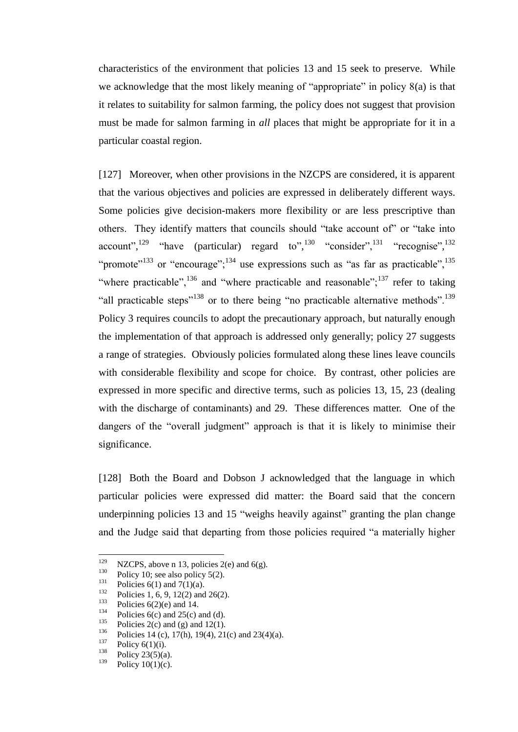characteristics of the environment that policies 13 and 15 seek to preserve. While we acknowledge that the most likely meaning of "appropriate" in policy 8(a) is that it relates to suitability for salmon farming, the policy does not suggest that provision must be made for salmon farming in *all* places that might be appropriate for it in a particular coastal region.

[127] Moreover, when other provisions in the NZCPS are considered, it is apparent that the various objectives and policies are expressed in deliberately different ways. Some policies give decision-makers more flexibility or are less prescriptive than others. They identify matters that councils should "take account of" or "take into account",[129] "have (particular) regard to",[130] "consider",[131] "recognise",[132] "promote"[133] or "encourage";[134] use expressions such as "as far as practicable",[135] "where practicable",[136] and "where practicable and reasonable";[137] refer to taking "all practicable steps"[138] or to there being "no practicable alternative methods".[139] Policy 3 requires councils to adopt the precautionary approach, but naturally enough the implementation of that approach is addressed only generally; policy 27 suggests a range of strategies. Obviously policies formulated along these lines leave councils with considerable flexibility and scope for choice. By contrast, other policies are expressed in more specific and directive terms, such as policies 13, 15, 23 (dealing with the discharge of contaminants) and 29. These differences matter. One of the dangers of the "overall judgment" approach is that it is likely to minimise their significance.

[128] Both the Board and Dobson J acknowledged that the language in which particular policies were expressed did matter: the Board said that the concern underpinning policies 13 and 15 "weighs heavily against" granting the plan change and the Judge said that departing from those policies required "a materially higher

---

[129] NZCPS, above n 13, policies 2(e) and 6(g).
[130] Policy 10; see also policy 5(2).
[131] Policies 6(1) and 7(1)(a).
[132] Policies 1, 6, 9, 12(2) and 26(2).
[133] Policies 6(2)(e) and 14.
[134] Policies 6(c) and 25(c) and (d).
[135] Policies 2(c) and (g) and 12(1).
[136] Policies 14 (c), 17(h), 19(4), 21(c) and 23(4)(a).
[137] Policy 6(1)(i).
[138] Policy 23(5)(a).
[139] Policy 10(1)(c).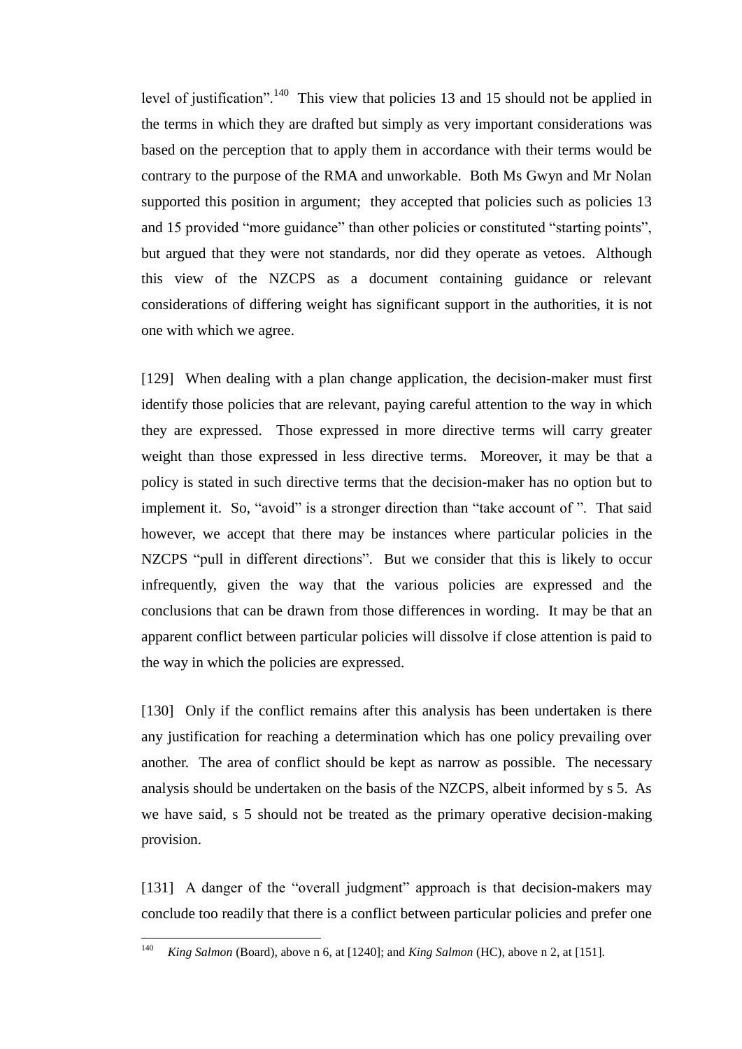level of justification".[140] This view that policies 13 and 15 should not be applied in the terms in which they are drafted but simply as very important considerations was based on the perception that to apply them in accordance with their terms would be contrary to the purpose of the RMA and unworkable. Both Ms Gwyn and Mr Nolan supported this position in argument; they accepted that policies such as policies 13 and 15 provided "more guidance" than other policies or constituted "starting points", but argued that they were not standards, nor did they operate as vetoes. Although this view of the NZCPS as a document containing guidance or relevant considerations of differing weight has significant support in the authorities, it is not one with which we agree.

[129] When dealing with a plan change application, the decision-maker must first identify those policies that are relevant, paying careful attention to the way in which they are expressed. Those expressed in more directive terms will carry greater weight than those expressed in less directive terms. Moreover, it may be that a policy is stated in such directive terms that the decision-maker has no option but to implement it. So, "avoid" is a stronger direction than "take account of ". That said however, we accept that there may be instances where particular policies in the NZCPS "pull in different directions". But we consider that this is likely to occur infrequently, given the way that the various policies are expressed and the conclusions that can be drawn from those differences in wording. It may be that an apparent conflict between particular policies will dissolve if close attention is paid to the way in which the policies are expressed.

[130] Only if the conflict remains after this analysis has been undertaken is there any justification for reaching a determination which has one policy prevailing over another. The area of conflict should be kept as narrow as possible. The necessary analysis should be undertaken on the basis of the NZCPS, albeit informed by s 5. As we have said, s 5 should not be treated as the primary operative decision-making provision.

[131] A danger of the "overall judgment" approach is that decision-makers may conclude too readily that there is a conflict between particular policies and prefer one

---

[140] *King Salmon* (Board), above n 6, at [1240]; and *King Salmon* (HC), above n 2, at [151].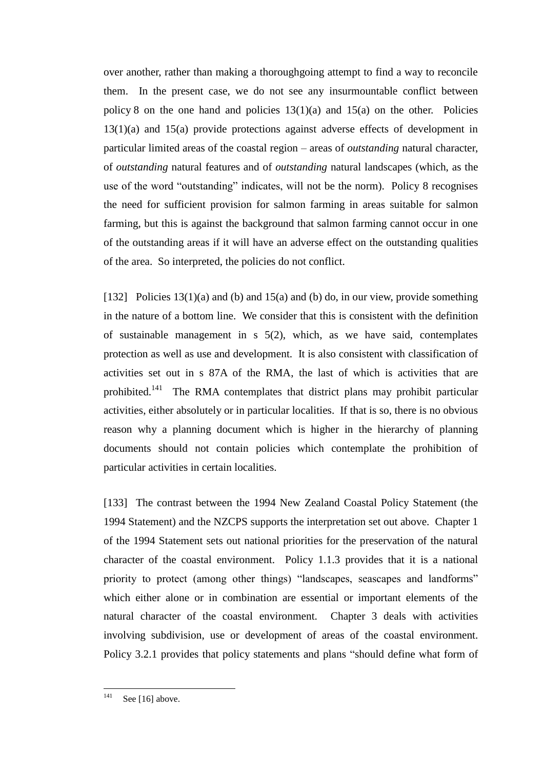over another, rather than making a thoroughgoing attempt to find a way to reconcile them. In the present case, we do not see any insurmountable conflict between policy 8 on the one hand and policies 13(1)(a) and 15(a) on the other. Policies 13(1)(a) and 15(a) provide protections against adverse effects of development in particular limited areas of the coastal region – areas of *outstanding* natural character, of *outstanding* natural features and of *outstanding* natural landscapes (which, as the use of the word "outstanding" indicates, will not be the norm). Policy 8 recognises the need for sufficient provision for salmon farming in areas suitable for salmon farming, but this is against the background that salmon farming cannot occur in one of the outstanding areas if it will have an adverse effect on the outstanding qualities of the area. So interpreted, the policies do not conflict.

[132] Policies 13(1)(a) and (b) and 15(a) and (b) do, in our view, provide something in the nature of a bottom line. We consider that this is consistent with the definition of sustainable management in s 5(2), which, as we have said, contemplates protection as well as use and development. It is also consistent with classification of activities set out in s 87A of the RMA, the last of which is activities that are prohibited.[141] The RMA contemplates that district plans may prohibit particular activities, either absolutely or in particular localities. If that is so, there is no obvious reason why a planning document which is higher in the hierarchy of planning documents should not contain policies which contemplate the prohibition of particular activities in certain localities.

[133] The contrast between the 1994 New Zealand Coastal Policy Statement (the 1994 Statement) and the NZCPS supports the interpretation set out above. Chapter 1 of the 1994 Statement sets out national priorities for the preservation of the natural character of the coastal environment. Policy 1.1.3 provides that it is a national priority to protect (among other things) "landscapes, seascapes and landforms" which either alone or in combination are essential or important elements of the natural character of the coastal environment. Chapter 3 deals with activities involving subdivision, use or development of areas of the coastal environment. Policy 3.2.1 provides that policy statements and plans "should define what form of

---

[141] See [16] above.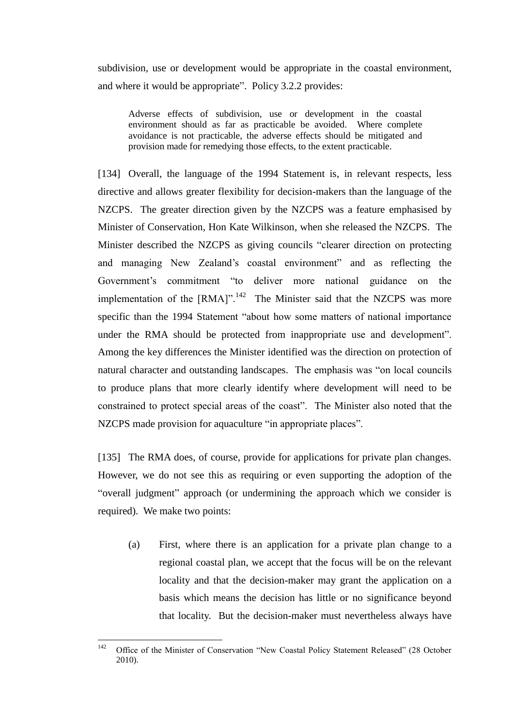subdivision, use or development would be appropriate in the coastal environment, and where it would be appropriate". Policy 3.2.2 provides:

> Adverse effects of subdivision, use or development in the coastal environment should as far as practicable be avoided. Where complete avoidance is not practicable, the adverse effects should be mitigated and provision made for remedying those effects, to the extent practicable.

[134] Overall, the language of the 1994 Statement is, in relevant respects, less directive and allows greater flexibility for decision-makers than the language of the NZCPS. The greater direction given by the NZCPS was a feature emphasised by Minister of Conservation, Hon Kate Wilkinson, when she released the NZCPS. The Minister described the NZCPS as giving councils "clearer direction on protecting and managing New Zealand's coastal environment" and as reflecting the Government's commitment "to deliver more national guidance on the implementation of the [RMA]".[142] The Minister said that the NZCPS was more specific than the 1994 Statement "about how some matters of national importance under the RMA should be protected from inappropriate use and development". Among the key differences the Minister identified was the direction on protection of natural character and outstanding landscapes. The emphasis was "on local councils to produce plans that more clearly identify where development will need to be constrained to protect special areas of the coast". The Minister also noted that the NZCPS made provision for aquaculture "in appropriate places".

[135] The RMA does, of course, provide for applications for private plan changes. However, we do not see this as requiring or even supporting the adoption of the "overall judgment" approach (or undermining the approach which we consider is required). We make two points:

(a) First, where there is an application for a private plan change to a regional coastal plan, we accept that the focus will be on the relevant locality and that the decision-maker may grant the application on a basis which means the decision has little or no significance beyond that locality. But the decision-maker must nevertheless always have

---

[142] Office of the Minister of Conservation "New Coastal Policy Statement Released" (28 October 2010).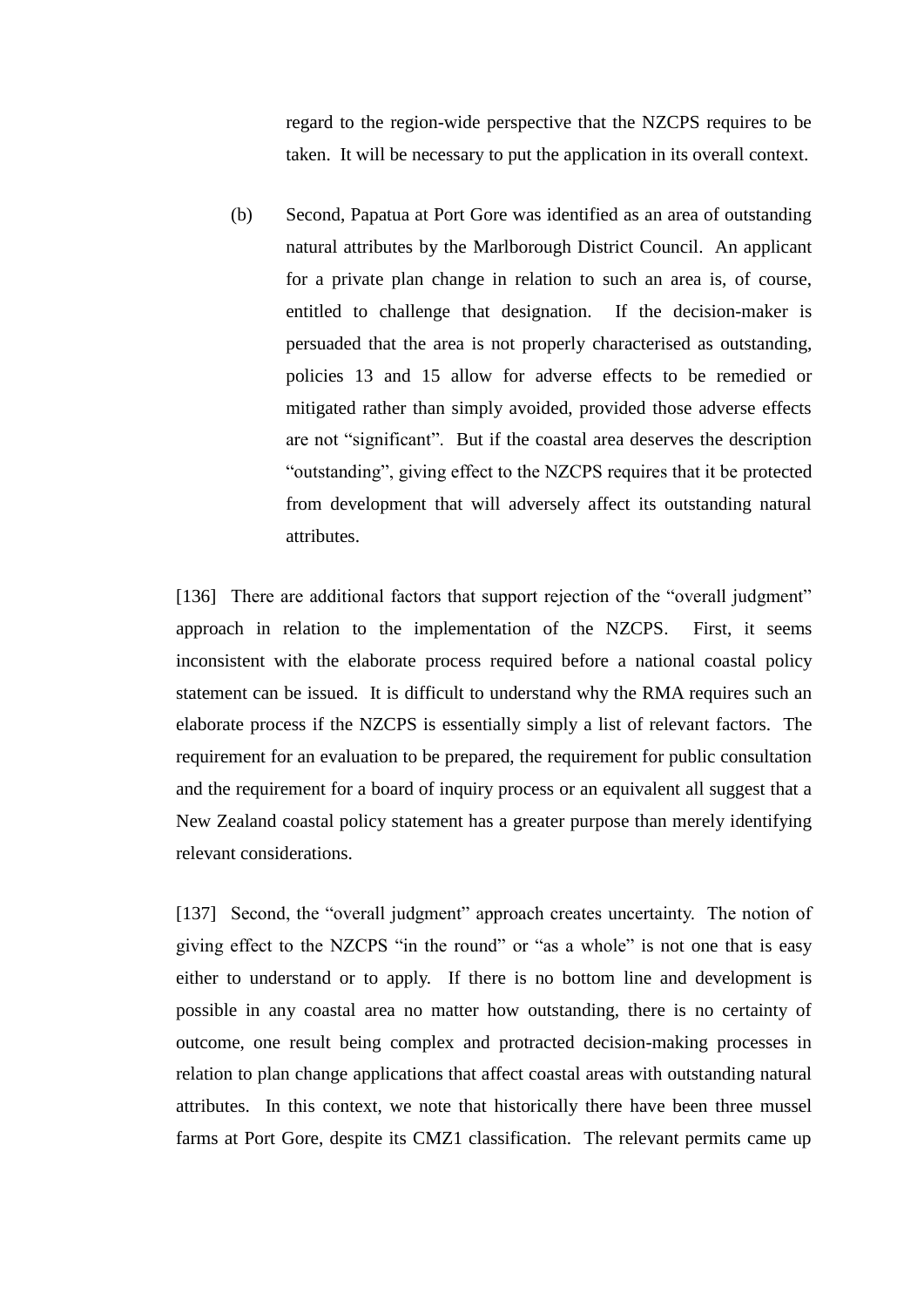regard to the region-wide perspective that the NZCPS requires to be taken. It will be necessary to put the application in its overall context.

(b) Second, Papatua at Port Gore was identified as an area of outstanding natural attributes by the Marlborough District Council. An applicant for a private plan change in relation to such an area is, of course, entitled to challenge that designation. If the decision-maker is persuaded that the area is not properly characterised as outstanding, policies 13 and 15 allow for adverse effects to be remedied or mitigated rather than simply avoided, provided those adverse effects are not "significant". But if the coastal area deserves the description "outstanding", giving effect to the NZCPS requires that it be protected from development that will adversely affect its outstanding natural attributes.

[136] There are additional factors that support rejection of the "overall judgment" approach in relation to the implementation of the NZCPS. First, it seems inconsistent with the elaborate process required before a national coastal policy statement can be issued. It is difficult to understand why the RMA requires such an elaborate process if the NZCPS is essentially simply a list of relevant factors. The requirement for an evaluation to be prepared, the requirement for public consultation and the requirement for a board of inquiry process or an equivalent all suggest that a New Zealand coastal policy statement has a greater purpose than merely identifying relevant considerations.

[137] Second, the "overall judgment" approach creates uncertainty. The notion of giving effect to the NZCPS "in the round" or "as a whole" is not one that is easy either to understand or to apply. If there is no bottom line and development is possible in any coastal area no matter how outstanding, there is no certainty of outcome, one result being complex and protracted decision-making processes in relation to plan change applications that affect coastal areas with outstanding natural attributes. In this context, we note that historically there have been three mussel farms at Port Gore, despite its CMZ1 classification. The relevant permits came up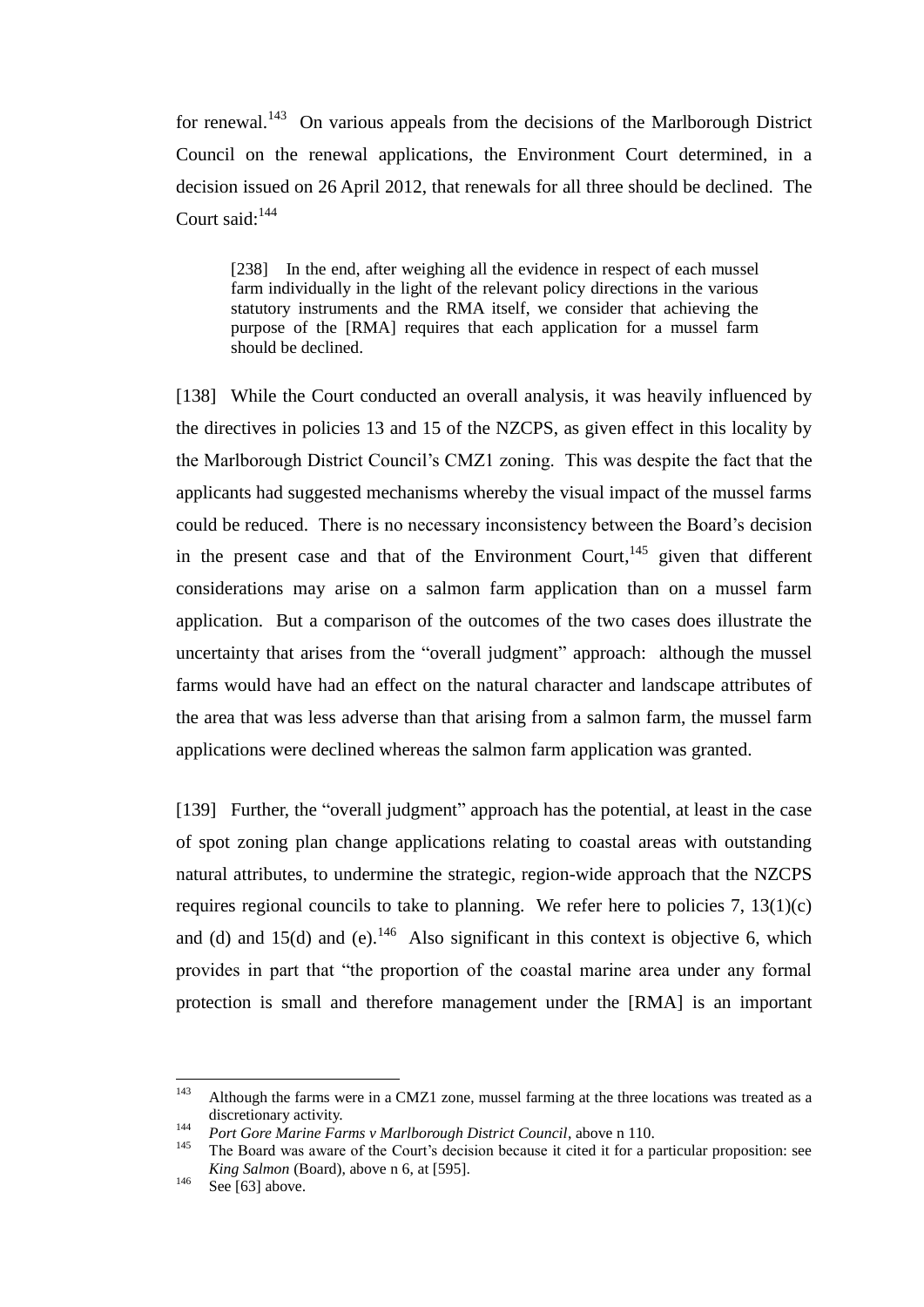for renewal.[143] On various appeals from the decisions of the Marlborough District Council on the renewal applications, the Environment Court determined, in a decision issued on 26 April 2012, that renewals for all three should be declined. The Court said:[144]

> [238] In the end, after weighing all the evidence in respect of each mussel farm individually in the light of the relevant policy directions in the various statutory instruments and the RMA itself, we consider that achieving the purpose of the [RMA] requires that each application for a mussel farm should be declined.

[138] While the Court conducted an overall analysis, it was heavily influenced by the directives in policies 13 and 15 of the NZCPS, as given effect in this locality by the Marlborough District Council's CMZ1 zoning. This was despite the fact that the applicants had suggested mechanisms whereby the visual impact of the mussel farms could be reduced. There is no necessary inconsistency between the Board's decision in the present case and that of the Environment Court,[145] given that different considerations may arise on a salmon farm application than on a mussel farm application. But a comparison of the outcomes of the two cases does illustrate the uncertainty that arises from the "overall judgment" approach: although the mussel farms would have had an effect on the natural character and landscape attributes of the area that was less adverse than that arising from a salmon farm, the mussel farm applications were declined whereas the salmon farm application was granted.

[139] Further, the "overall judgment" approach has the potential, at least in the case of spot zoning plan change applications relating to coastal areas with outstanding natural attributes, to undermine the strategic, region-wide approach that the NZCPS requires regional councils to take to planning. We refer here to policies 7, 13(1)(c) and (d) and 15(d) and (e).[146] Also significant in this context is objective 6, which provides in part that "the proportion of the coastal marine area under any formal protection is small and therefore management under the [RMA] is an important

---

[143] Although the farms were in a CMZ1 zone, mussel farming at the three locations was treated as a discretionary activity.

[144] *Port Gore Marine Farms v Marlborough District Council*, above n 110.

[145] The Board was aware of the Court's decision because it cited it for a particular proposition: see *King Salmon* (Board), above n 6, at [595].

[146] See [63] above.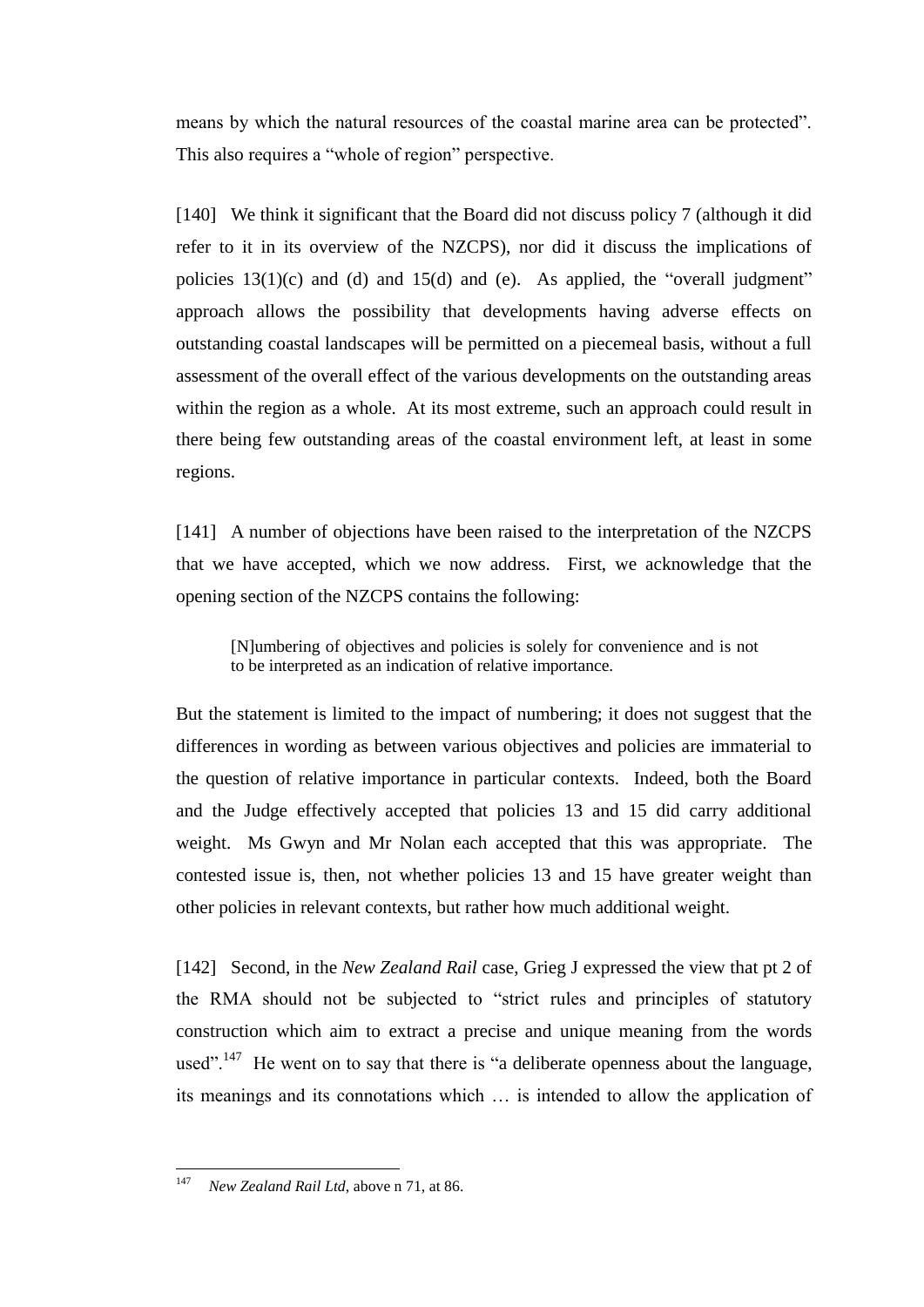means by which the natural resources of the coastal marine area can be protected". This also requires a "whole of region" perspective.

[140] We think it significant that the Board did not discuss policy 7 (although it did refer to it in its overview of the NZCPS), nor did it discuss the implications of policies 13(1)(c) and (d) and 15(d) and (e). As applied, the "overall judgment" approach allows the possibility that developments having adverse effects on outstanding coastal landscapes will be permitted on a piecemeal basis, without a full assessment of the overall effect of the various developments on the outstanding areas within the region as a whole. At its most extreme, such an approach could result in there being few outstanding areas of the coastal environment left, at least in some regions.

[141] A number of objections have been raised to the interpretation of the NZCPS that we have accepted, which we now address. First, we acknowledge that the opening section of the NZCPS contains the following:

> [N]umbering of objectives and policies is solely for convenience and is not to be interpreted as an indication of relative importance.

But the statement is limited to the impact of numbering; it does not suggest that the differences in wording as between various objectives and policies are immaterial to the question of relative importance in particular contexts. Indeed, both the Board and the Judge effectively accepted that policies 13 and 15 did carry additional weight. Ms Gwyn and Mr Nolan each accepted that this was appropriate. The contested issue is, then, not whether policies 13 and 15 have greater weight than other policies in relevant contexts, but rather how much additional weight.

[142] Second, in the *New Zealand Rail* case, Grieg J expressed the view that pt 2 of the RMA should not be subjected to "strict rules and principles of statutory construction which aim to extract a precise and unique meaning from the words used".[147] He went on to say that there is "a deliberate openness about the language, its meanings and its connotations which … is intended to allow the application of

[147] *New Zealand Rail Ltd*, above n 71, at 86.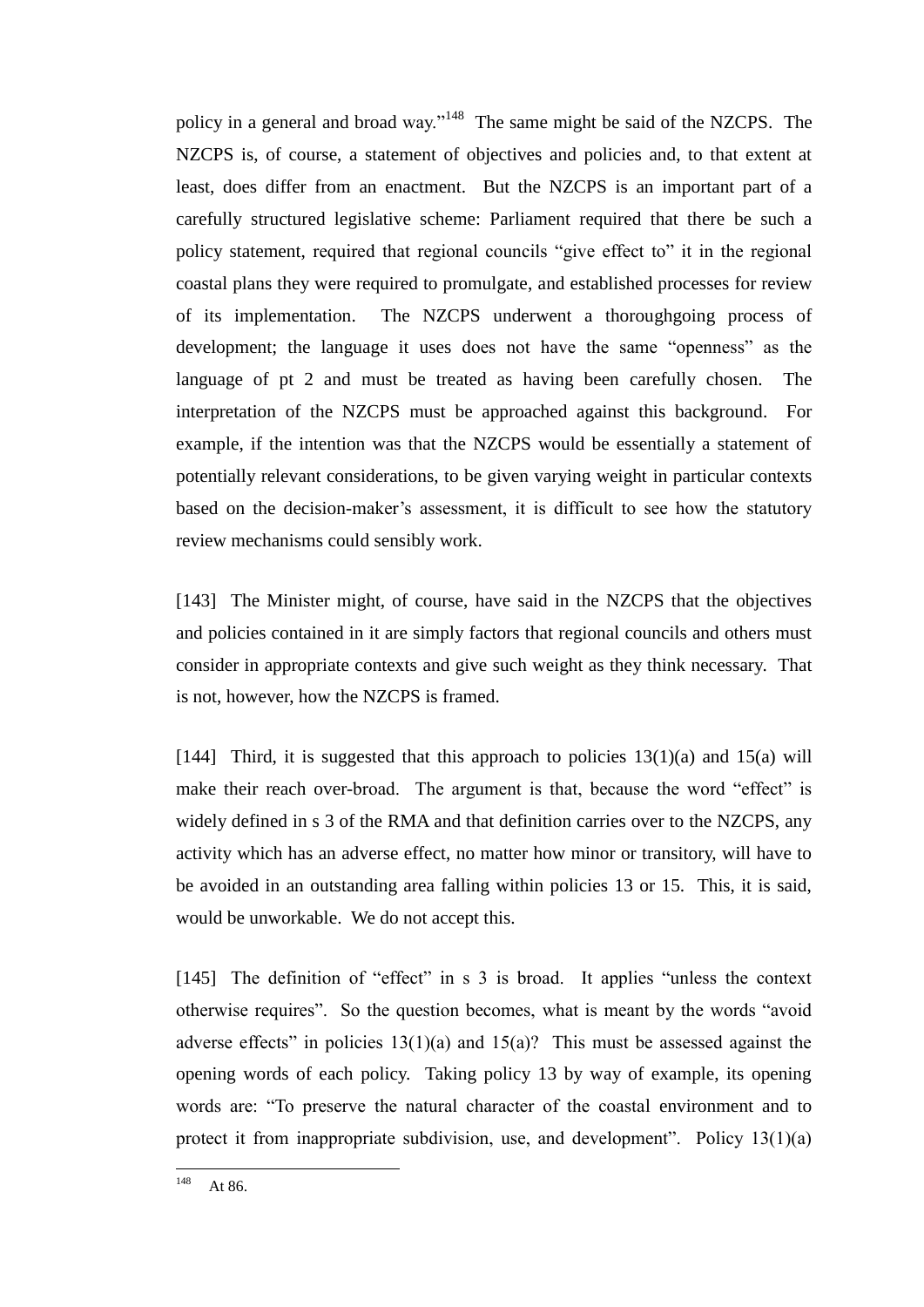policy in a general and broad way."[148] The same might be said of the NZCPS. The NZCPS is, of course, a statement of objectives and policies and, to that extent at least, does differ from an enactment. But the NZCPS is an important part of a carefully structured legislative scheme: Parliament required that there be such a policy statement, required that regional councils "give effect to" it in the regional coastal plans they were required to promulgate, and established processes for review of its implementation. The NZCPS underwent a thoroughgoing process of development; the language it uses does not have the same "openness" as the language of pt 2 and must be treated as having been carefully chosen. The interpretation of the NZCPS must be approached against this background. For example, if the intention was that the NZCPS would be essentially a statement of potentially relevant considerations, to be given varying weight in particular contexts based on the decision-maker's assessment, it is difficult to see how the statutory review mechanisms could sensibly work.

[143] The Minister might, of course, have said in the NZCPS that the objectives and policies contained in it are simply factors that regional councils and others must consider in appropriate contexts and give such weight as they think necessary. That is not, however, how the NZCPS is framed.

[144] Third, it is suggested that this approach to policies 13(1)(a) and 15(a) will make their reach over-broad. The argument is that, because the word "effect" is widely defined in s 3 of the RMA and that definition carries over to the NZCPS, any activity which has an adverse effect, no matter how minor or transitory, will have to be avoided in an outstanding area falling within policies 13 or 15. This, it is said, would be unworkable. We do not accept this.

[145] The definition of "effect" in s 3 is broad. It applies "unless the context otherwise requires". So the question becomes, what is meant by the words "avoid adverse effects" in policies 13(1)(a) and 15(a)? This must be assessed against the opening words of each policy. Taking policy 13 by way of example, its opening words are: "To preserve the natural character of the coastal environment and to protect it from inappropriate subdivision, use, and development". Policy 13(1)(a)

[148] At 86.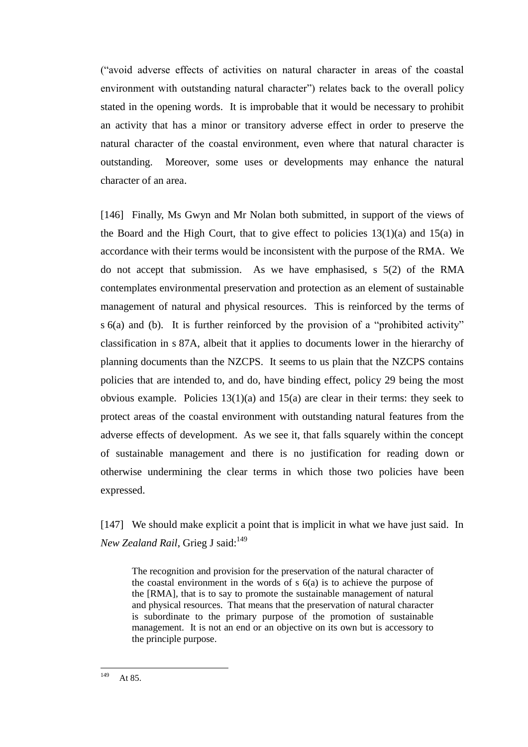("avoid adverse effects of activities on natural character in areas of the coastal environment with outstanding natural character") relates back to the overall policy stated in the opening words. It is improbable that it would be necessary to prohibit an activity that has a minor or transitory adverse effect in order to preserve the natural character of the coastal environment, even where that natural character is outstanding. Moreover, some uses or developments may enhance the natural character of an area.

[146] Finally, Ms Gwyn and Mr Nolan both submitted, in support of the views of the Board and the High Court, that to give effect to policies 13(1)(a) and 15(a) in accordance with their terms would be inconsistent with the purpose of the RMA. We do not accept that submission. As we have emphasised, s 5(2) of the RMA contemplates environmental preservation and protection as an element of sustainable management of natural and physical resources. This is reinforced by the terms of s 6(a) and (b). It is further reinforced by the provision of a "prohibited activity" classification in s 87A, albeit that it applies to documents lower in the hierarchy of planning documents than the NZCPS. It seems to us plain that the NZCPS contains policies that are intended to, and do, have binding effect, policy 29 being the most obvious example. Policies 13(1)(a) and 15(a) are clear in their terms: they seek to protect areas of the coastal environment with outstanding natural features from the adverse effects of development. As we see it, that falls squarely within the concept of sustainable management and there is no justification for reading down or otherwise undermining the clear terms in which those two policies have been expressed.

[147] We should make explicit a point that is implicit in what we have just said. In *New Zealand Rail*, Grieg J said:[149]

> The recognition and provision for the preservation of the natural character of the coastal environment in the words of s 6(a) is to achieve the purpose of the [RMA], that is to say to promote the sustainable management of natural and physical resources. That means that the preservation of natural character is subordinate to the primary purpose of the promotion of sustainable management. It is not an end or an objective on its own but is accessory to the principle purpose.

---

[149] At 85.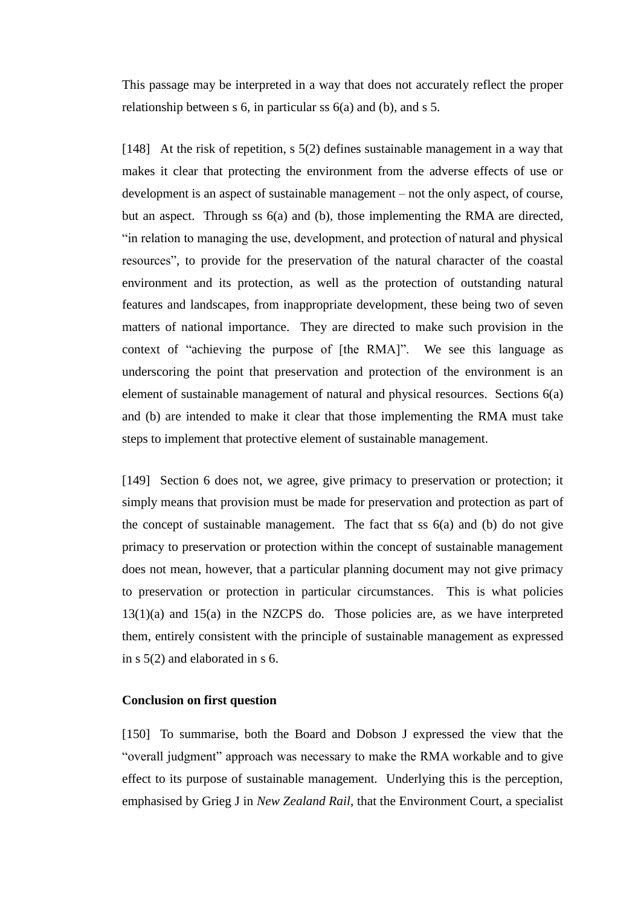This passage may be interpreted in a way that does not accurately reflect the proper relationship between s 6, in particular ss 6(a) and (b), and s 5.

[148] At the risk of repetition, s 5(2) defines sustainable management in a way that makes it clear that protecting the environment from the adverse effects of use or development is an aspect of sustainable management – not the only aspect, of course, but an aspect. Through ss 6(a) and (b), those implementing the RMA are directed, "in relation to managing the use, development, and protection of natural and physical resources", to provide for the preservation of the natural character of the coastal environment and its protection, as well as the protection of outstanding natural features and landscapes, from inappropriate development, these being two of seven matters of national importance. They are directed to make such provision in the context of "achieving the purpose of [the RMA]". We see this language as underscoring the point that preservation and protection of the environment is an element of sustainable management of natural and physical resources. Sections 6(a) and (b) are intended to make it clear that those implementing the RMA must take steps to implement that protective element of sustainable management.

[149] Section 6 does not, we agree, give primacy to preservation or protection; it simply means that provision must be made for preservation and protection as part of the concept of sustainable management. The fact that ss 6(a) and (b) do not give primacy to preservation or protection within the concept of sustainable management does not mean, however, that a particular planning document may not give primacy to preservation or protection in particular circumstances. This is what policies 13(1)(a) and 15(a) in the NZCPS do. Those policies are, as we have interpreted them, entirely consistent with the principle of sustainable management as expressed in s 5(2) and elaborated in s 6.

**Conclusion on first question**

[150] To summarise, both the Board and Dobson J expressed the view that the "overall judgment" approach was necessary to make the RMA workable and to give effect to its purpose of sustainable management. Underlying this is the perception, emphasised by Grieg J in *New Zealand Rail*, that the Environment Court, a specialist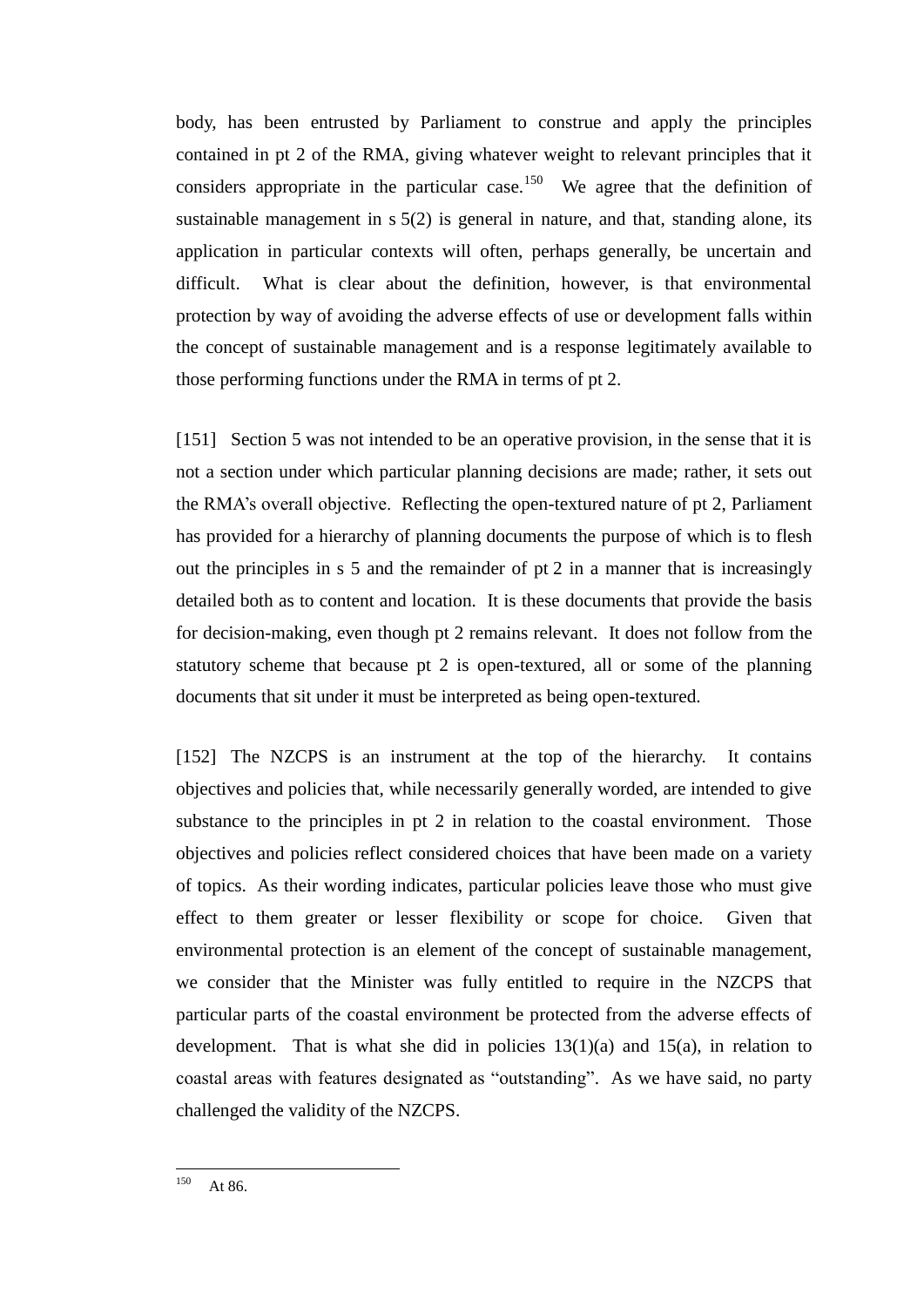body, has been entrusted by Parliament to construe and apply the principles contained in pt 2 of the RMA, giving whatever weight to relevant principles that it considers appropriate in the particular case.[150] We agree that the definition of sustainable management in s 5(2) is general in nature, and that, standing alone, its application in particular contexts will often, perhaps generally, be uncertain and difficult. What is clear about the definition, however, is that environmental protection by way of avoiding the adverse effects of use or development falls within the concept of sustainable management and is a response legitimately available to those performing functions under the RMA in terms of pt 2.

[151] Section 5 was not intended to be an operative provision, in the sense that it is not a section under which particular planning decisions are made; rather, it sets out the RMA's overall objective. Reflecting the open-textured nature of pt 2, Parliament has provided for a hierarchy of planning documents the purpose of which is to flesh out the principles in s 5 and the remainder of pt 2 in a manner that is increasingly detailed both as to content and location. It is these documents that provide the basis for decision-making, even though pt 2 remains relevant. It does not follow from the statutory scheme that because pt 2 is open-textured, all or some of the planning documents that sit under it must be interpreted as being open-textured.

[152] The NZCPS is an instrument at the top of the hierarchy. It contains objectives and policies that, while necessarily generally worded, are intended to give substance to the principles in pt 2 in relation to the coastal environment. Those objectives and policies reflect considered choices that have been made on a variety of topics. As their wording indicates, particular policies leave those who must give effect to them greater or lesser flexibility or scope for choice. Given that environmental protection is an element of the concept of sustainable management, we consider that the Minister was fully entitled to require in the NZCPS that particular parts of the coastal environment be protected from the adverse effects of development. That is what she did in policies 13(1)(a) and 15(a), in relation to coastal areas with features designated as "outstanding". As we have said, no party challenged the validity of the NZCPS.

---

[150] At 86.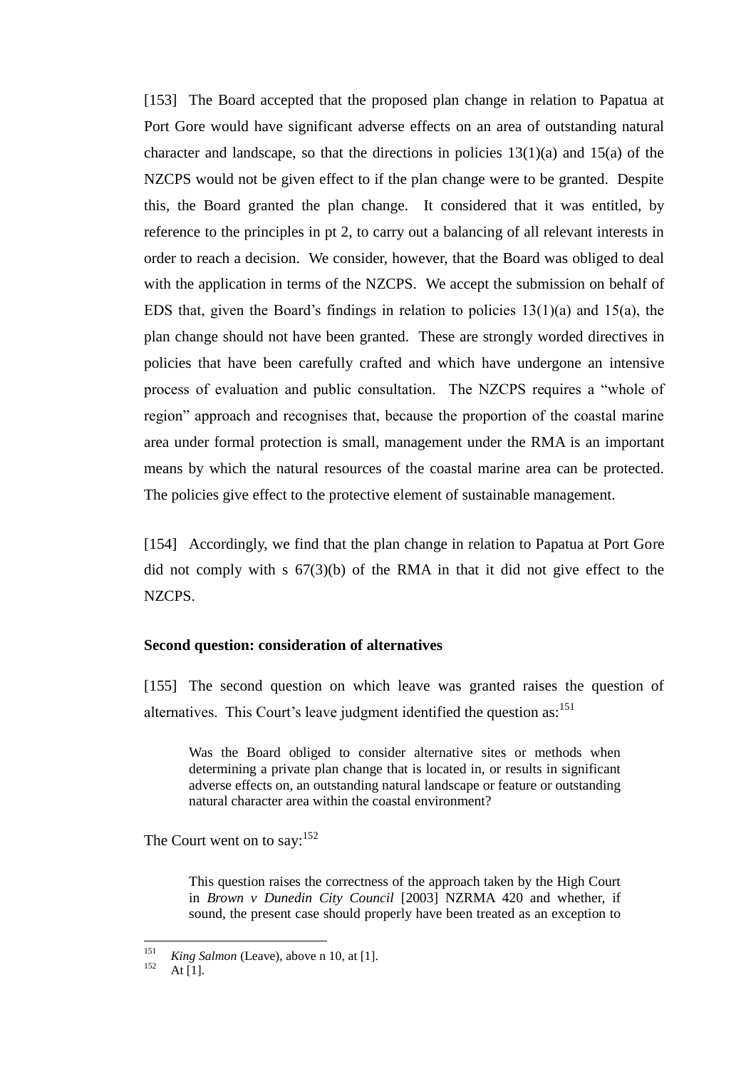[153] The Board accepted that the proposed plan change in relation to Papatua at Port Gore would have significant adverse effects on an area of outstanding natural character and landscape, so that the directions in policies 13(1)(a) and 15(a) of the NZCPS would not be given effect to if the plan change were to be granted. Despite this, the Board granted the plan change. It considered that it was entitled, by reference to the principles in pt 2, to carry out a balancing of all relevant interests in order to reach a decision. We consider, however, that the Board was obliged to deal with the application in terms of the NZCPS. We accept the submission on behalf of EDS that, given the Board's findings in relation to policies 13(1)(a) and 15(a), the plan change should not have been granted. These are strongly worded directives in policies that have been carefully crafted and which have undergone an intensive process of evaluation and public consultation. The NZCPS requires a "whole of region" approach and recognises that, because the proportion of the coastal marine area under formal protection is small, management under the RMA is an important means by which the natural resources of the coastal marine area can be protected. The policies give effect to the protective element of sustainable management.

[154] Accordingly, we find that the plan change in relation to Papatua at Port Gore did not comply with s 67(3)(b) of the RMA in that it did not give effect to the NZCPS.

**Second question: consideration of alternatives**

[155] The second question on which leave was granted raises the question of alternatives. This Court's leave judgment identified the question as:[151]

> Was the Board obliged to consider alternative sites or methods when determining a private plan change that is located in, or results in significant adverse effects on, an outstanding natural landscape or feature or outstanding natural character area within the coastal environment?

The Court went on to say:[152]

> This question raises the correctness of the approach taken by the High Court in *Brown v Dunedin City Council* [2003] NZRMA 420 and whether, if sound, the present case should properly have been treated as an exception to

---

[151] *King Salmon* (Leave), above n 10, at [1].

[152] At [1].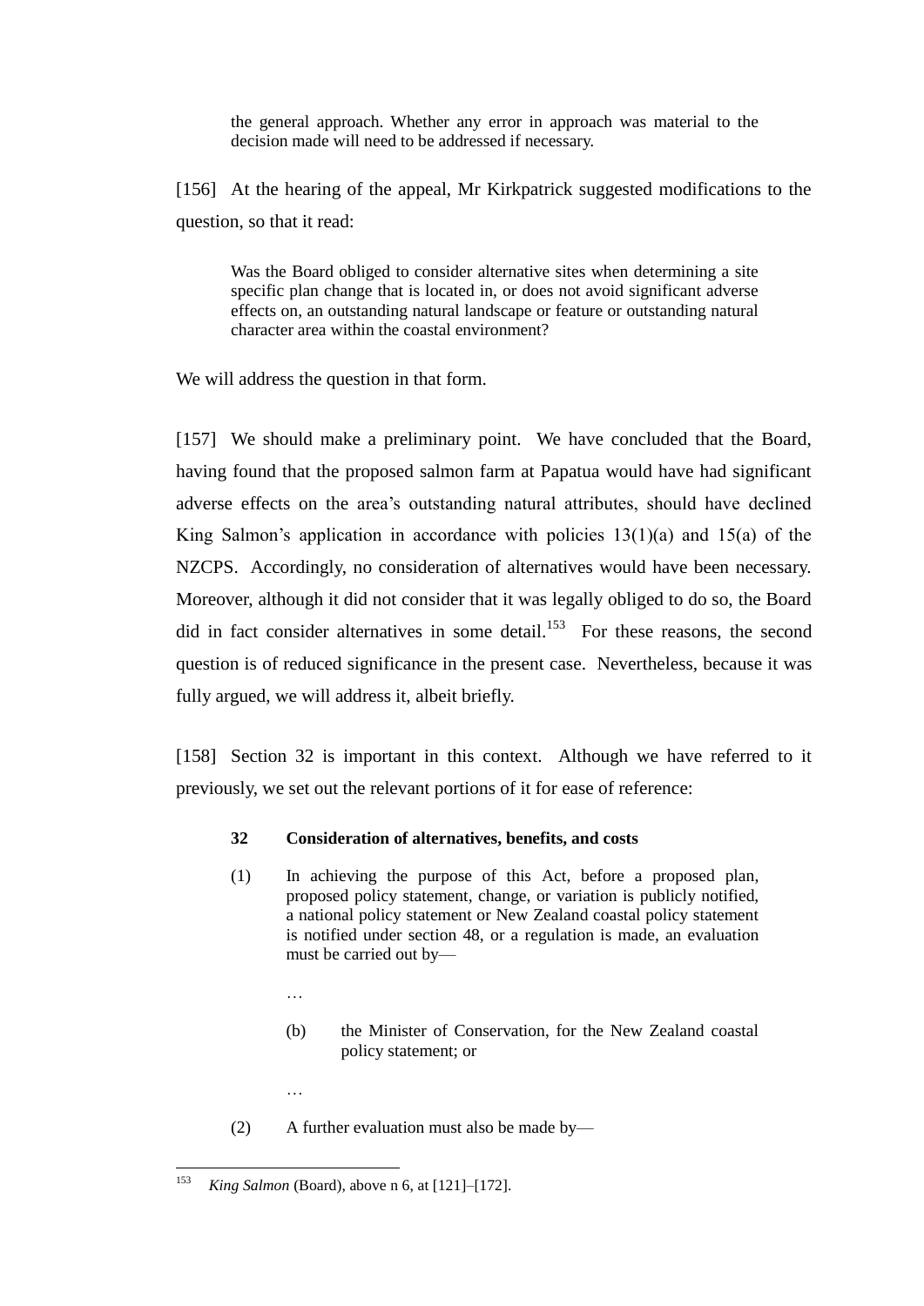> the general approach. Whether any error in approach was material to the decision made will need to be addressed if necessary.

[156] At the hearing of the appeal, Mr Kirkpatrick suggested modifications to the question, so that it read:

> Was the Board obliged to consider alternative sites when determining a site specific plan change that is located in, or does not avoid significant adverse effects on, an outstanding natural landscape or feature or outstanding natural character area within the coastal environment?

We will address the question in that form.

[157] We should make a preliminary point. We have concluded that the Board, having found that the proposed salmon farm at Papatua would have had significant adverse effects on the area's outstanding natural attributes, should have declined King Salmon's application in accordance with policies 13(1)(a) and 15(a) of the NZCPS. Accordingly, no consideration of alternatives would have been necessary. Moreover, although it did not consider that it was legally obliged to do so, the Board did in fact consider alternatives in some detail.[153] For these reasons, the second question is of reduced significance in the present case. Nevertheless, because it was fully argued, we will address it, albeit briefly.

[158] Section 32 is important in this context. Although we have referred to it previously, we set out the relevant portions of it for ease of reference:

> **32 Consideration of alternatives, benefits, and costs**
>
> (1) In achieving the purpose of this Act, before a proposed plan, proposed policy statement, change, or variation is publicly notified, a national policy statement or New Zealand coastal policy statement is notified under section 48, or a regulation is made, an evaluation must be carried out by—
>
> …
>
> (b) the Minister of Conservation, for the New Zealand coastal policy statement; or
>
> …
>
> (2) A further evaluation must also be made by—

---

[153] *King Salmon* (Board), above n 6, at [121]–[172].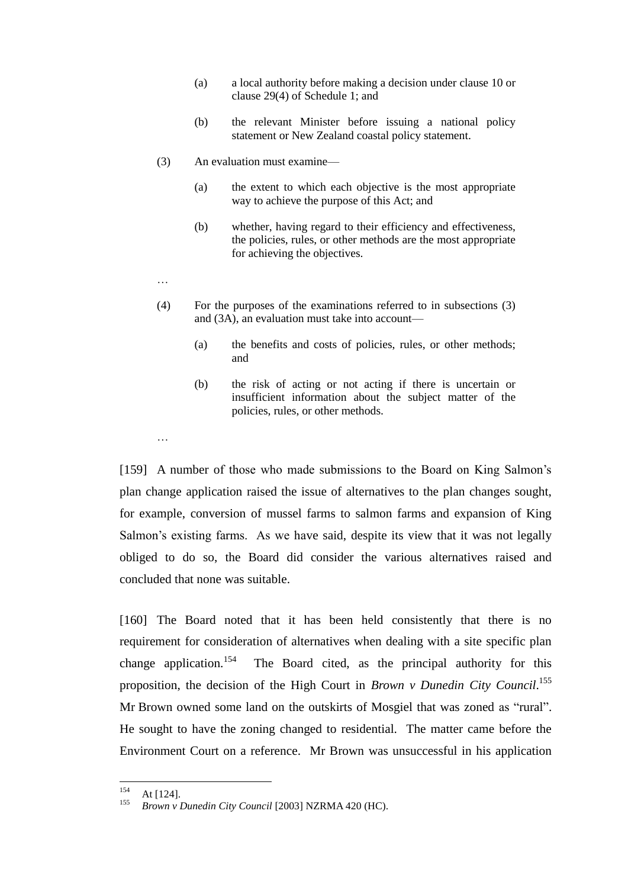> (a) a local authority before making a decision under clause 10 or clause 29(4) of Schedule 1; and
>
> (b) the relevant Minister before issuing a national policy statement or New Zealand coastal policy statement.
>
> (3) An evaluation must examine—
>
> (a) the extent to which each objective is the most appropriate way to achieve the purpose of this Act; and
>
> (b) whether, having regard to their efficiency and effectiveness, the policies, rules, or other methods are the most appropriate for achieving the objectives.
>
> …
>
> (4) For the purposes of the examinations referred to in subsections (3) and (3A), an evaluation must take into account—
>
> (a) the benefits and costs of policies, rules, or other methods; and
>
> (b) the risk of acting or not acting if there is uncertain or insufficient information about the subject matter of the policies, rules, or other methods.
>
> …

[159] A number of those who made submissions to the Board on King Salmon's plan change application raised the issue of alternatives to the plan changes sought, for example, conversion of mussel farms to salmon farms and expansion of King Salmon's existing farms. As we have said, despite its view that it was not legally obliged to do so, the Board did consider the various alternatives raised and concluded that none was suitable.

[160] The Board noted that it has been held consistently that there is no requirement for consideration of alternatives when dealing with a site specific plan change application.[154] The Board cited, as the principal authority for this proposition, the decision of the High Court in *Brown v Dunedin City Council*.[155] Mr Brown owned some land on the outskirts of Mosgiel that was zoned as "rural". He sought to have the zoning changed to residential. The matter came before the Environment Court on a reference. Mr Brown was unsuccessful in his application

---

[154] At [124].

[155] *Brown v Dunedin City Council* [2003] NZRMA 420 (HC).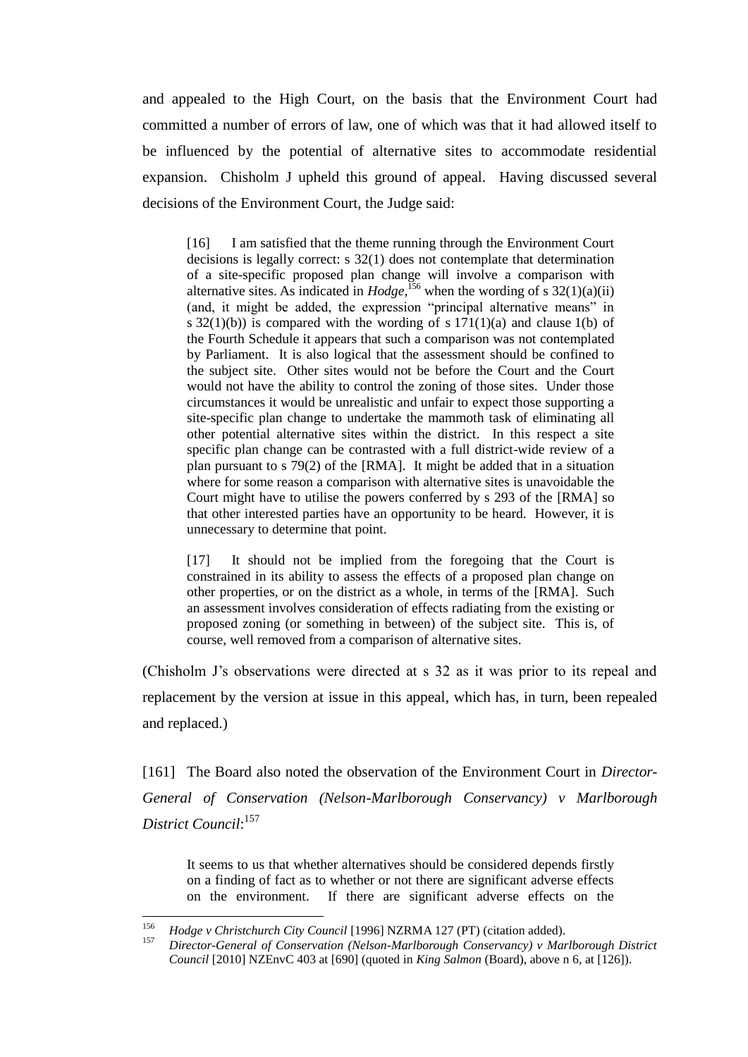and appealed to the High Court, on the basis that the Environment Court had committed a number of errors of law, one of which was that it had allowed itself to be influenced by the potential of alternative sites to accommodate residential expansion. Chisholm J upheld this ground of appeal. Having discussed several decisions of the Environment Court, the Judge said:

> [16] I am satisfied that the theme running through the Environment Court decisions is legally correct: s 32(1) does not contemplate that determination of a site-specific proposed plan change will involve a comparison with alternative sites. As indicated in *Hodge*,[156] when the wording of s 32(1)(a)(ii) (and, it might be added, the expression "principal alternative means" in s 32(1)(b)) is compared with the wording of s 171(1)(a) and clause 1(b) of the Fourth Schedule it appears that such a comparison was not contemplated by Parliament. It is also logical that the assessment should be confined to the subject site. Other sites would not be before the Court and the Court would not have the ability to control the zoning of those sites. Under those circumstances it would be unrealistic and unfair to expect those supporting a site-specific plan change to undertake the mammoth task of eliminating all other potential alternative sites within the district. In this respect a site specific plan change can be contrasted with a full district-wide review of a plan pursuant to s 79(2) of the [RMA]. It might be added that in a situation where for some reason a comparison with alternative sites is unavoidable the Court might have to utilise the powers conferred by s 293 of the [RMA] so that other interested parties have an opportunity to be heard. However, it is unnecessary to determine that point.
>
> [17] It should not be implied from the foregoing that the Court is constrained in its ability to assess the effects of a proposed plan change on other properties, or on the district as a whole, in terms of the [RMA]. Such an assessment involves consideration of effects radiating from the existing or proposed zoning (or something in between) of the subject site. This is, of course, well removed from a comparison of alternative sites.

(Chisholm J's observations were directed at s 32 as it was prior to its repeal and replacement by the version at issue in this appeal, which has, in turn, been repealed and replaced.)

[161] The Board also noted the observation of the Environment Court in *Director-General of Conservation (Nelson-Marlborough Conservancy) v Marlborough District Council*:[157]

> It seems to us that whether alternatives should be considered depends firstly on a finding of fact as to whether or not there are significant adverse effects on the environment. If there are significant adverse effects on the

---

[156] *Hodge v Christchurch City Council* [1996] NZRMA 127 (PT) (citation added).

[157] *Director-General of Conservation (Nelson-Marlborough Conservancy) v Marlborough District Council* [2010] NZEnvC 403 at [690] (quoted in *King Salmon* (Board), above n 6, at [126]).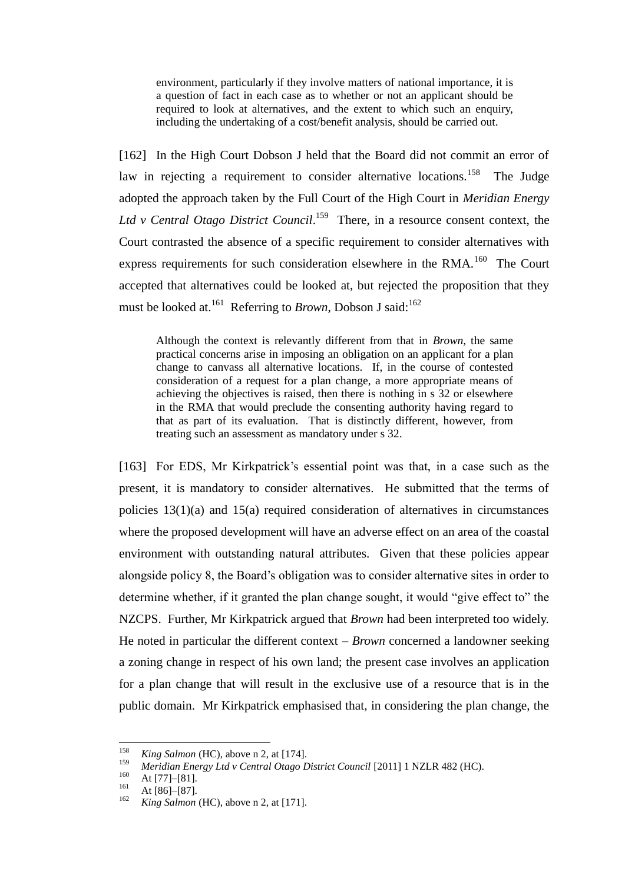> environment, particularly if they involve matters of national importance, it is a question of fact in each case as to whether or not an applicant should be required to look at alternatives, and the extent to which such an enquiry, including the undertaking of a cost/benefit analysis, should be carried out.

[162] In the High Court Dobson J held that the Board did not commit an error of law in rejecting a requirement to consider alternative locations.[158] The Judge adopted the approach taken by the Full Court of the High Court in *Meridian Energy Ltd v Central Otago District Council*.[159] There, in a resource consent context, the Court contrasted the absence of a specific requirement to consider alternatives with express requirements for such consideration elsewhere in the RMA.[160] The Court accepted that alternatives could be looked at, but rejected the proposition that they must be looked at.[161] Referring to *Brown*, Dobson J said:[162]

> Although the context is relevantly different from that in *Brown*, the same practical concerns arise in imposing an obligation on an applicant for a plan change to canvass all alternative locations. If, in the course of contested consideration of a request for a plan change, a more appropriate means of achieving the objectives is raised, then there is nothing in s 32 or elsewhere in the RMA that would preclude the consenting authority having regard to that as part of its evaluation. That is distinctly different, however, from treating such an assessment as mandatory under s 32.

[163] For EDS, Mr Kirkpatrick's essential point was that, in a case such as the present, it is mandatory to consider alternatives. He submitted that the terms of policies 13(1)(a) and 15(a) required consideration of alternatives in circumstances where the proposed development will have an adverse effect on an area of the coastal environment with outstanding natural attributes. Given that these policies appear alongside policy 8, the Board's obligation was to consider alternative sites in order to determine whether, if it granted the plan change sought, it would "give effect to" the NZCPS. Further, Mr Kirkpatrick argued that *Brown* had been interpreted too widely. He noted in particular the different context – *Brown* concerned a landowner seeking a zoning change in respect of his own land; the present case involves an application for a plan change that will result in the exclusive use of a resource that is in the public domain. Mr Kirkpatrick emphasised that, in considering the plan change, the

---

[158] *King Salmon* (HC), above n 2, at [174].

[159] *Meridian Energy Ltd v Central Otago District Council* [2011] 1 NZLR 482 (HC).

[160] At [77]–[81].

[161] At [86]–[87].

[162] *King Salmon* (HC), above n 2, at [171].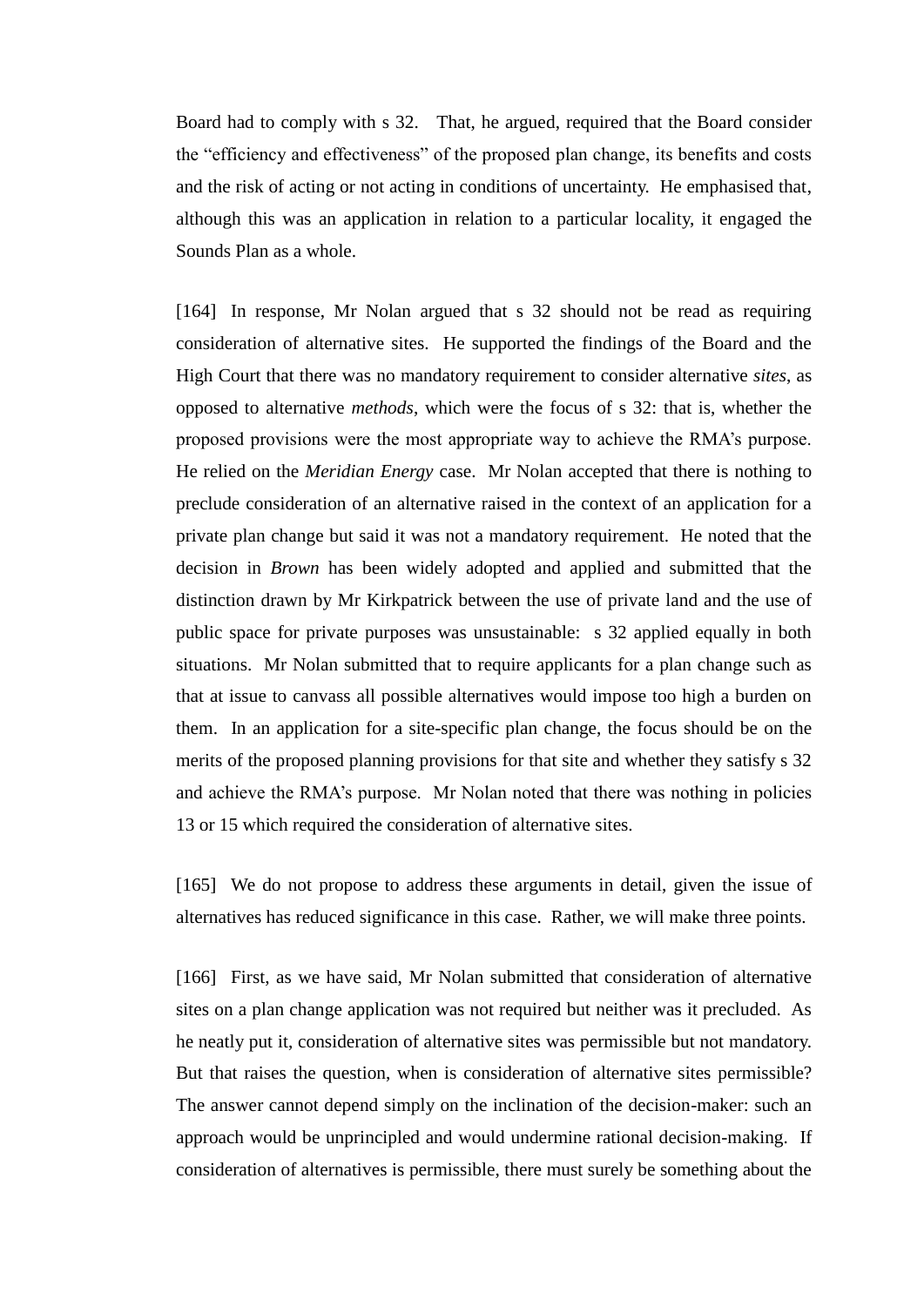Board had to comply with s 32. That, he argued, required that the Board consider the "efficiency and effectiveness" of the proposed plan change, its benefits and costs and the risk of acting or not acting in conditions of uncertainty. He emphasised that, although this was an application in relation to a particular locality, it engaged the Sounds Plan as a whole.

[164] In response, Mr Nolan argued that s 32 should not be read as requiring consideration of alternative sites. He supported the findings of the Board and the High Court that there was no mandatory requirement to consider alternative *sites*, as opposed to alternative *methods*, which were the focus of s 32: that is, whether the proposed provisions were the most appropriate way to achieve the RMA's purpose. He relied on the *Meridian Energy* case. Mr Nolan accepted that there is nothing to preclude consideration of an alternative raised in the context of an application for a private plan change but said it was not a mandatory requirement. He noted that the decision in *Brown* has been widely adopted and applied and submitted that the distinction drawn by Mr Kirkpatrick between the use of private land and the use of public space for private purposes was unsustainable: s 32 applied equally in both situations. Mr Nolan submitted that to require applicants for a plan change such as that at issue to canvass all possible alternatives would impose too high a burden on them. In an application for a site-specific plan change, the focus should be on the merits of the proposed planning provisions for that site and whether they satisfy s 32 and achieve the RMA's purpose. Mr Nolan noted that there was nothing in policies 13 or 15 which required the consideration of alternative sites.

[165] We do not propose to address these arguments in detail, given the issue of alternatives has reduced significance in this case. Rather, we will make three points.

[166] First, as we have said, Mr Nolan submitted that consideration of alternative sites on a plan change application was not required but neither was it precluded. As he neatly put it, consideration of alternative sites was permissible but not mandatory. But that raises the question, when is consideration of alternative sites permissible? The answer cannot depend simply on the inclination of the decision-maker: such an approach would be unprincipled and would undermine rational decision-making. If consideration of alternatives is permissible, there must surely be something about the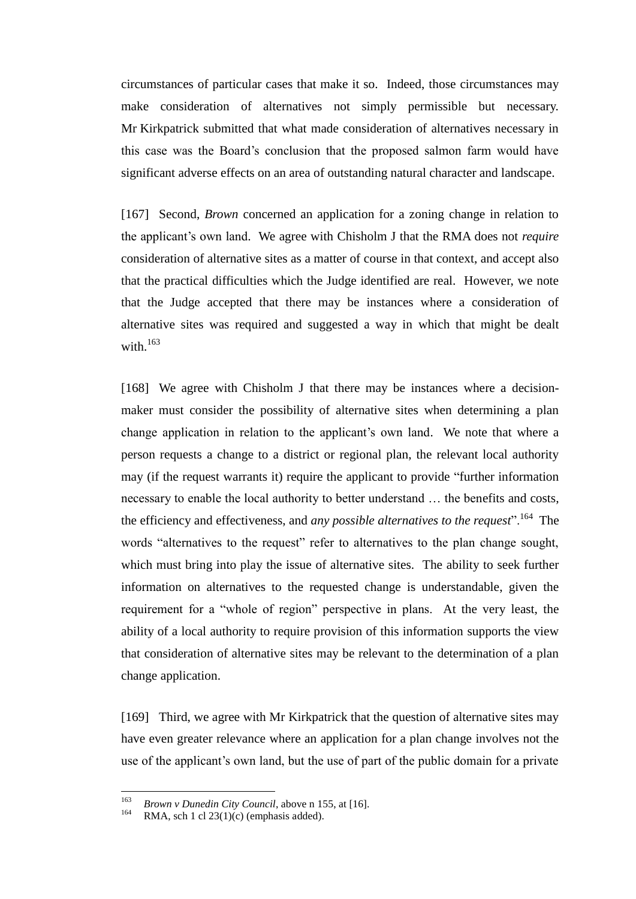circumstances of particular cases that make it so. Indeed, those circumstances may make consideration of alternatives not simply permissible but necessary. Mr Kirkpatrick submitted that what made consideration of alternatives necessary in this case was the Board's conclusion that the proposed salmon farm would have significant adverse effects on an area of outstanding natural character and landscape.

[167] Second, *Brown* concerned an application for a zoning change in relation to the applicant's own land. We agree with Chisholm J that the RMA does not *require* consideration of alternative sites as a matter of course in that context, and accept also that the practical difficulties which the Judge identified are real. However, we note that the Judge accepted that there may be instances where a consideration of alternative sites was required and suggested a way in which that might be dealt with.[163]

[168] We agree with Chisholm J that there may be instances where a decision-maker must consider the possibility of alternative sites when determining a plan change application in relation to the applicant's own land. We note that where a person requests a change to a district or regional plan, the relevant local authority may (if the request warrants it) require the applicant to provide "further information necessary to enable the local authority to better understand … the benefits and costs, the efficiency and effectiveness, and *any possible alternatives to the request*".[164] The words "alternatives to the request" refer to alternatives to the plan change sought, which must bring into play the issue of alternative sites. The ability to seek further information on alternatives to the requested change is understandable, given the requirement for a "whole of region" perspective in plans. At the very least, the ability of a local authority to require provision of this information supports the view that consideration of alternative sites may be relevant to the determination of a plan change application.

[169] Third, we agree with Mr Kirkpatrick that the question of alternative sites may have even greater relevance where an application for a plan change involves not the use of the applicant's own land, but the use of part of the public domain for a private

---

[163] *Brown v Dunedin City Council*, above n 155, at [16].

[164] RMA, sch 1 cl 23(1)(c) (emphasis added).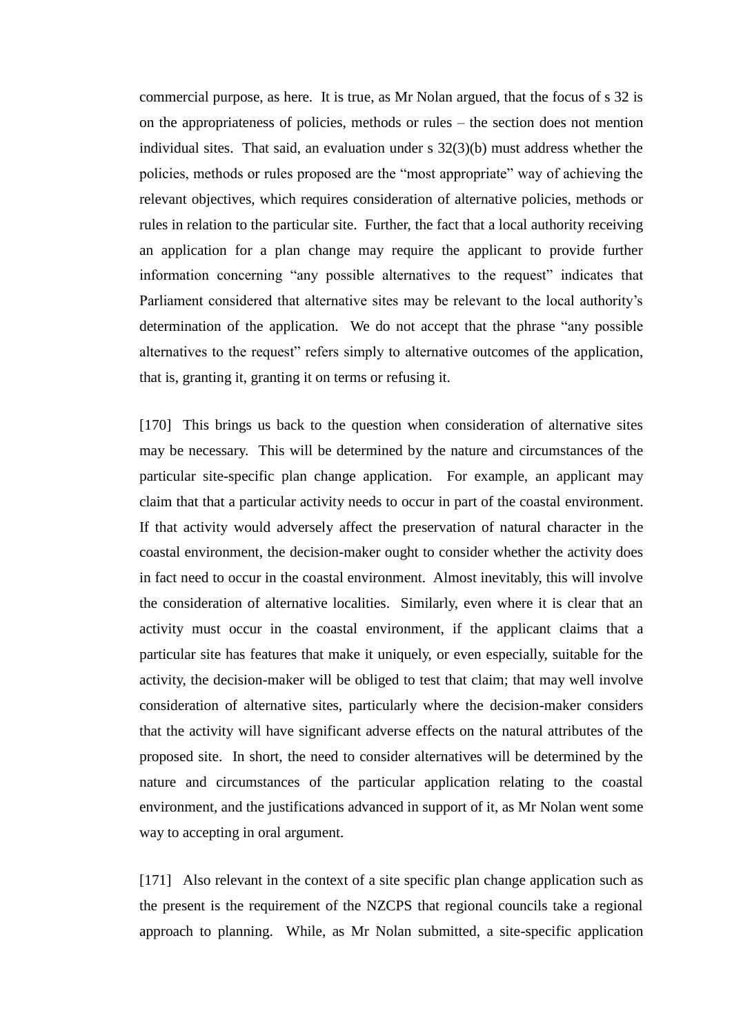commercial purpose, as here. It is true, as Mr Nolan argued, that the focus of s 32 is on the appropriateness of policies, methods or rules – the section does not mention individual sites. That said, an evaluation under s 32(3)(b) must address whether the policies, methods or rules proposed are the "most appropriate" way of achieving the relevant objectives, which requires consideration of alternative policies, methods or rules in relation to the particular site. Further, the fact that a local authority receiving an application for a plan change may require the applicant to provide further information concerning "any possible alternatives to the request" indicates that Parliament considered that alternative sites may be relevant to the local authority's determination of the application. We do not accept that the phrase "any possible alternatives to the request" refers simply to alternative outcomes of the application, that is, granting it, granting it on terms or refusing it.

[170] This brings us back to the question when consideration of alternative sites may be necessary. This will be determined by the nature and circumstances of the particular site-specific plan change application. For example, an applicant may claim that that a particular activity needs to occur in part of the coastal environment. If that activity would adversely affect the preservation of natural character in the coastal environment, the decision-maker ought to consider whether the activity does in fact need to occur in the coastal environment. Almost inevitably, this will involve the consideration of alternative localities. Similarly, even where it is clear that an activity must occur in the coastal environment, if the applicant claims that a particular site has features that make it uniquely, or even especially, suitable for the activity, the decision-maker will be obliged to test that claim; that may well involve consideration of alternative sites, particularly where the decision-maker considers that the activity will have significant adverse effects on the natural attributes of the proposed site. In short, the need to consider alternatives will be determined by the nature and circumstances of the particular application relating to the coastal environment, and the justifications advanced in support of it, as Mr Nolan went some way to accepting in oral argument.

[171] Also relevant in the context of a site specific plan change application such as the present is the requirement of the NZCPS that regional councils take a regional approach to planning. While, as Mr Nolan submitted, a site-specific application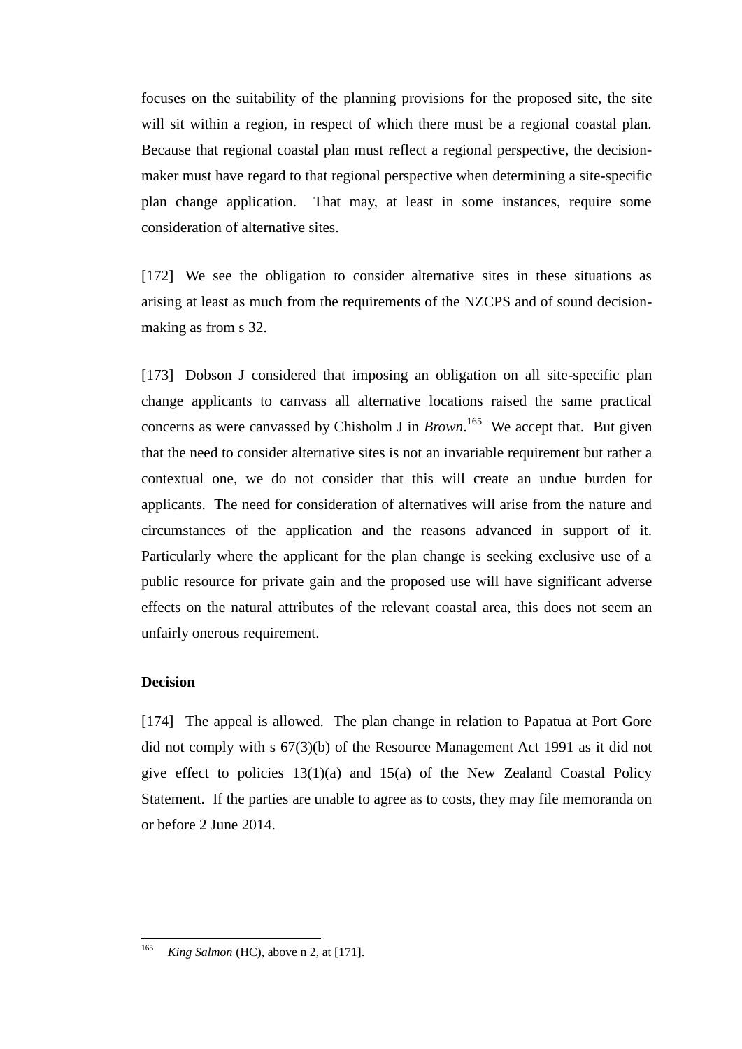focuses on the suitability of the planning provisions for the proposed site, the site will sit within a region, in respect of which there must be a regional coastal plan. Because that regional coastal plan must reflect a regional perspective, the decision-maker must have regard to that regional perspective when determining a site-specific plan change application. That may, at least in some instances, require some consideration of alternative sites.

[172] We see the obligation to consider alternative sites in these situations as arising at least as much from the requirements of the NZCPS and of sound decision-making as from s 32.

[173] Dobson J considered that imposing an obligation on all site-specific plan change applicants to canvass all alternative locations raised the same practical concerns as were canvassed by Chisholm J in *Brown*.[165] We accept that. But given that the need to consider alternative sites is not an invariable requirement but rather a contextual one, we do not consider that this will create an undue burden for applicants. The need for consideration of alternatives will arise from the nature and circumstances of the application and the reasons advanced in support of it. Particularly where the applicant for the plan change is seeking exclusive use of a public resource for private gain and the proposed use will have significant adverse effects on the natural attributes of the relevant coastal area, this does not seem an unfairly onerous requirement.

**Decision**

[174] The appeal is allowed. The plan change in relation to Papatua at Port Gore did not comply with s 67(3)(b) of the Resource Management Act 1991 as it did not give effect to policies 13(1)(a) and 15(a) of the New Zealand Coastal Policy Statement. If the parties are unable to agree as to costs, they may file memoranda on or before 2 June 2014.

---

[165] *King Salmon* (HC), above n 2, at [171].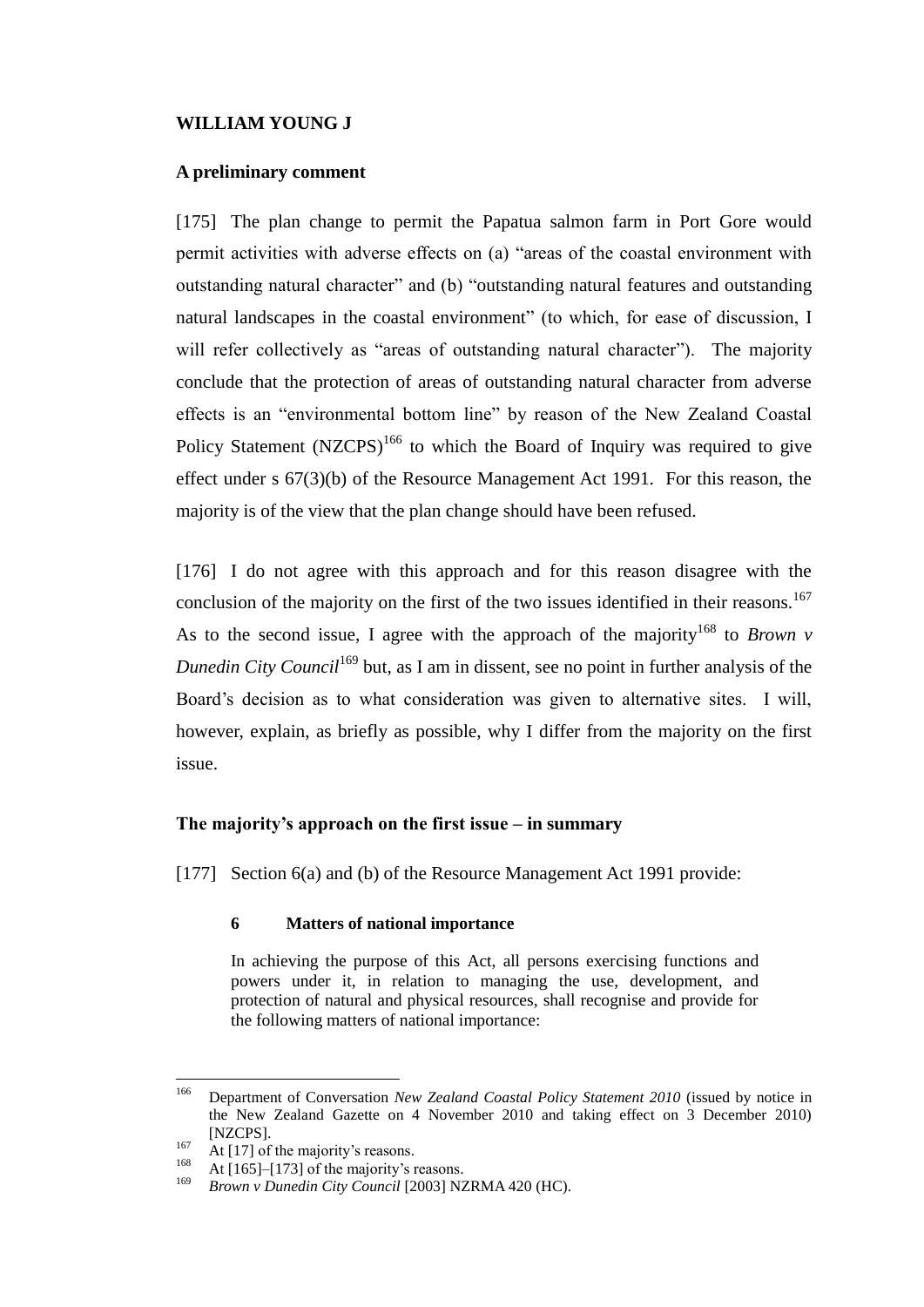## WILLIAM YOUNG J

### A preliminary comment

[175] The plan change to permit the Papatua salmon farm in Port Gore would permit activities with adverse effects on (a) "areas of the coastal environment with outstanding natural character" and (b) "outstanding natural features and outstanding natural landscapes in the coastal environment" (to which, for ease of discussion, I will refer collectively as "areas of outstanding natural character"). The majority conclude that the protection of areas of outstanding natural character from adverse effects is an "environmental bottom line" by reason of the New Zealand Coastal Policy Statement (NZCPS)[166] to which the Board of Inquiry was required to give effect under s 67(3)(b) of the Resource Management Act 1991. For this reason, the majority is of the view that the plan change should have been refused.

[176] I do not agree with this approach and for this reason disagree with the conclusion of the majority on the first of the two issues identified in their reasons.[167] As to the second issue, I agree with the approach of the majority[168] to *Brown v Dunedin City Council*[169] but, as I am in dissent, see no point in further analysis of the Board's decision as to what consideration was given to alternative sites. I will, however, explain, as briefly as possible, why I differ from the majority on the first issue.

### The majority's approach on the first issue – in summary

[177] Section 6(a) and (b) of the Resource Management Act 1991 provide:

> **6 Matters of national importance**
>
> In achieving the purpose of this Act, all persons exercising functions and powers under it, in relation to managing the use, development, and protection of natural and physical resources, shall recognise and provide for the following matters of national importance:

---

166 Department of Conversation *New Zealand Coastal Policy Statement 2010* (issued by notice in the New Zealand Gazette on 4 November 2010 and taking effect on 3 December 2010) [NZCPS].

167 At [17] of the majority's reasons.

168 At [165]–[173] of the majority's reasons.

169 *Brown v Dunedin City Council* [2003] NZRMA 420 (HC).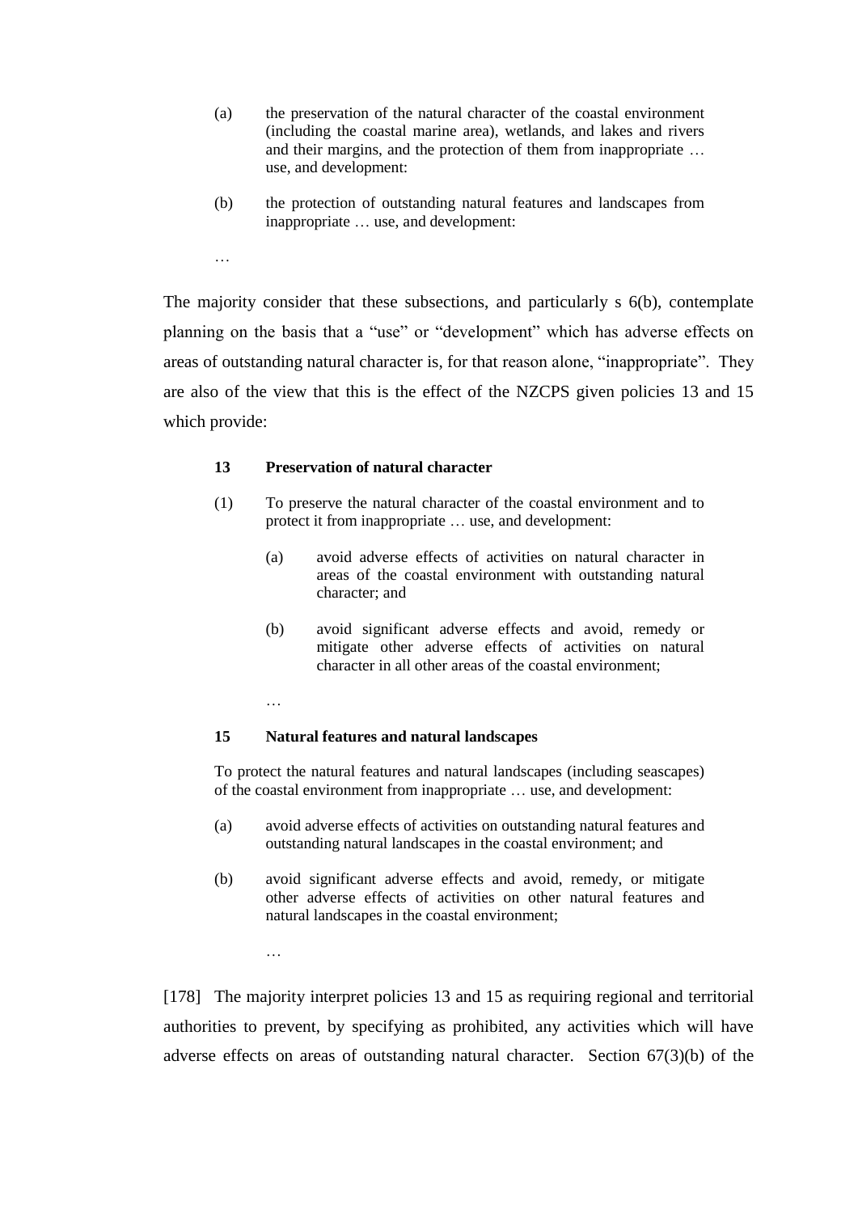(a) the preservation of the natural character of the coastal environment (including the coastal marine area), wetlands, and lakes and rivers and their margins, and the protection of them from inappropriate … use, and development:

(b) the protection of outstanding natural features and landscapes from inappropriate … use, and development:

…

The majority consider that these subsections, and particularly s 6(b), contemplate planning on the basis that a "use" or "development" which has adverse effects on areas of outstanding natural character is, for that reason alone, "inappropriate". They are also of the view that this is the effect of the NZCPS given policies 13 and 15 which provide:

**13 Preservation of natural character**

(1) To preserve the natural character of the coastal environment and to protect it from inappropriate … use, and development:

(a) avoid adverse effects of activities on natural character in areas of the coastal environment with outstanding natural character; and

(b) avoid significant adverse effects and avoid, remedy or mitigate other adverse effects of activities on natural character in all other areas of the coastal environment;

…

**15 Natural features and natural landscapes**

To protect the natural features and natural landscapes (including seascapes) of the coastal environment from inappropriate … use, and development:

(a) avoid adverse effects of activities on outstanding natural features and outstanding natural landscapes in the coastal environment; and

(b) avoid significant adverse effects and avoid, remedy, or mitigate other adverse effects of activities on other natural features and natural landscapes in the coastal environment;

…

[178] The majority interpret policies 13 and 15 as requiring regional and territorial authorities to prevent, by specifying as prohibited, any activities which will have adverse effects on areas of outstanding natural character. Section 67(3)(b) of the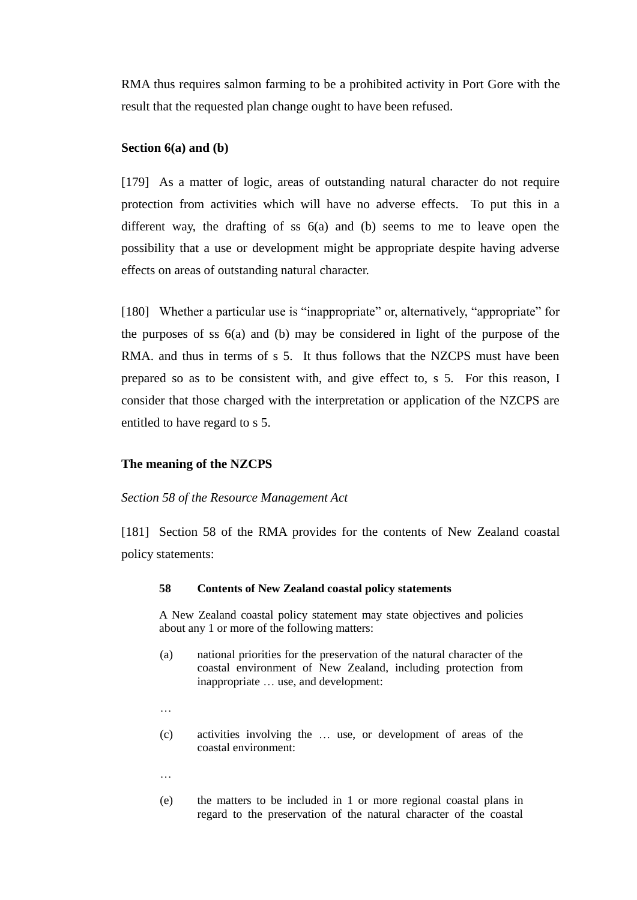RMA thus requires salmon farming to be a prohibited activity in Port Gore with the result that the requested plan change ought to have been refused.

**Section 6(a) and (b)**

[179] As a matter of logic, areas of outstanding natural character do not require protection from activities which will have no adverse effects. To put this in a different way, the drafting of ss 6(a) and (b) seems to me to leave open the possibility that a use or development might be appropriate despite having adverse effects on areas of outstanding natural character.

[180] Whether a particular use is "inappropriate" or, alternatively, "appropriate" for the purposes of ss 6(a) and (b) may be considered in light of the purpose of the RMA. and thus in terms of s 5. It thus follows that the NZCPS must have been prepared so as to be consistent with, and give effect to, s 5. For this reason, I consider that those charged with the interpretation or application of the NZCPS are entitled to have regard to s 5.

**The meaning of the NZCPS**

*Section 58 of the Resource Management Act*

[181] Section 58 of the RMA provides for the contents of New Zealand coastal policy statements:

> **58 Contents of New Zealand coastal policy statements**
>
> A New Zealand coastal policy statement may state objectives and policies about any 1 or more of the following matters:
>
> (a) national priorities for the preservation of the natural character of the coastal environment of New Zealand, including protection from inappropriate … use, and development:
>
> …
>
> (c) activities involving the … use, or development of areas of the coastal environment:
>
> …
>
> (e) the matters to be included in 1 or more regional coastal plans in regard to the preservation of the natural character of the coastal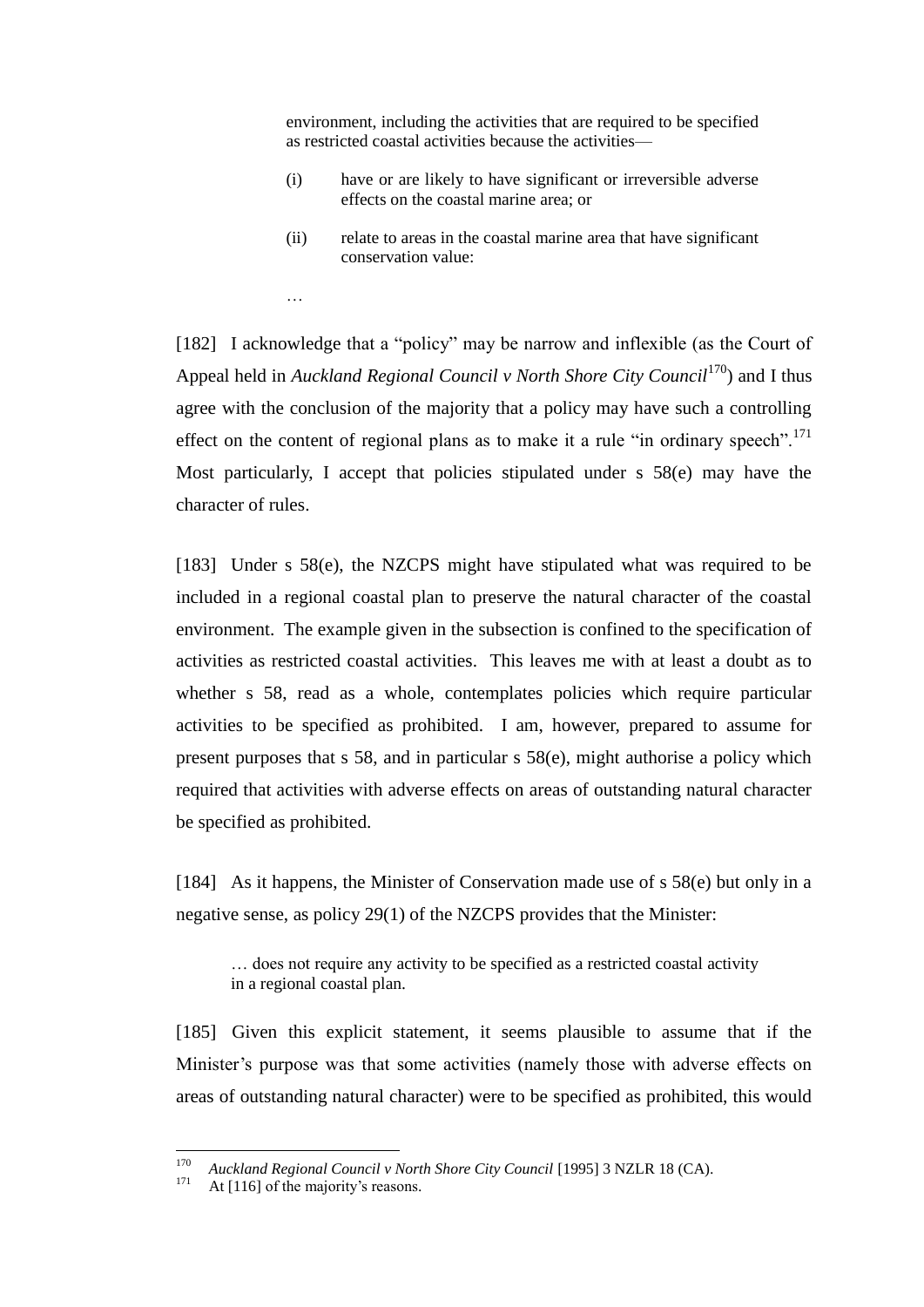> environment, including the activities that are required to be specified as restricted coastal activities because the activities—
>
> (i) have or are likely to have significant or irreversible adverse effects on the coastal marine area; or
>
> (ii) relate to areas in the coastal marine area that have significant conservation value:
>
> …

[182] I acknowledge that a "policy" may be narrow and inflexible (as the Court of Appeal held in *Auckland Regional Council v North Shore City Council*[170]) and I thus agree with the conclusion of the majority that a policy may have such a controlling effect on the content of regional plans as to make it a rule "in ordinary speech".[171] Most particularly, I accept that policies stipulated under s 58(e) may have the character of rules.

[183] Under s 58(e), the NZCPS might have stipulated what was required to be included in a regional coastal plan to preserve the natural character of the coastal environment. The example given in the subsection is confined to the specification of activities as restricted coastal activities. This leaves me with at least a doubt as to whether s 58, read as a whole, contemplates policies which require particular activities to be specified as prohibited. I am, however, prepared to assume for present purposes that s 58, and in particular s 58(e), might authorise a policy which required that activities with adverse effects on areas of outstanding natural character be specified as prohibited.

[184] As it happens, the Minister of Conservation made use of s 58(e) but only in a negative sense, as policy 29(1) of the NZCPS provides that the Minister:

> … does not require any activity to be specified as a restricted coastal activity in a regional coastal plan.

[185] Given this explicit statement, it seems plausible to assume that if the Minister's purpose was that some activities (namely those with adverse effects on areas of outstanding natural character) were to be specified as prohibited, this would

---

[170] *Auckland Regional Council v North Shore City Council* [1995] 3 NZLR 18 (CA).

[171] At [116] of the majority's reasons.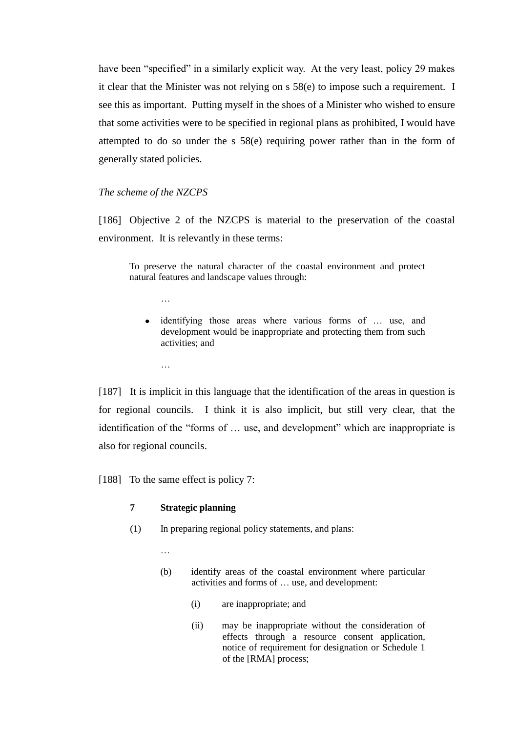have been "specified" in a similarly explicit way. At the very least, policy 29 makes it clear that the Minister was not relying on s 58(e) to impose such a requirement. I see this as important. Putting myself in the shoes of a Minister who wished to ensure that some activities were to be specified in regional plans as prohibited, I would have attempted to do so under the s 58(e) requiring power rather than in the form of generally stated policies.

*The scheme of the NZCPS*

[186] Objective 2 of the NZCPS is material to the preservation of the coastal environment. It is relevantly in these terms:

> To preserve the natural character of the coastal environment and protect natural features and landscape values through:
>
> …
>
> - identifying those areas where various forms of … use, and development would be inappropriate and protecting them from such activities; and
>
> …

[187] It is implicit in this language that the identification of the areas in question is for regional councils. I think it is also implicit, but still very clear, that the identification of the "forms of … use, and development" which are inappropriate is also for regional councils.

[188] To the same effect is policy 7:

> **7 Strategic planning**
>
> (1) In preparing regional policy statements, and plans:
>
> …
>
> (b) identify areas of the coastal environment where particular activities and forms of … use, and development:
>
> (i) are inappropriate; and
>
> (ii) may be inappropriate without the consideration of effects through a resource consent application, notice of requirement for designation or Schedule 1 of the [RMA] process;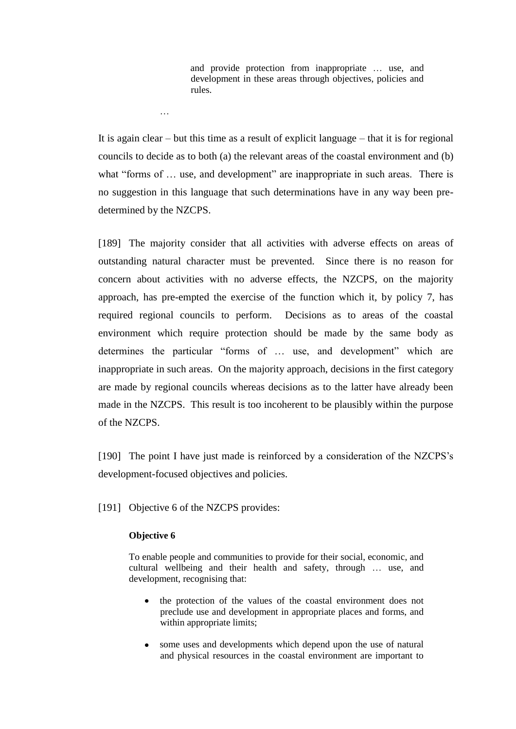> and provide protection from inappropriate … use, and development in these areas through objectives, policies and rules.
>
> …

It is again clear – but this time as a result of explicit language – that it is for regional councils to decide as to both (a) the relevant areas of the coastal environment and (b) what "forms of … use, and development" are inappropriate in such areas. There is no suggestion in this language that such determinations have in any way been pre-determined by the NZCPS.

[189] The majority consider that all activities with adverse effects on areas of outstanding natural character must be prevented. Since there is no reason for concern about activities with no adverse effects, the NZCPS, on the majority approach, has pre-empted the exercise of the function which it, by policy 7, has required regional councils to perform. Decisions as to areas of the coastal environment which require protection should be made by the same body as determines the particular "forms of … use, and development" which are inappropriate in such areas. On the majority approach, decisions in the first category are made by regional councils whereas decisions as to the latter have already been made in the NZCPS. This result is too incoherent to be plausibly within the purpose of the NZCPS.

[190] The point I have just made is reinforced by a consideration of the NZCPS's development-focused objectives and policies.

[191] Objective 6 of the NZCPS provides:

> **Objective 6**
>
> To enable people and communities to provide for their social, economic, and cultural wellbeing and their health and safety, through … use, and development, recognising that:
>
> - the protection of the values of the coastal environment does not preclude use and development in appropriate places and forms, and within appropriate limits;
> - some uses and developments which depend upon the use of natural and physical resources in the coastal environment are important to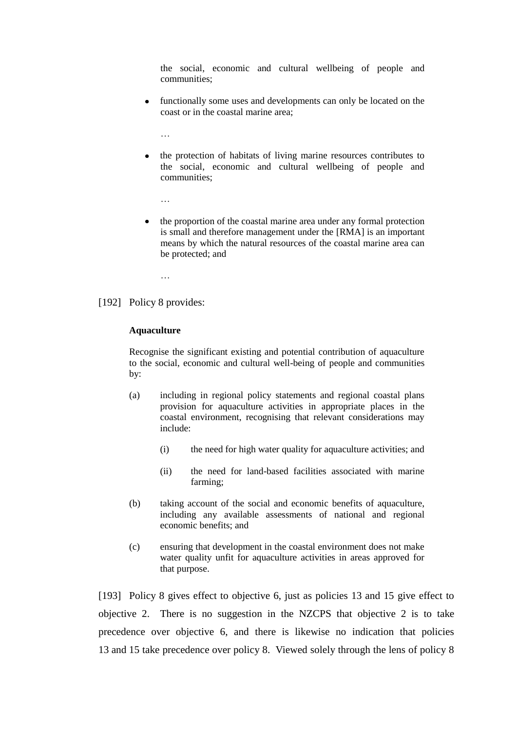> the social, economic and cultural wellbeing of people and communities;
>
> - functionally some uses and developments can only be located on the coast or in the coastal marine area;
>
> …
>
> - the protection of habitats of living marine resources contributes to the social, economic and cultural wellbeing of people and communities;
>
> …
>
> - the proportion of the coastal marine area under any formal protection is small and therefore management under the [RMA] is an important means by which the natural resources of the coastal marine area can be protected; and
>
> …

[192] Policy 8 provides:

> **Aquaculture**
>
> Recognise the significant existing and potential contribution of aquaculture to the social, economic and cultural well-being of people and communities by:
>
> (a) including in regional policy statements and regional coastal plans provision for aquaculture activities in appropriate places in the coastal environment, recognising that relevant considerations may include:
>
> (i) the need for high water quality for aquaculture activities; and
>
> (ii) the need for land-based facilities associated with marine farming;
>
> (b) taking account of the social and economic benefits of aquaculture, including any available assessments of national and regional economic benefits; and
>
> (c) ensuring that development in the coastal environment does not make water quality unfit for aquaculture activities in areas approved for that purpose.

[193] Policy 8 gives effect to objective 6, just as policies 13 and 15 give effect to objective 2. There is no suggestion in the NZCPS that objective 2 is to take precedence over objective 6, and there is likewise no indication that policies 13 and 15 take precedence over policy 8. Viewed solely through the lens of policy 8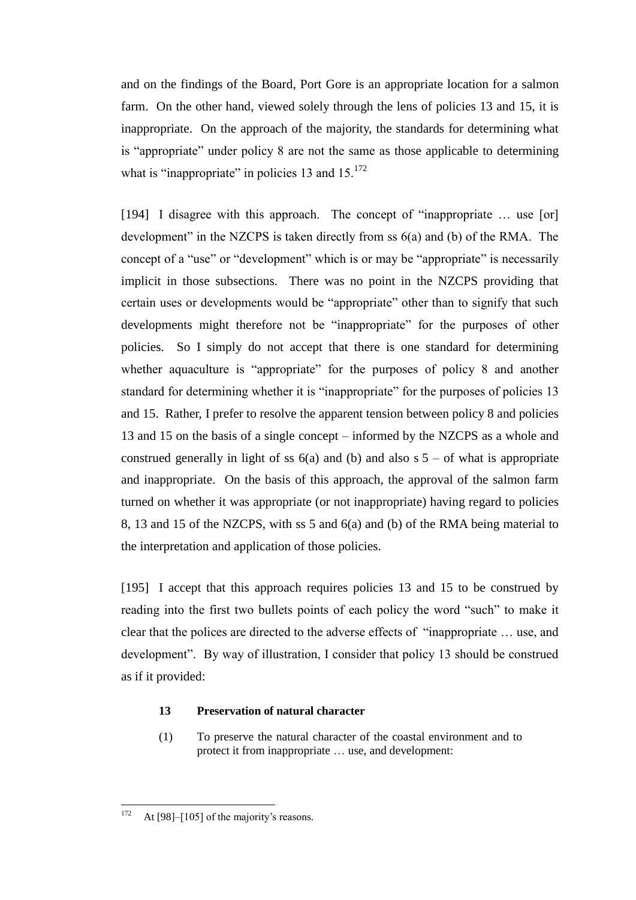and on the findings of the Board, Port Gore is an appropriate location for a salmon farm. On the other hand, viewed solely through the lens of policies 13 and 15, it is inappropriate. On the approach of the majority, the standards for determining what is "appropriate" under policy 8 are not the same as those applicable to determining what is "inappropriate" in policies 13 and 15.[172]

[194] I disagree with this approach. The concept of "inappropriate … use [or] development" in the NZCPS is taken directly from ss 6(a) and (b) of the RMA. The concept of a "use" or "development" which is or may be "appropriate" is necessarily implicit in those subsections. There was no point in the NZCPS providing that certain uses or developments would be "appropriate" other than to signify that such developments might therefore not be "inappropriate" for the purposes of other policies. So I simply do not accept that there is one standard for determining whether aquaculture is "appropriate" for the purposes of policy 8 and another standard for determining whether it is "inappropriate" for the purposes of policies 13 and 15. Rather, I prefer to resolve the apparent tension between policy 8 and policies 13 and 15 on the basis of a single concept – informed by the NZCPS as a whole and construed generally in light of ss 6(a) and (b) and also s 5 – of what is appropriate and inappropriate. On the basis of this approach, the approval of the salmon farm turned on whether it was appropriate (or not inappropriate) having regard to policies 8, 13 and 15 of the NZCPS, with ss 5 and 6(a) and (b) of the RMA being material to the interpretation and application of those policies.

[195] I accept that this approach requires policies 13 and 15 to be construed by reading into the first two bullets points of each policy the word "such" to make it clear that the polices are directed to the adverse effects of "inappropriate … use, and development". By way of illustration, I consider that policy 13 should be construed as if it provided:

> **13 Preservation of natural character**
>
> (1) To preserve the natural character of the coastal environment and to protect it from inappropriate … use, and development:

[172] At [98]–[105] of the majority's reasons.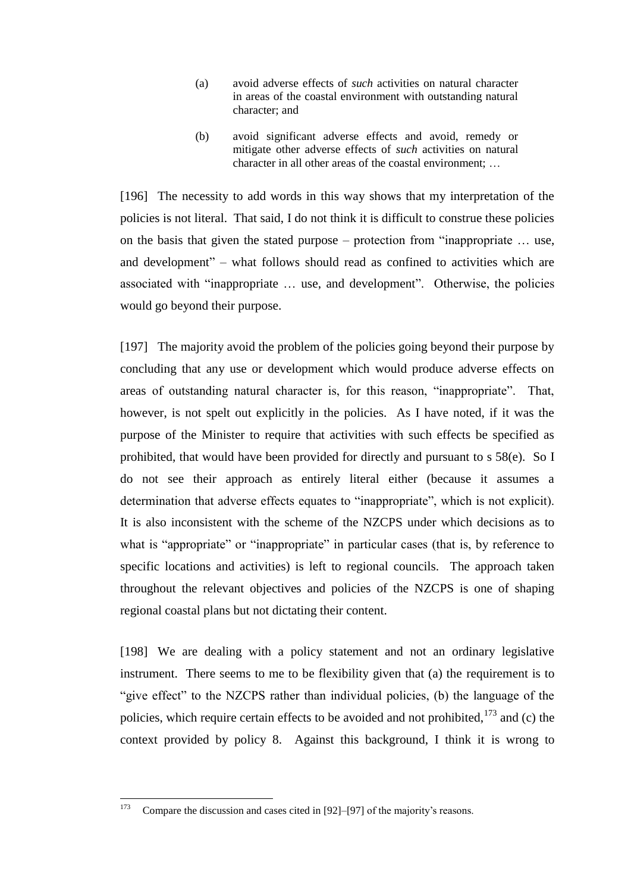> (a) avoid adverse effects of *such* activities on natural character in areas of the coastal environment with outstanding natural character; and
>
> (b) avoid significant adverse effects and avoid, remedy or mitigate other adverse effects of *such* activities on natural character in all other areas of the coastal environment; …

[196] The necessity to add words in this way shows that my interpretation of the policies is not literal. That said, I do not think it is difficult to construe these policies on the basis that given the stated purpose – protection from "inappropriate … use, and development" – what follows should read as confined to activities which are associated with "inappropriate … use, and development". Otherwise, the policies would go beyond their purpose.

[197] The majority avoid the problem of the policies going beyond their purpose by concluding that any use or development which would produce adverse effects on areas of outstanding natural character is, for this reason, "inappropriate". That, however, is not spelt out explicitly in the policies. As I have noted, if it was the purpose of the Minister to require that activities with such effects be specified as prohibited, that would have been provided for directly and pursuant to s 58(e). So I do not see their approach as entirely literal either (because it assumes a determination that adverse effects equates to "inappropriate", which is not explicit). It is also inconsistent with the scheme of the NZCPS under which decisions as to what is "appropriate" or "inappropriate" in particular cases (that is, by reference to specific locations and activities) is left to regional councils. The approach taken throughout the relevant objectives and policies of the NZCPS is one of shaping regional coastal plans but not dictating their content.

[198] We are dealing with a policy statement and not an ordinary legislative instrument. There seems to me to be flexibility given that (a) the requirement is to "give effect" to the NZCPS rather than individual policies, (b) the language of the policies, which require certain effects to be avoided and not prohibited,[173] and (c) the context provided by policy 8. Against this background, I think it is wrong to

[173] Compare the discussion and cases cited in [92]–[97] of the majority's reasons.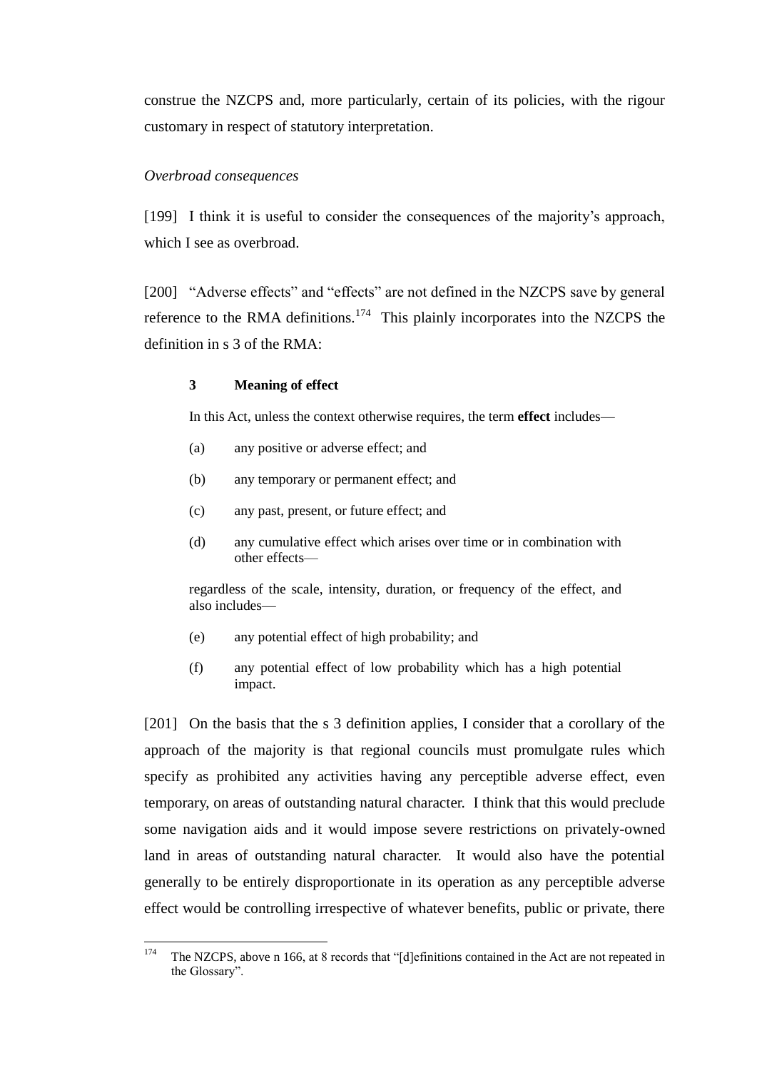construe the NZCPS and, more particularly, certain of its policies, with the rigour customary in respect of statutory interpretation.

*Overbroad consequences*

[199] I think it is useful to consider the consequences of the majority's approach, which I see as overbroad.

[200] "Adverse effects" and "effects" are not defined in the NZCPS save by general reference to the RMA definitions.[174] This plainly incorporates into the NZCPS the definition in s 3 of the RMA:

> **3 Meaning of effect**
>
> In this Act, unless the context otherwise requires, the term **effect** includes—
>
> (a) any positive or adverse effect; and
>
> (b) any temporary or permanent effect; and
>
> (c) any past, present, or future effect; and
>
> (d) any cumulative effect which arises over time or in combination with other effects—
>
> regardless of the scale, intensity, duration, or frequency of the effect, and also includes—
>
> (e) any potential effect of high probability; and
>
> (f) any potential effect of low probability which has a high potential impact.

[201] On the basis that the s 3 definition applies, I consider that a corollary of the approach of the majority is that regional councils must promulgate rules which specify as prohibited any activities having any perceptible adverse effect, even temporary, on areas of outstanding natural character. I think that this would preclude some navigation aids and it would impose severe restrictions on privately-owned land in areas of outstanding natural character. It would also have the potential generally to be entirely disproportionate in its operation as any perceptible adverse effect would be controlling irrespective of whatever benefits, public or private, there

---

[174] The NZCPS, above n 166, at 8 records that "[d]efinitions contained in the Act are not repeated in the Glossary".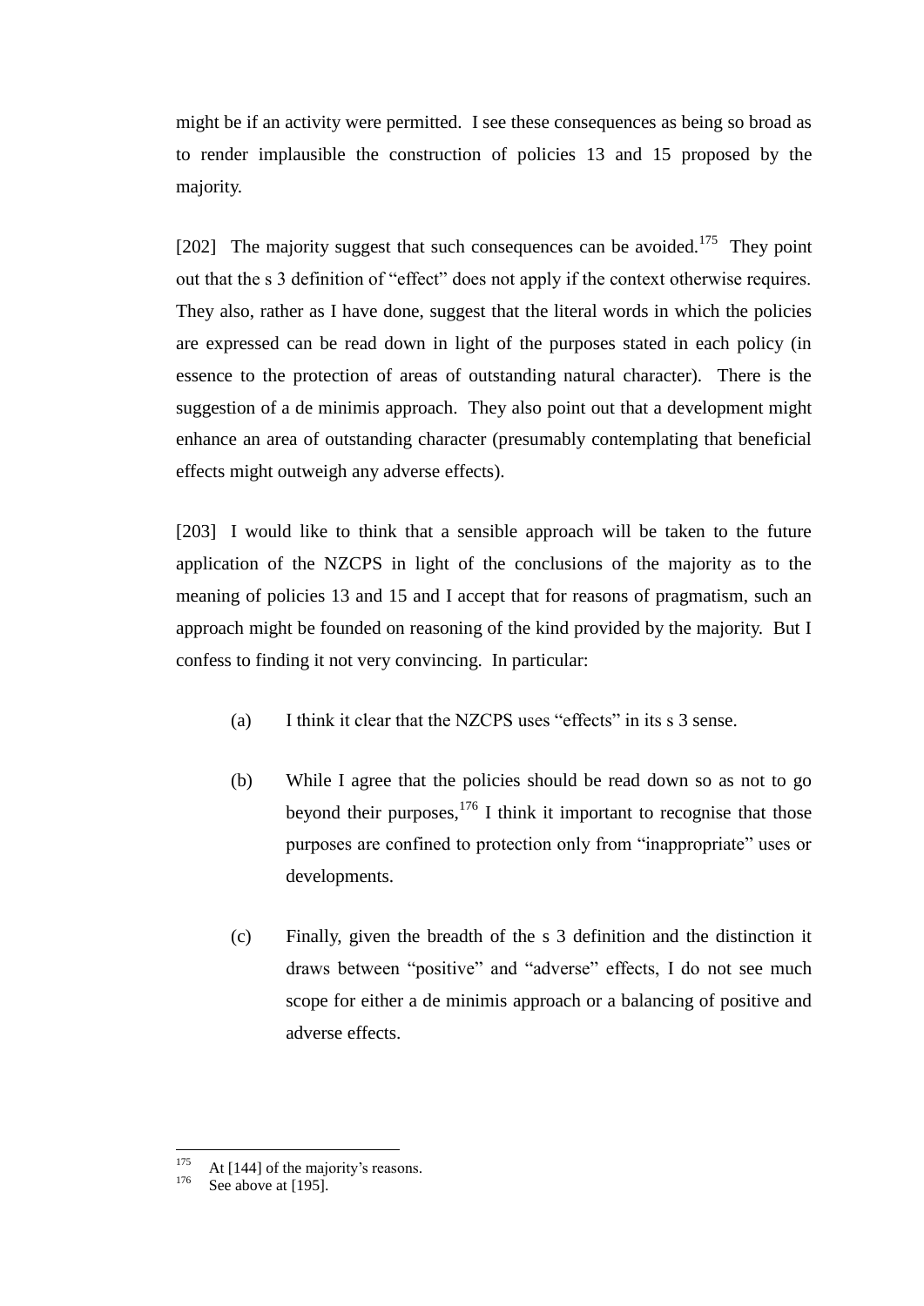might be if an activity were permitted. I see these consequences as being so broad as to render implausible the construction of policies 13 and 15 proposed by the majority.

[202] The majority suggest that such consequences can be avoided.[175] They point out that the s 3 definition of "effect" does not apply if the context otherwise requires. They also, rather as I have done, suggest that the literal words in which the policies are expressed can be read down in light of the purposes stated in each policy (in essence to the protection of areas of outstanding natural character). There is the suggestion of a de minimis approach. They also point out that a development might enhance an area of outstanding character (presumably contemplating that beneficial effects might outweigh any adverse effects).

[203] I would like to think that a sensible approach will be taken to the future application of the NZCPS in light of the conclusions of the majority as to the meaning of policies 13 and 15 and I accept that for reasons of pragmatism, such an approach might be founded on reasoning of the kind provided by the majority. But I confess to finding it not very convincing. In particular:

(a) I think it clear that the NZCPS uses "effects" in its s 3 sense.

(b) While I agree that the policies should be read down so as not to go beyond their purposes,[176] I think it important to recognise that those purposes are confined to protection only from "inappropriate" uses or developments.

(c) Finally, given the breadth of the s 3 definition and the distinction it draws between "positive" and "adverse" effects, I do not see much scope for either a de minimis approach or a balancing of positive and adverse effects.

---

[175] At [144] of the majority's reasons.

[176] See above at [195].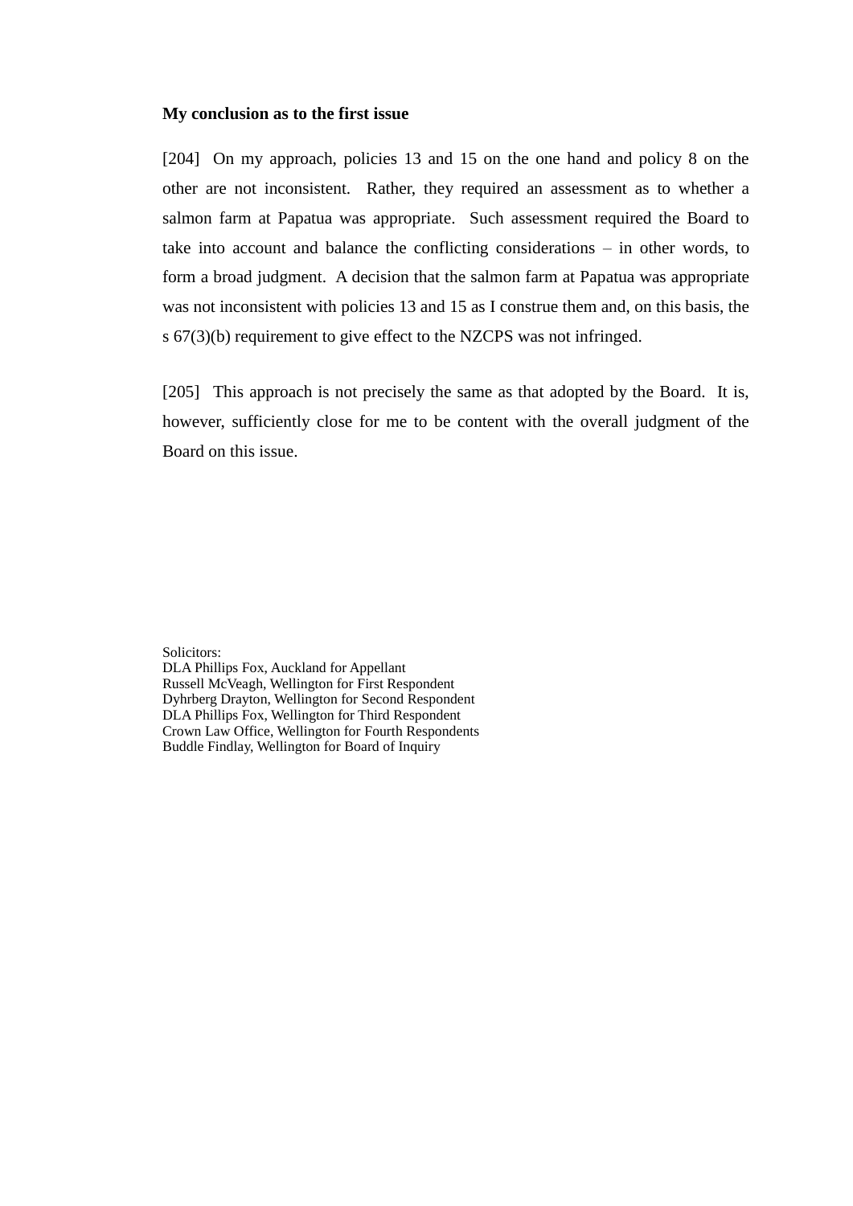**My conclusion as to the first issue**

[204] On my approach, policies 13 and 15 on the one hand and policy 8 on the other are not inconsistent. Rather, they required an assessment as to whether a salmon farm at Papatua was appropriate. Such assessment required the Board to take into account and balance the conflicting considerations – in other words, to form a broad judgment. A decision that the salmon farm at Papatua was appropriate was not inconsistent with policies 13 and 15 as I construe them and, on this basis, the s 67(3)(b) requirement to give effect to the NZCPS was not infringed.

[205] This approach is not precisely the same as that adopted by the Board. It is, however, sufficiently close for me to be content with the overall judgment of the Board on this issue.

Solicitors:
DLA Phillips Fox, Auckland for Appellant
Russell McVeagh, Wellington for First Respondent
Dyhrberg Drayton, Wellington for Second Respondent
DLA Phillips Fox, Wellington for Third Respondent
Crown Law Office, Wellington for Fourth Respondents
Buddle Findlay, Wellington for Board of Inquiry